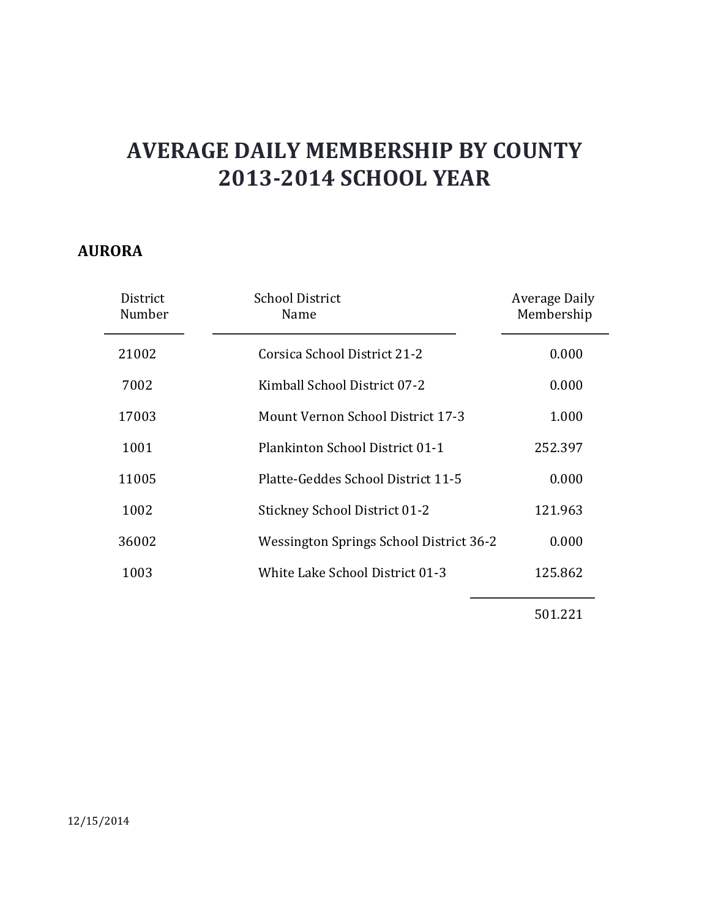# AVERAGE DAILY MEMBERSHIP BY COUNTY
# 2013-2014 SCHOOL YEAR

## AURORA

| District Number | School District Name | Average Daily Membership |
|---|---|---|
| 21002 | Corsica School District 21-2 | 0.000 |
| 7002 | Kimball School District 07-2 | 0.000 |
| 17003 | Mount Vernon School District 17-3 | 1.000 |
| 1001 | Plankinton School District 01-1 | 252.397 |
| 11005 | Platte-Geddes School District 11-5 | 0.000 |
| 1002 | Stickney School District 01-2 | 121.963 |
| 36002 | Wessington Springs School District 36-2 | 0.000 |
| 1003 | White Lake School District 01-3 | 125.862 |
| | | 501.221 |

12/15/2014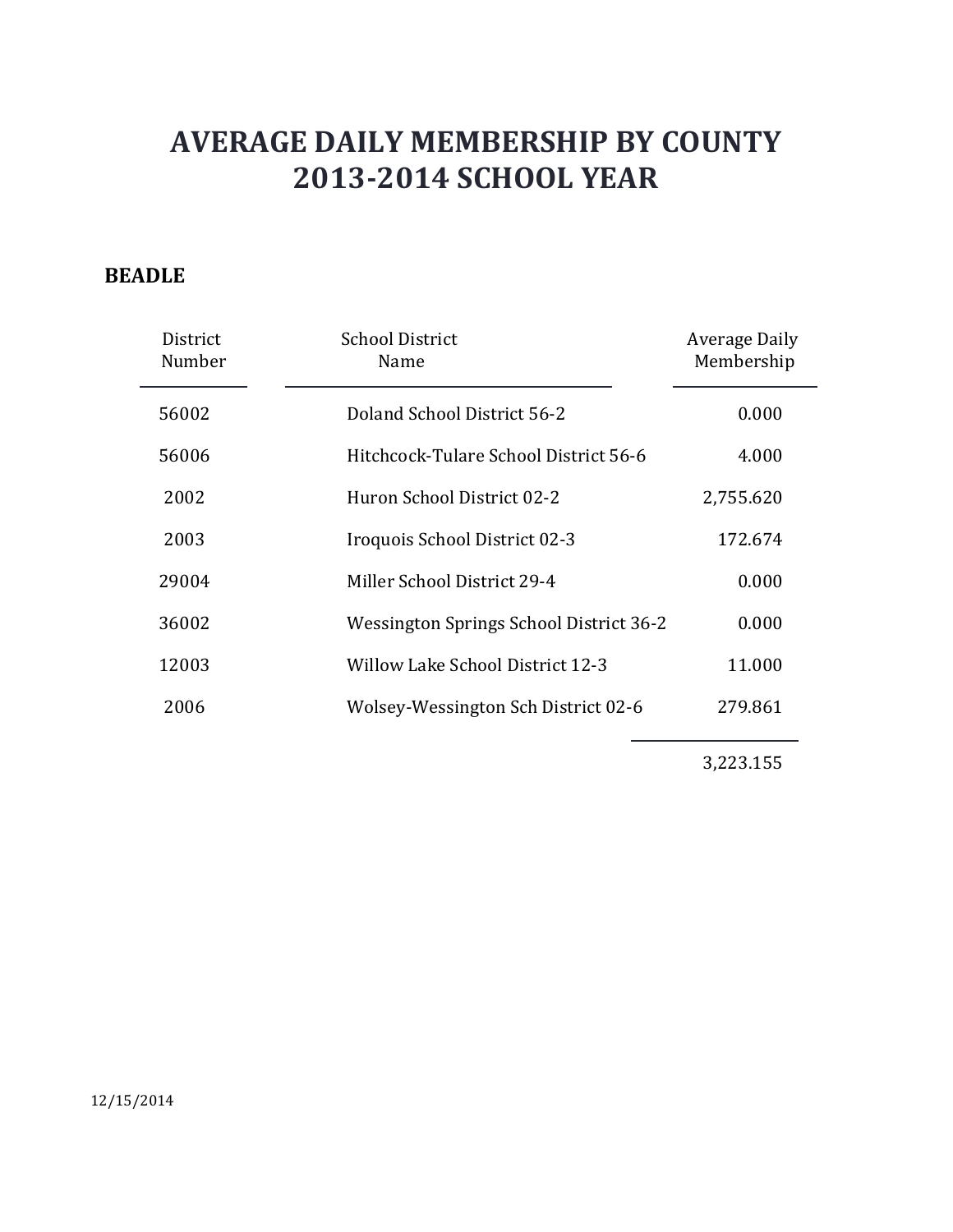# AVERAGE DAILY MEMBERSHIP BY COUNTY
# 2013-2014 SCHOOL YEAR

## BEADLE

| District Number | School District Name | Average Daily Membership |
|---|---|---|
| 56002 | Doland School District 56-2 | 0.000 |
| 56006 | Hitchcock-Tulare School District 56-6 | 4.000 |
| 2002 | Huron School District 02-2 | 2,755.620 |
| 2003 | Iroquois School District 02-3 | 172.674 |
| 29004 | Miller School District 29-4 | 0.000 |
| 36002 | Wessington Springs School District 36-2 | 0.000 |
| 12003 | Willow Lake School District 12-3 | 11.000 |
| 2006 | Wolsey-Wessington Sch District 02-6 | 279.861 |
| | | 3,223.155 |

12/15/2014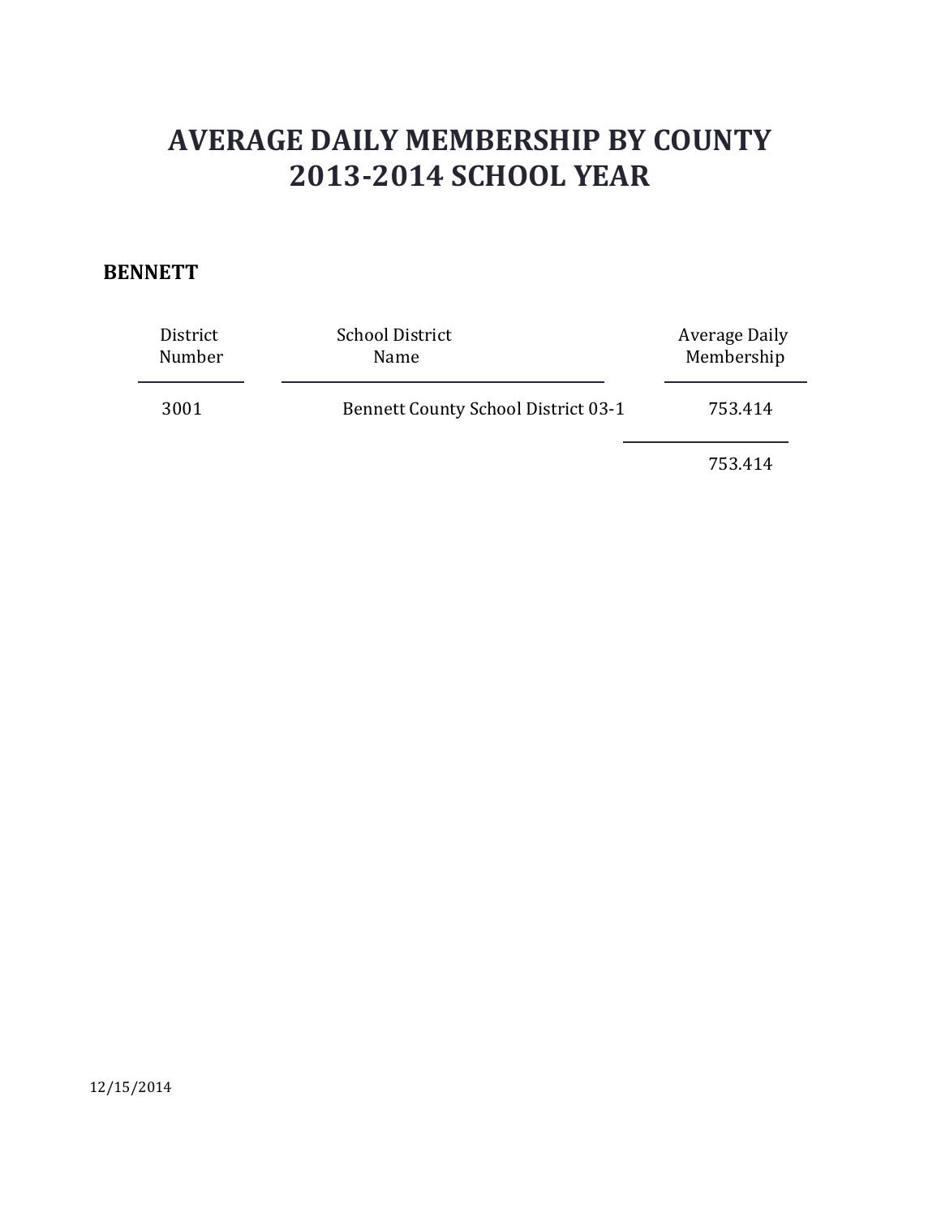# AVERAGE DAILY MEMBERSHIP BY COUNTY
# 2013-2014 SCHOOL YEAR

**BENNETT**

| District Number | School District Name | Average Daily Membership |
|---|---|---|
| 3001 | Bennett County School District 03-1 | 753.414 |
| | | 753.414 |

12/15/2014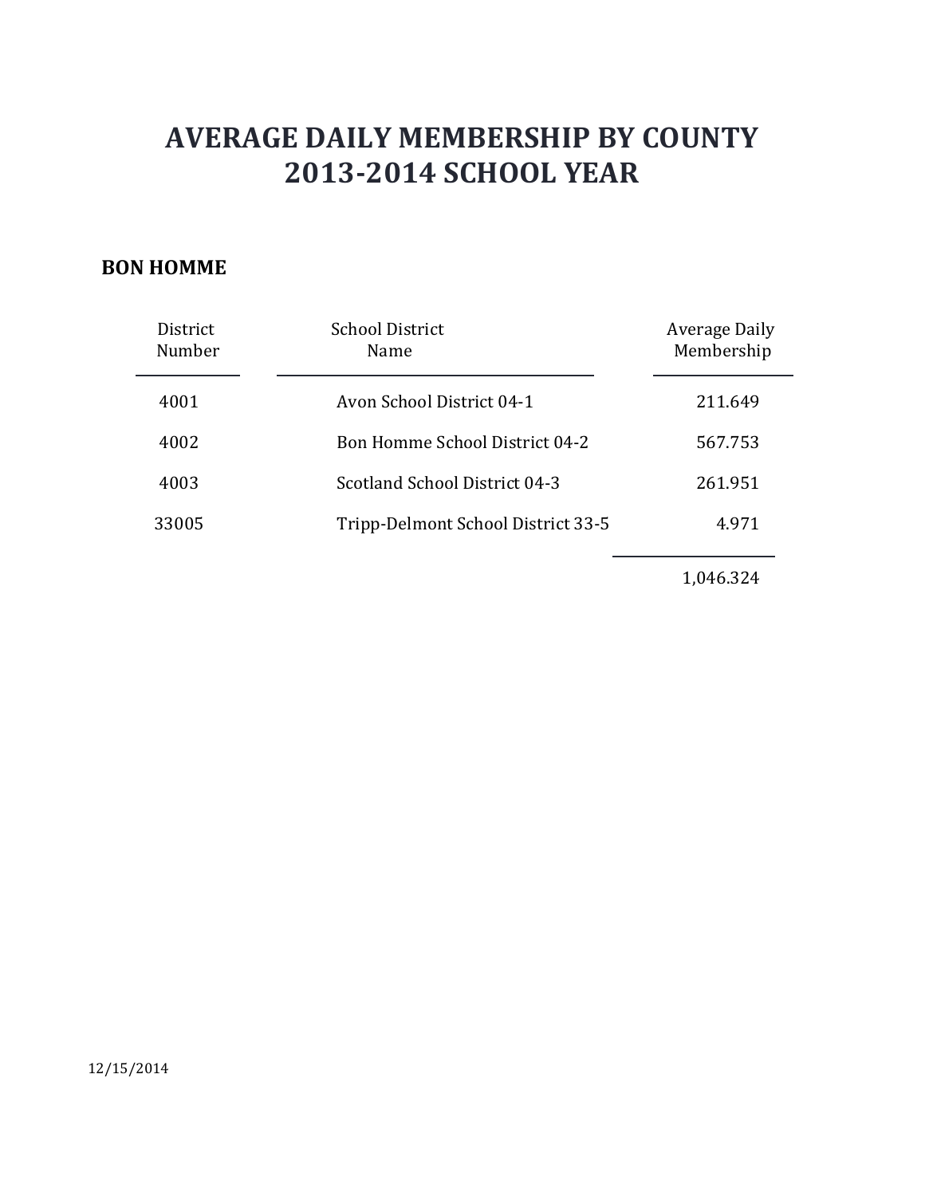# AVERAGE DAILY MEMBERSHIP BY COUNTY
# 2013-2014 SCHOOL YEAR

**BON HOMME**

| District Number | School District Name | Average Daily Membership |
|---|---|---|
| 4001 | Avon School District 04-1 | 211.649 |
| 4002 | Bon Homme School District 04-2 | 567.753 |
| 4003 | Scotland School District 04-3 | 261.951 |
| 33005 | Tripp-Delmont School District 33-5 | 4.971 |
| | | 1,046.324 |

12/15/2014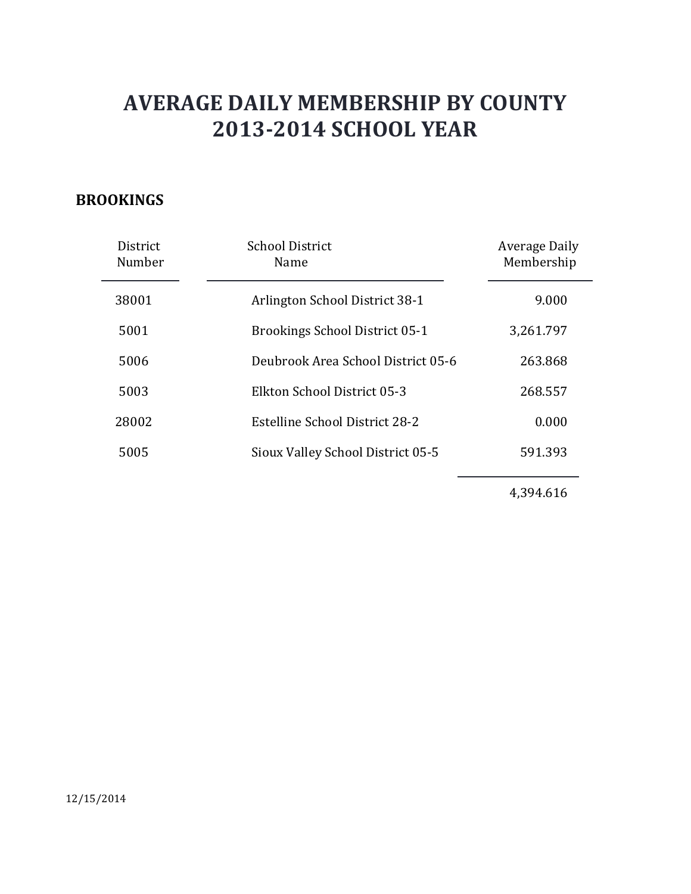# AVERAGE DAILY MEMBERSHIP BY COUNTY
# 2013-2014 SCHOOL YEAR

## BROOKINGS

| District Number | School District Name | Average Daily Membership |
|---|---|---|
| 38001 | Arlington School District 38-1 | 9.000 |
| 5001 | Brookings School District 05-1 | 3,261.797 |
| 5006 | Deubrook Area School District 05-6 | 263.868 |
| 5003 | Elkton School District 05-3 | 268.557 |
| 28002 | Estelline School District 28-2 | 0.000 |
| 5005 | Sioux Valley School District 05-5 | 591.393 |
| | | 4,394.616 |

12/15/2014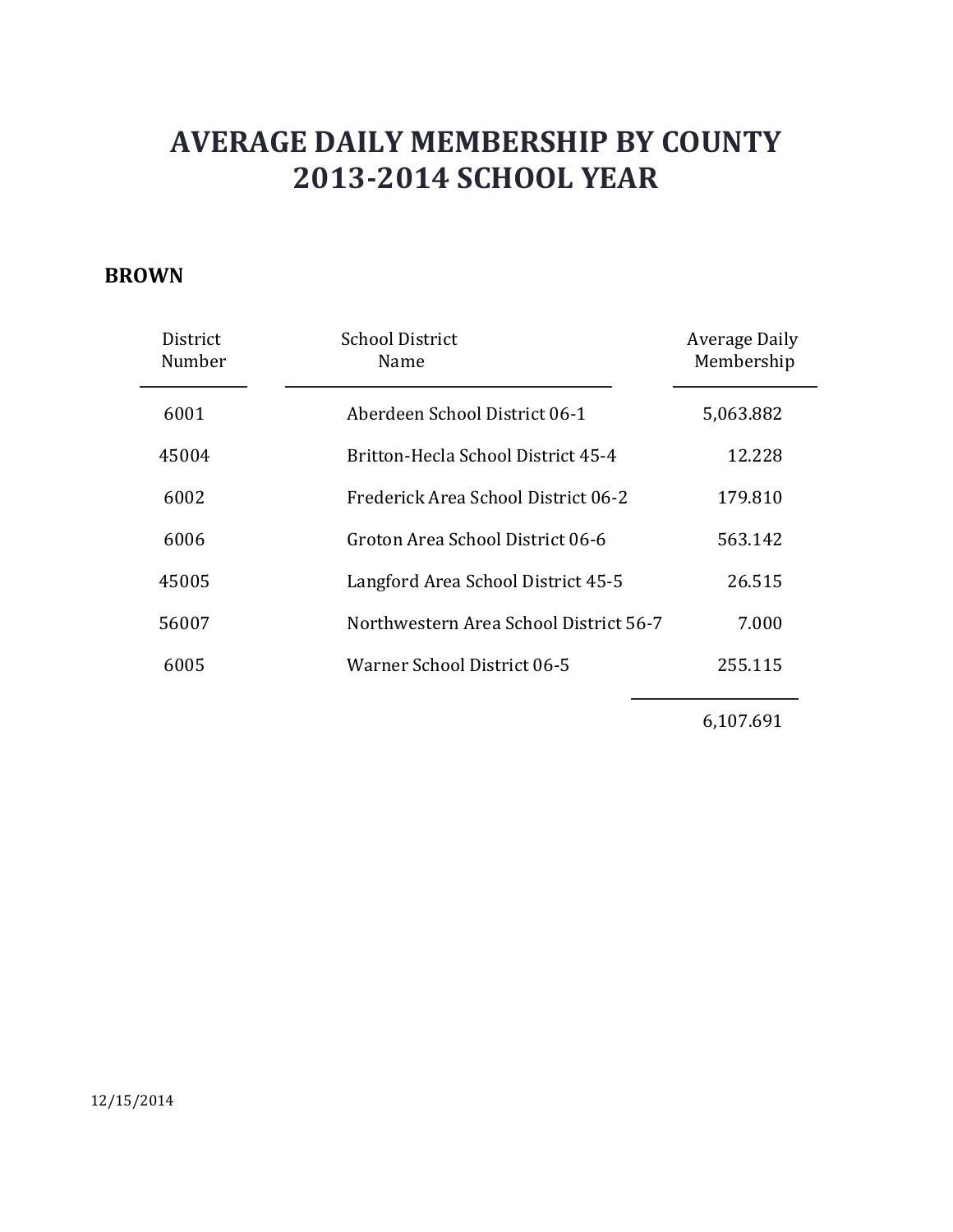# AVERAGE DAILY MEMBERSHIP BY COUNTY
# 2013-2014 SCHOOL YEAR

## BROWN

| District Number | School District Name | Average Daily Membership |
|---|---|---|
| 6001 | Aberdeen School District 06-1 | 5,063.882 |
| 45004 | Britton-Hecla School District 45-4 | 12.228 |
| 6002 | Frederick Area School District 06-2 | 179.810 |
| 6006 | Groton Area School District 06-6 | 563.142 |
| 45005 | Langford Area School District 45-5 | 26.515 |
| 56007 | Northwestern Area School District 56-7 | 7.000 |
| 6005 | Warner School District 06-5 | 255.115 |
| | | 6,107.691 |

12/15/2014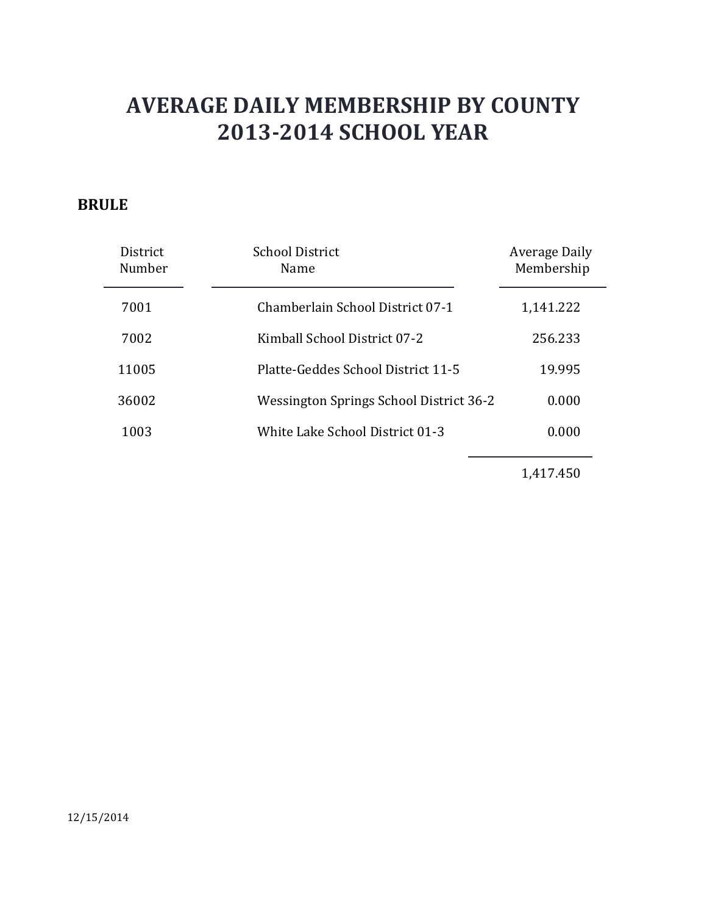# AVERAGE DAILY MEMBERSHIP BY COUNTY
# 2013-2014 SCHOOL YEAR

**BRULE**

| District Number | School District Name | Average Daily Membership |
|---|---|---|
| 7001 | Chamberlain School District 07-1 | 1,141.222 |
| 7002 | Kimball School District 07-2 | 256.233 |
| 11005 | Platte-Geddes School District 11-5 | 19.995 |
| 36002 | Wessington Springs School District 36-2 | 0.000 |
| 1003 | White Lake School District 01-3 | 0.000 |
| | | 1,417.450 |

12/15/2014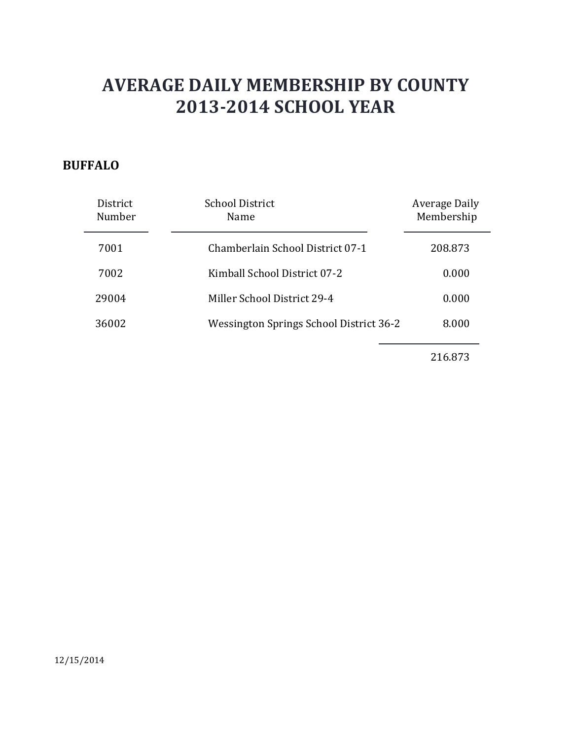# AVERAGE DAILY MEMBERSHIP BY COUNTY
# 2013-2014 SCHOOL YEAR

**BUFFALO**

| District Number | School District Name | Average Daily Membership |
|---|---|---|
| 7001 | Chamberlain School District 07-1 | 208.873 |
| 7002 | Kimball School District 07-2 | 0.000 |
| 29004 | Miller School District 29-4 | 0.000 |
| 36002 | Wessington Springs School District 36-2 | 8.000 |
| | | 216.873 |

12/15/2014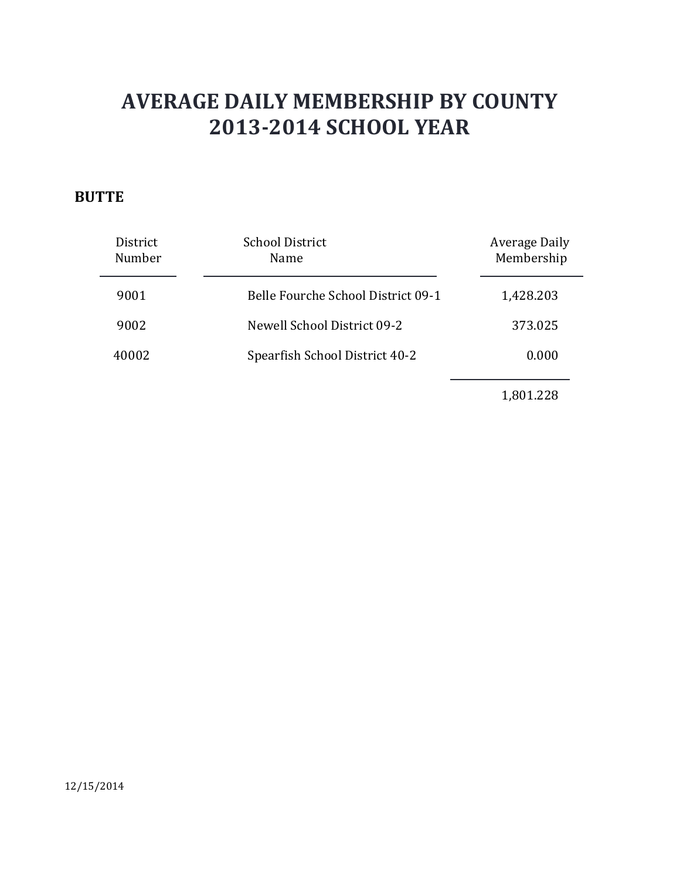# AVERAGE DAILY MEMBERSHIP BY COUNTY
# 2013-2014 SCHOOL YEAR

**BUTTE**

| District Number | School District Name | Average Daily Membership |
|---|---|---|
| 9001 | Belle Fourche School District 09-1 | 1,428.203 |
| 9002 | Newell School District 09-2 | 373.025 |
| 40002 | Spearfish School District 40-2 | 0.000 |
| | | 1,801.228 |

12/15/2014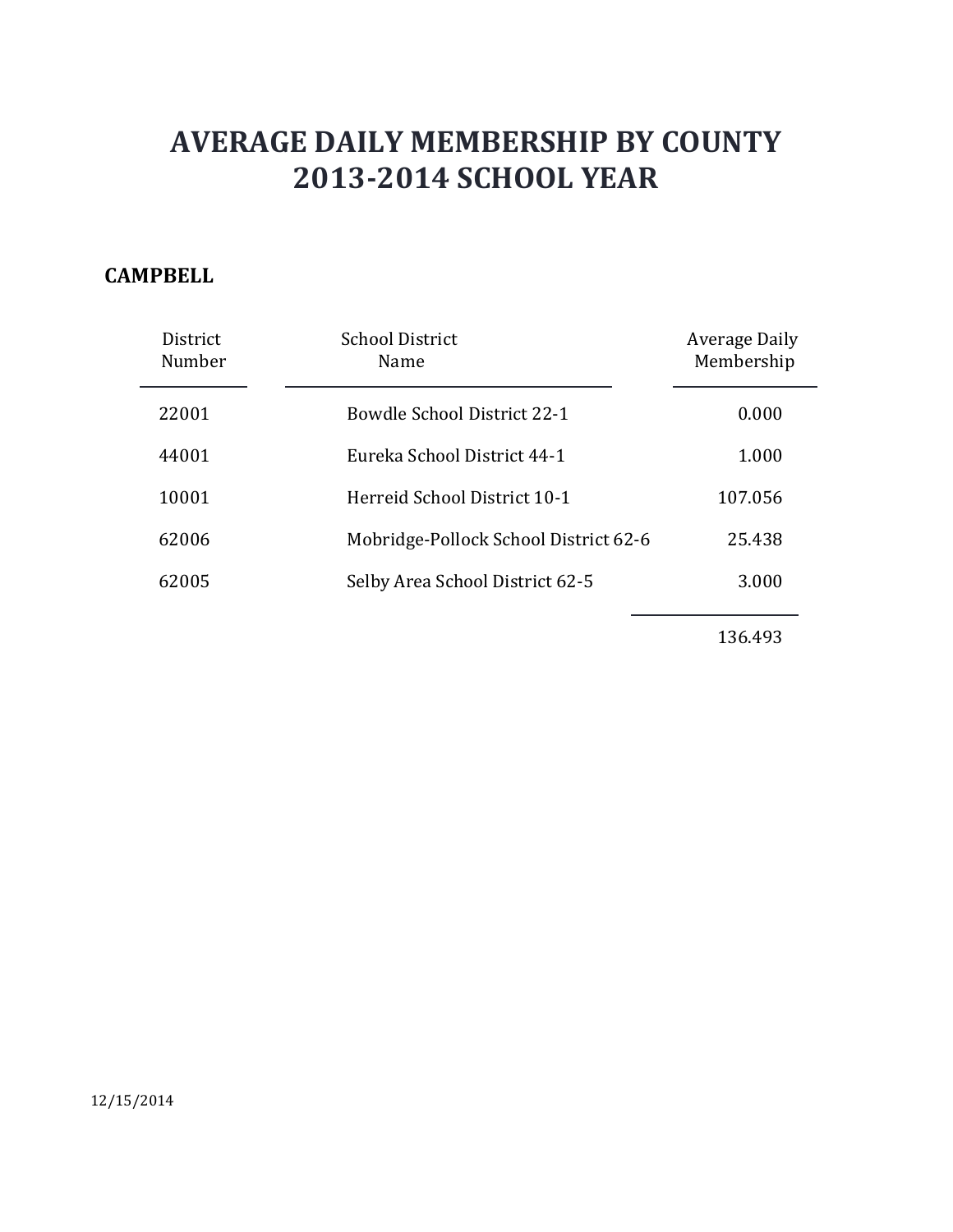# AVERAGE DAILY MEMBERSHIP BY COUNTY
# 2013-2014 SCHOOL YEAR

**CAMPBELL**

| District Number | School District Name | Average Daily Membership |
|---|---|---|
| 22001 | Bowdle School District 22-1 | 0.000 |
| 44001 | Eureka School District 44-1 | 1.000 |
| 10001 | Herreid School District 10-1 | 107.056 |
| 62006 | Mobridge-Pollock School District 62-6 | 25.438 |
| 62005 | Selby Area School District 62-5 | 3.000 |
| | | 136.493 |

12/15/2014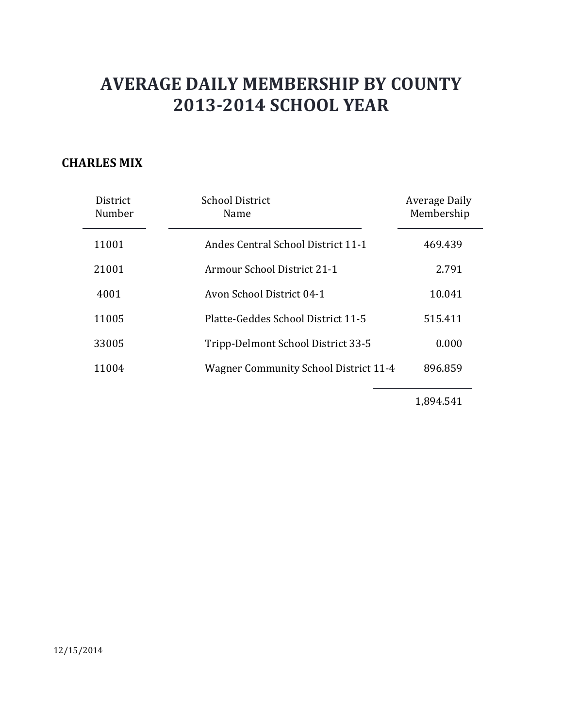# AVERAGE DAILY MEMBERSHIP BY COUNTY
# 2013-2014 SCHOOL YEAR

## CHARLES MIX

| District Number | School District Name | Average Daily Membership |
|---|---|---|
| 11001 | Andes Central School District 11-1 | 469.439 |
| 21001 | Armour School District 21-1 | 2.791 |
| 4001 | Avon School District 04-1 | 10.041 |
| 11005 | Platte-Geddes School District 11-5 | 515.411 |
| 33005 | Tripp-Delmont School District 33-5 | 0.000 |
| 11004 | Wagner Community School District 11-4 | 896.859 |
| | | 1,894.541 |

12/15/2014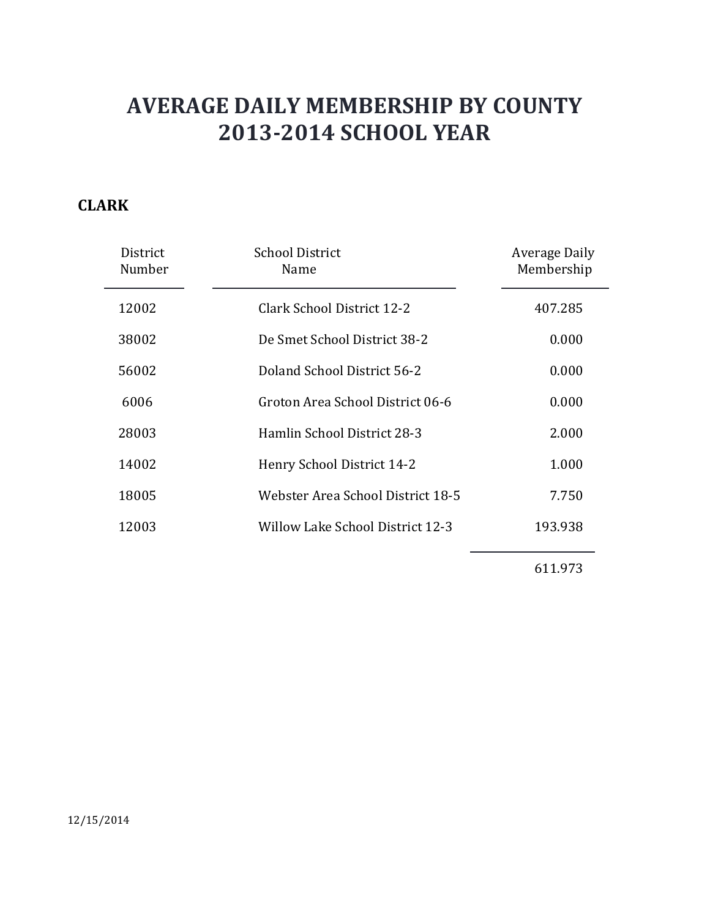# AVERAGE DAILY MEMBERSHIP BY COUNTY
# 2013-2014 SCHOOL YEAR

## CLARK

| District Number | School District Name | Average Daily Membership |
|---|---|---|
| 12002 | Clark School District 12-2 | 407.285 |
| 38002 | De Smet School District 38-2 | 0.000 |
| 56002 | Doland School District 56-2 | 0.000 |
| 6006 | Groton Area School District 06-6 | 0.000 |
| 28003 | Hamlin School District 28-3 | 2.000 |
| 14002 | Henry School District 14-2 | 1.000 |
| 18005 | Webster Area School District 18-5 | 7.750 |
| 12003 | Willow Lake School District 12-3 | 193.938 |
| | | 611.973 |

12/15/2014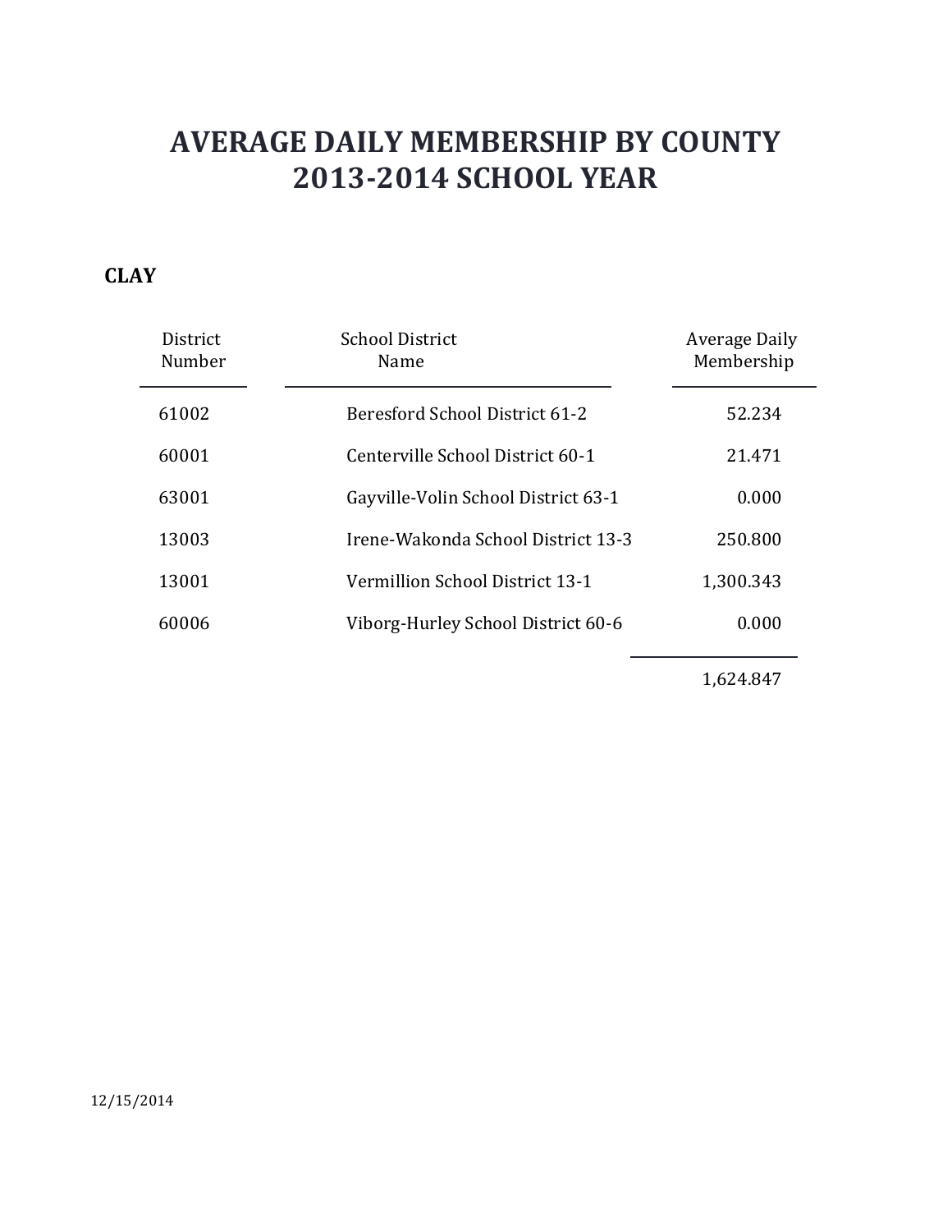# AVERAGE DAILY MEMBERSHIP BY COUNTY
# 2013-2014 SCHOOL YEAR

## CLAY

| District Number | School District Name | Average Daily Membership |
|---|---|---|
| 61002 | Beresford School District 61-2 | 52.234 |
| 60001 | Centerville School District 60-1 | 21.471 |
| 63001 | Gayville-Volin School District 63-1 | 0.000 |
| 13003 | Irene-Wakonda School District 13-3 | 250.800 |
| 13001 | Vermillion School District 13-1 | 1,300.343 |
| 60006 | Viborg-Hurley School District 60-6 | 0.000 |
| | | 1,624.847 |

12/15/2014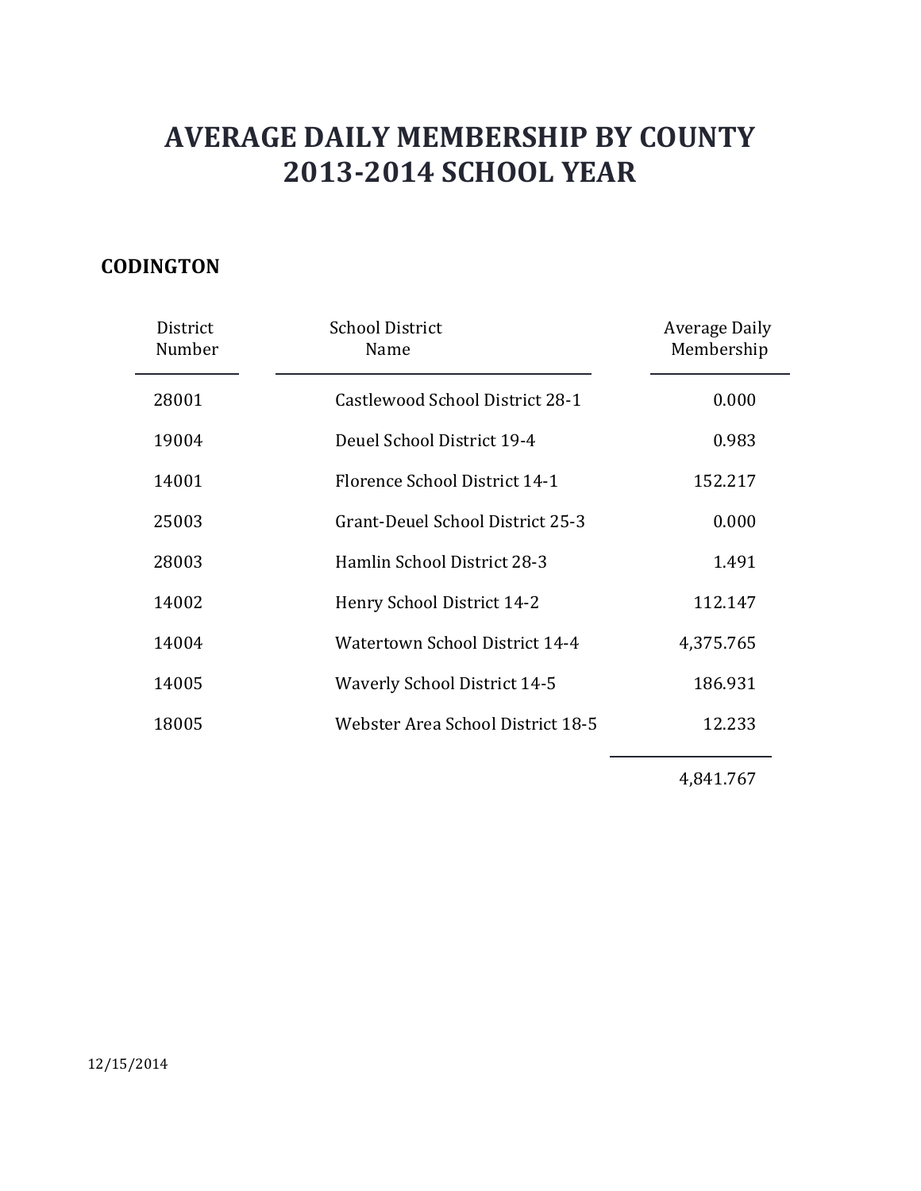# AVERAGE DAILY MEMBERSHIP BY COUNTY
# 2013-2014 SCHOOL YEAR

## CODINGTON

| District Number | School District Name | Average Daily Membership |
|---|---|---|
| 28001 | Castlewood School District 28-1 | 0.000 |
| 19004 | Deuel School District 19-4 | 0.983 |
| 14001 | Florence School District 14-1 | 152.217 |
| 25003 | Grant-Deuel School District 25-3 | 0.000 |
| 28003 | Hamlin School District 28-3 | 1.491 |
| 14002 | Henry School District 14-2 | 112.147 |
| 14004 | Watertown School District 14-4 | 4,375.765 |
| 14005 | Waverly School District 14-5 | 186.931 |
| 18005 | Webster Area School District 18-5 | 12.233 |
| | | 4,841.767 |

12/15/2014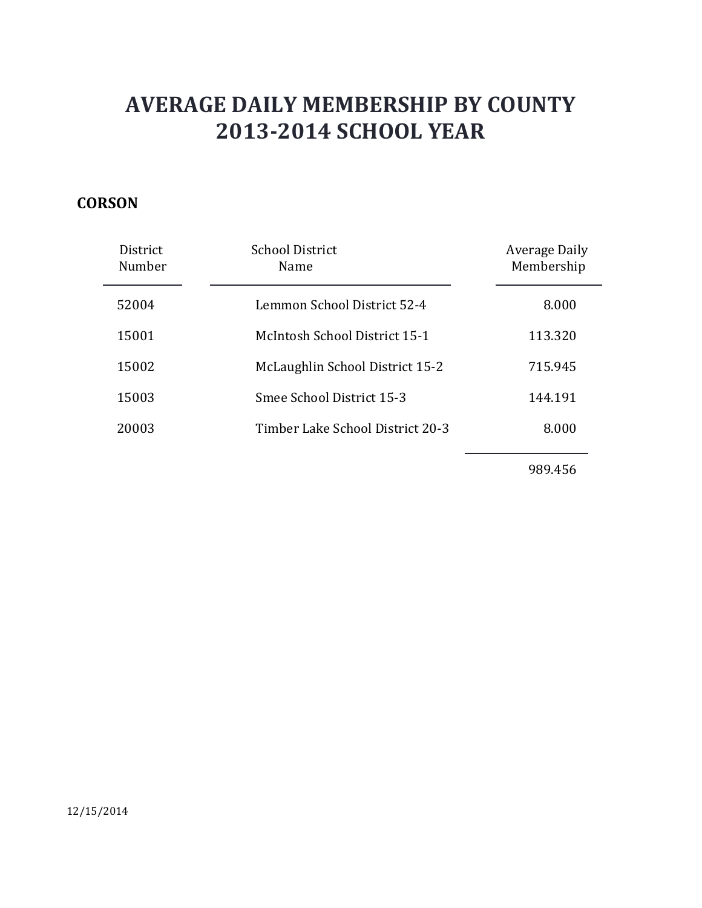# AVERAGE DAILY MEMBERSHIP BY COUNTY
# 2013-2014 SCHOOL YEAR

**CORSON**

| District Number | School District Name | Average Daily Membership |
|---|---|---|
| 52004 | Lemmon School District 52-4 | 8.000 |
| 15001 | McIntosh School District 15-1 | 113.320 |
| 15002 | McLaughlin School District 15-2 | 715.945 |
| 15003 | Smee School District 15-3 | 144.191 |
| 20003 | Timber Lake School District 20-3 | 8.000 |
| | | 989.456 |

12/15/2014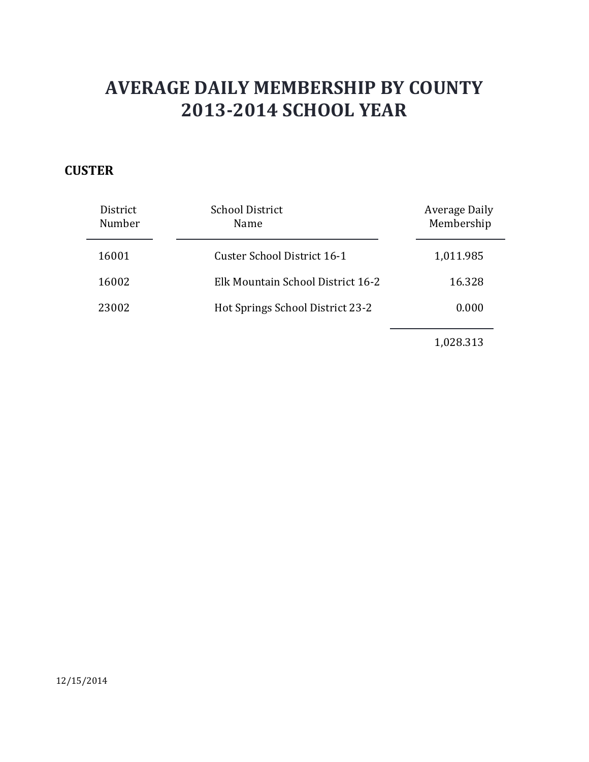# AVERAGE DAILY MEMBERSHIP BY COUNTY
# 2013-2014 SCHOOL YEAR

**CUSTER**

| District Number | School District Name | Average Daily Membership |
|---|---|---|
| 16001 | Custer School District 16-1 | 1,011.985 |
| 16002 | Elk Mountain School District 16-2 | 16.328 |
| 23002 | Hot Springs School District 23-2 | 0.000 |
| | | 1,028.313 |

12/15/2014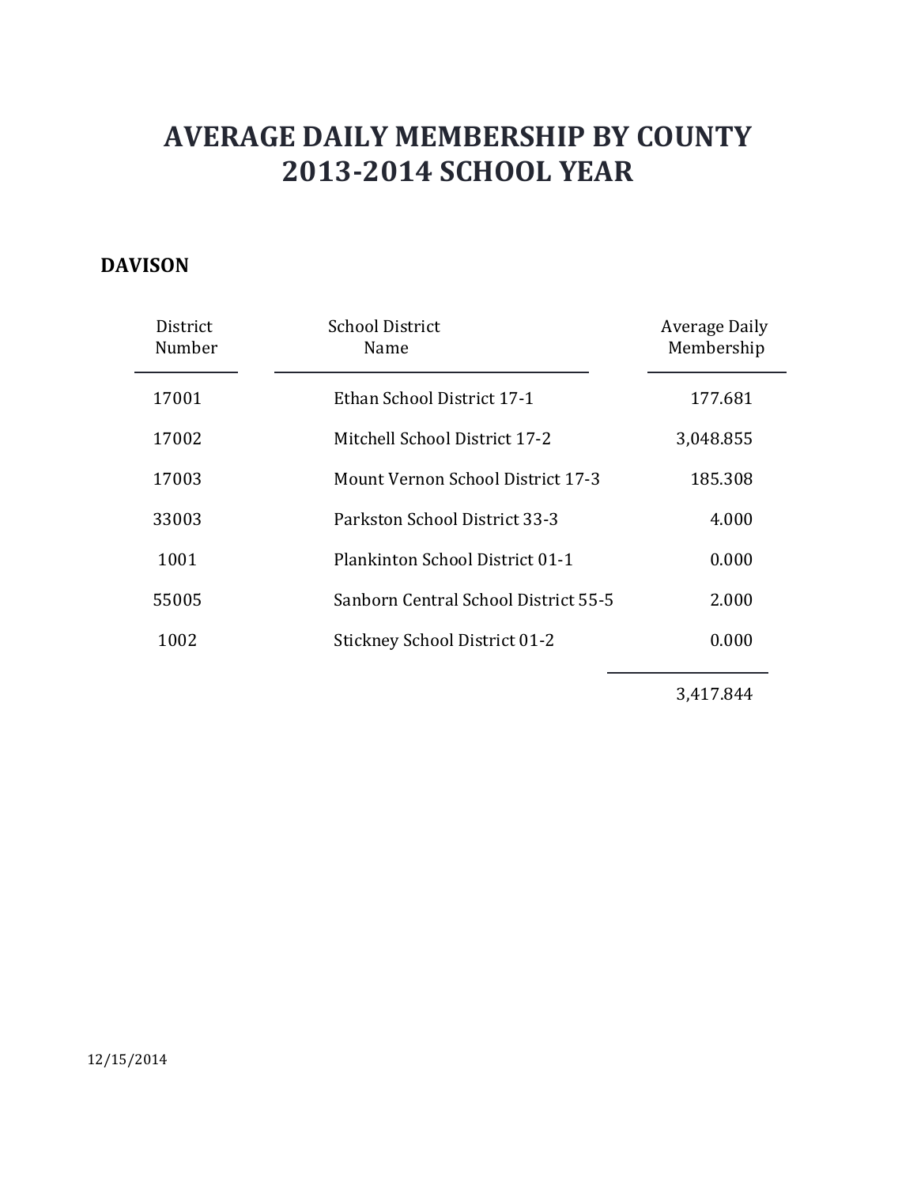# AVERAGE DAILY MEMBERSHIP BY COUNTY
# 2013-2014 SCHOOL YEAR

## DAVISON

| District Number | School District Name | Average Daily Membership |
|---|---|---|
| 17001 | Ethan School District 17-1 | 177.681 |
| 17002 | Mitchell School District 17-2 | 3,048.855 |
| 17003 | Mount Vernon School District 17-3 | 185.308 |
| 33003 | Parkston School District 33-3 | 4.000 |
| 1001 | Plankinton School District 01-1 | 0.000 |
| 55005 | Sanborn Central School District 55-5 | 2.000 |
| 1002 | Stickney School District 01-2 | 0.000 |
| | | 3,417.844 |

12/15/2014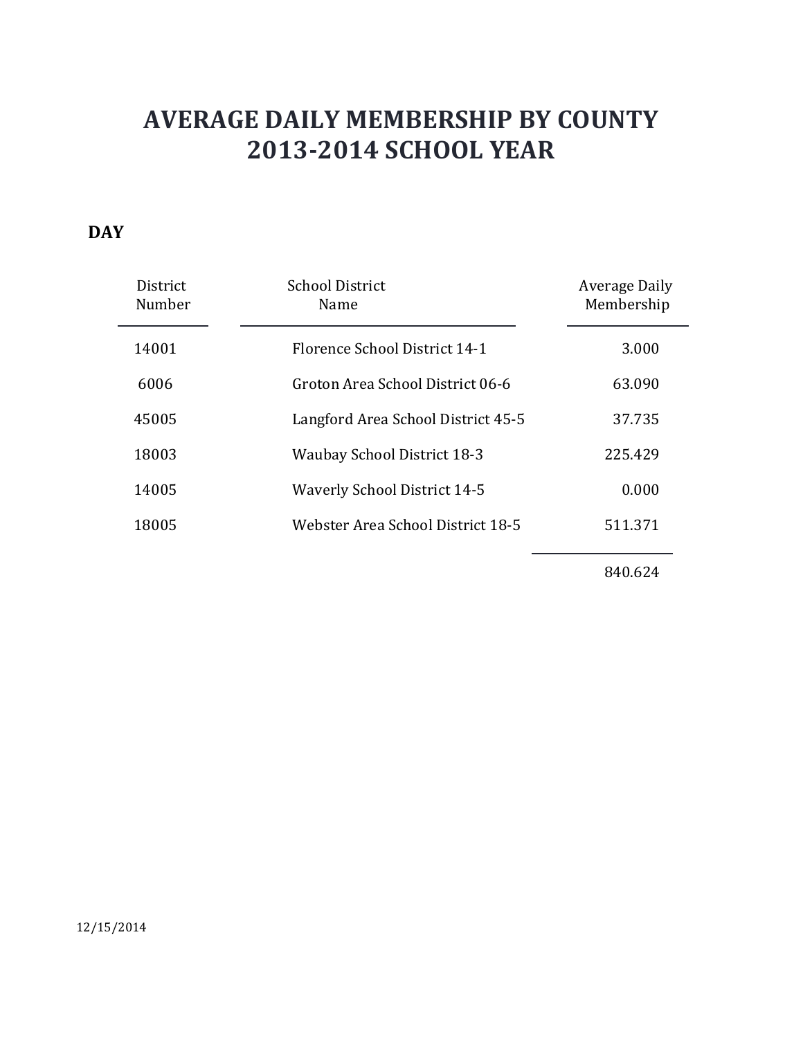# AVERAGE DAILY MEMBERSHIP BY COUNTY
# 2013-2014 SCHOOL YEAR

**DAY**

| District Number | School District Name | Average Daily Membership |
| --- | --- | --- |
| 14001 | Florence School District 14-1 | 3.000 |
| 6006 | Groton Area School District 06-6 | 63.090 |
| 45005 | Langford Area School District 45-5 | 37.735 |
| 18003 | Waubay School District 18-3 | 225.429 |
| 14005 | Waverly School District 14-5 | 0.000 |
| 18005 | Webster Area School District 18-5 | 511.371 |
| | | 840.624 |

12/15/2014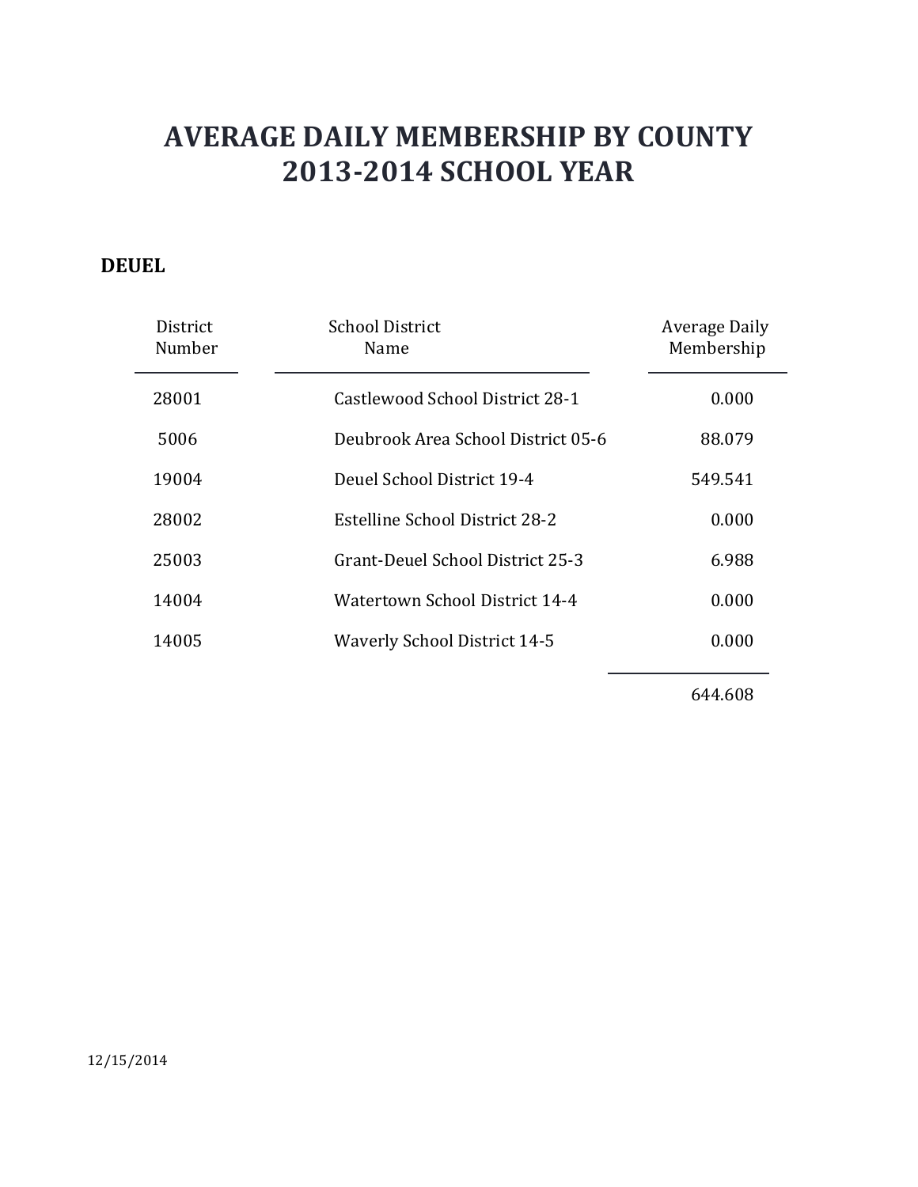# AVERAGE DAILY MEMBERSHIP BY COUNTY
# 2013-2014 SCHOOL YEAR

**DEUEL**

| District Number | School District Name | Average Daily Membership |
|---|---|---|
| 28001 | Castlewood School District 28-1 | 0.000 |
| 5006 | Deubrook Area School District 05-6 | 88.079 |
| 19004 | Deuel School District 19-4 | 549.541 |
| 28002 | Estelline School District 28-2 | 0.000 |
| 25003 | Grant-Deuel School District 25-3 | 6.988 |
| 14004 | Watertown School District 14-4 | 0.000 |
| 14005 | Waverly School District 14-5 | 0.000 |
| | | 644.608 |

12/15/2014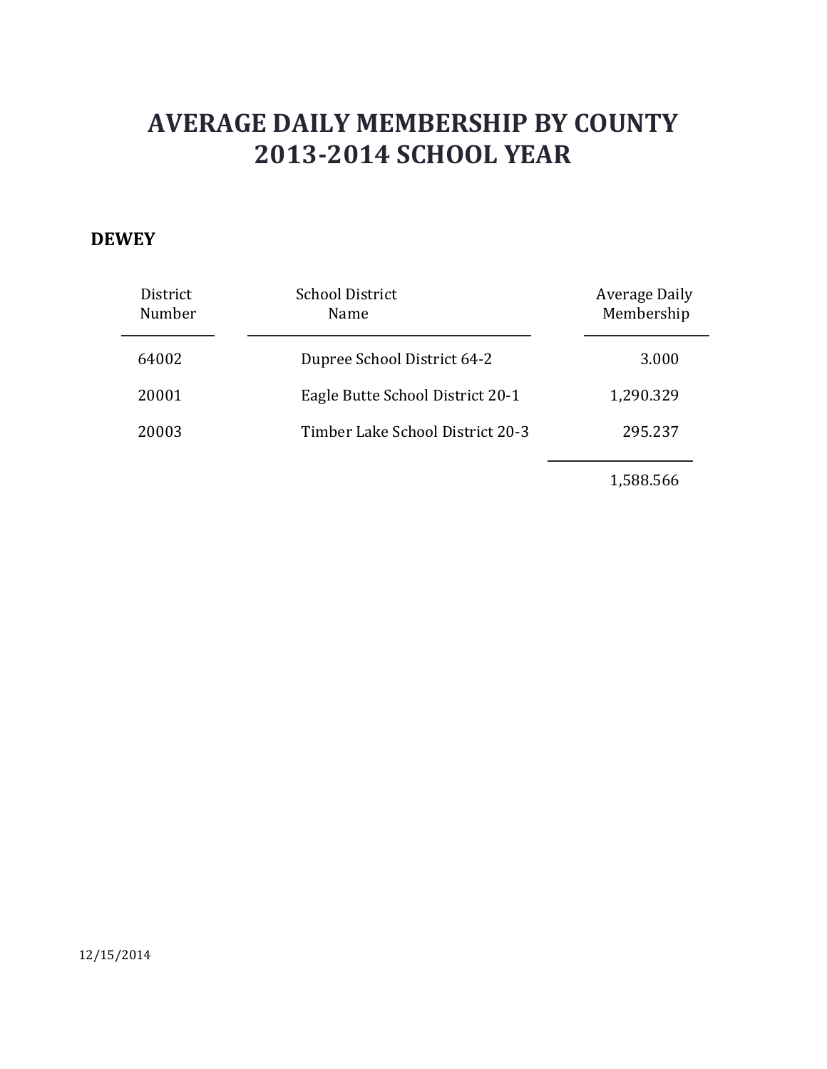# AVERAGE DAILY MEMBERSHIP BY COUNTY
# 2013-2014 SCHOOL YEAR

**DEWEY**

| District Number | School District Name | Average Daily Membership |
|---|---|---|
| 64002 | Dupree School District 64-2 | 3.000 |
| 20001 | Eagle Butte School District 20-1 | 1,290.329 |
| 20003 | Timber Lake School District 20-3 | 295.237 |
| | | 1,588.566 |

12/15/2014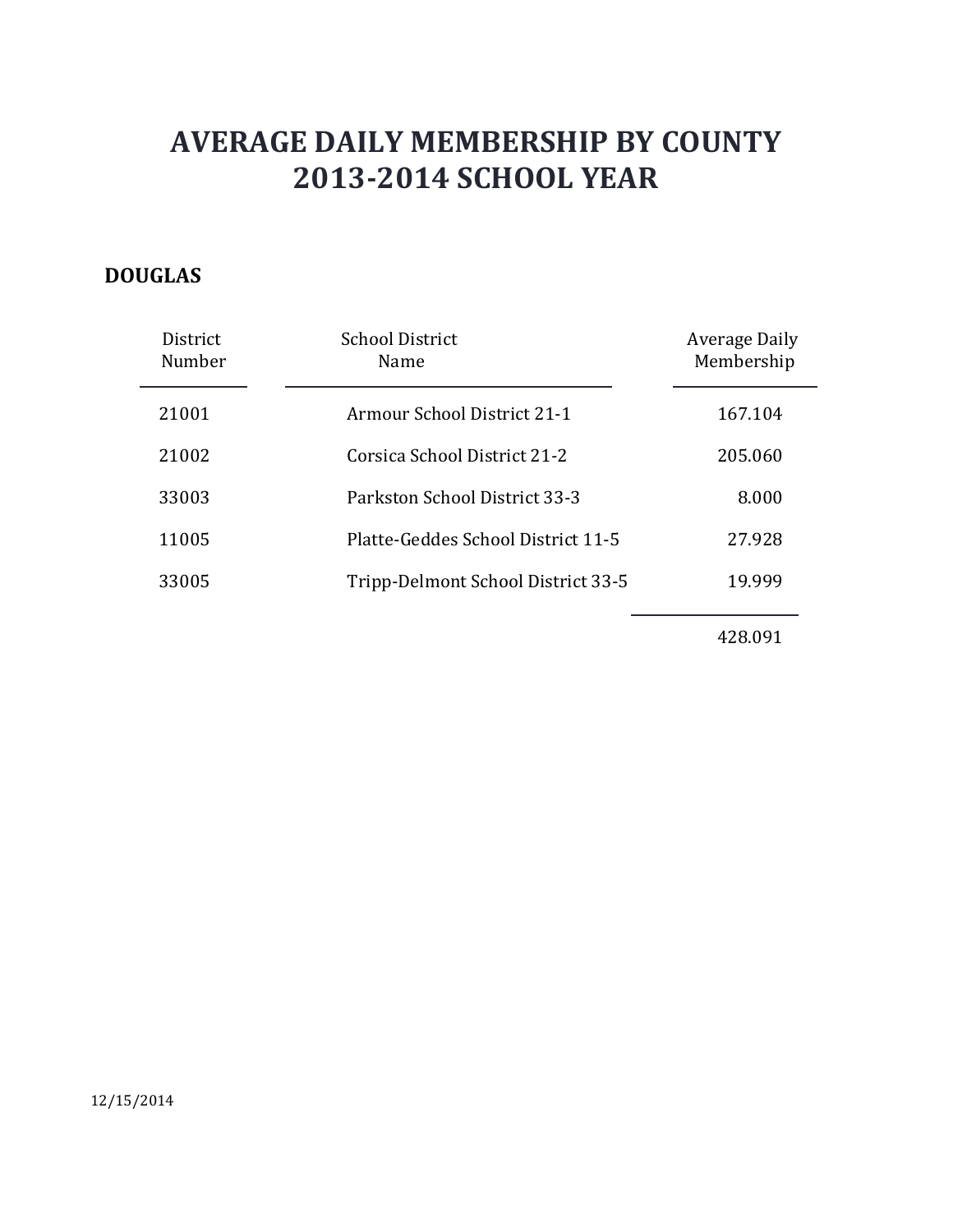# AVERAGE DAILY MEMBERSHIP BY COUNTY
# 2013-2014 SCHOOL YEAR

**DOUGLAS**

| District Number | School District Name | Average Daily Membership |
|---|---|---|
| 21001 | Armour School District 21-1 | 167.104 |
| 21002 | Corsica School District 21-2 | 205.060 |
| 33003 | Parkston School District 33-3 | 8.000 |
| 11005 | Platte-Geddes School District 11-5 | 27.928 |
| 33005 | Tripp-Delmont School District 33-5 | 19.999 |
| | | 428.091 |

12/15/2014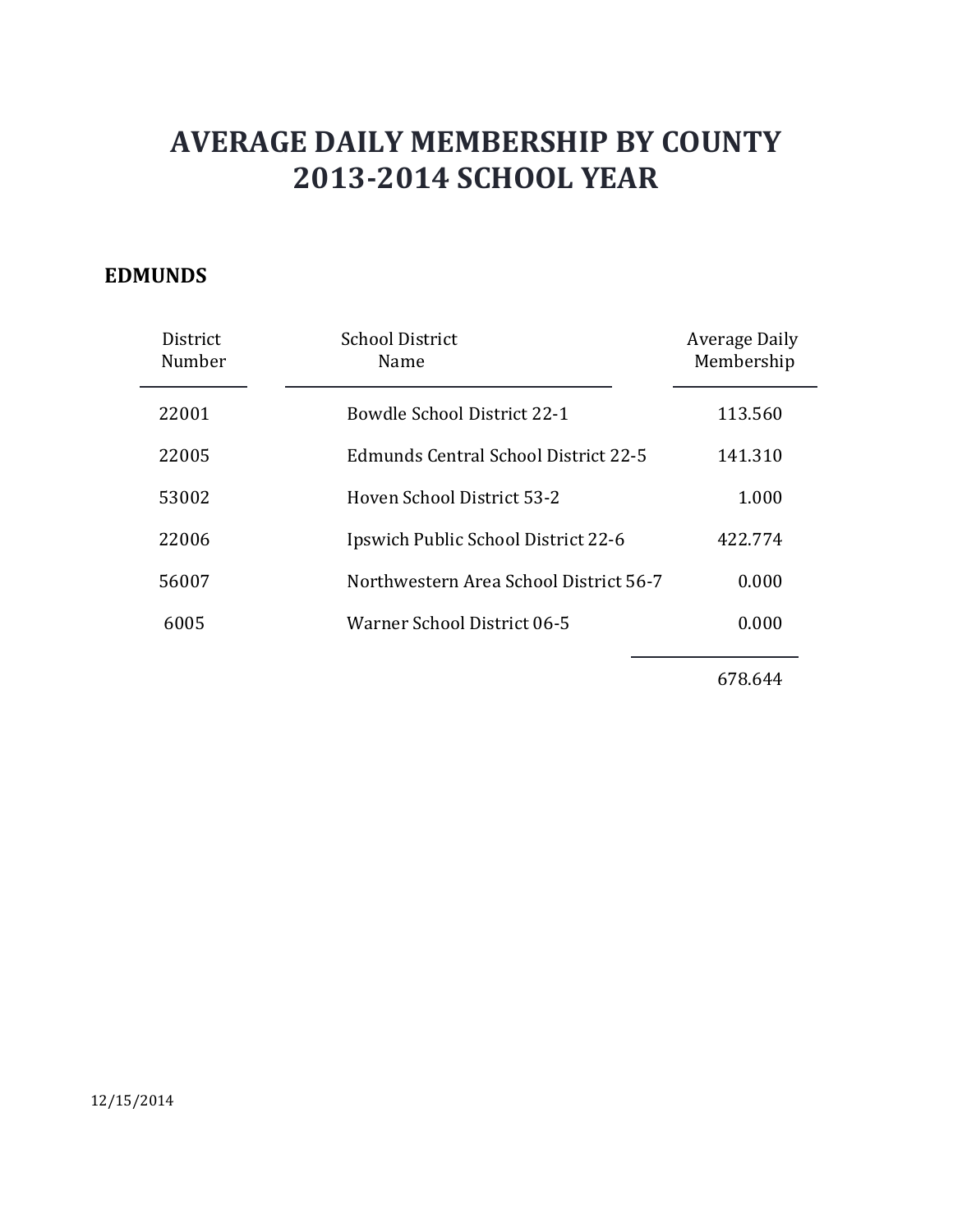# AVERAGE DAILY MEMBERSHIP BY COUNTY
# 2013-2014 SCHOOL YEAR

**EDMUNDS**

| District Number | School District Name | Average Daily Membership |
|---|---|---|
| 22001 | Bowdle School District 22-1 | 113.560 |
| 22005 | Edmunds Central School District 22-5 | 141.310 |
| 53002 | Hoven School District 53-2 | 1.000 |
| 22006 | Ipswich Public School District 22-6 | 422.774 |
| 56007 | Northwestern Area School District 56-7 | 0.000 |
| 6005 | Warner School District 06-5 | 0.000 |
| | | 678.644 |

12/15/2014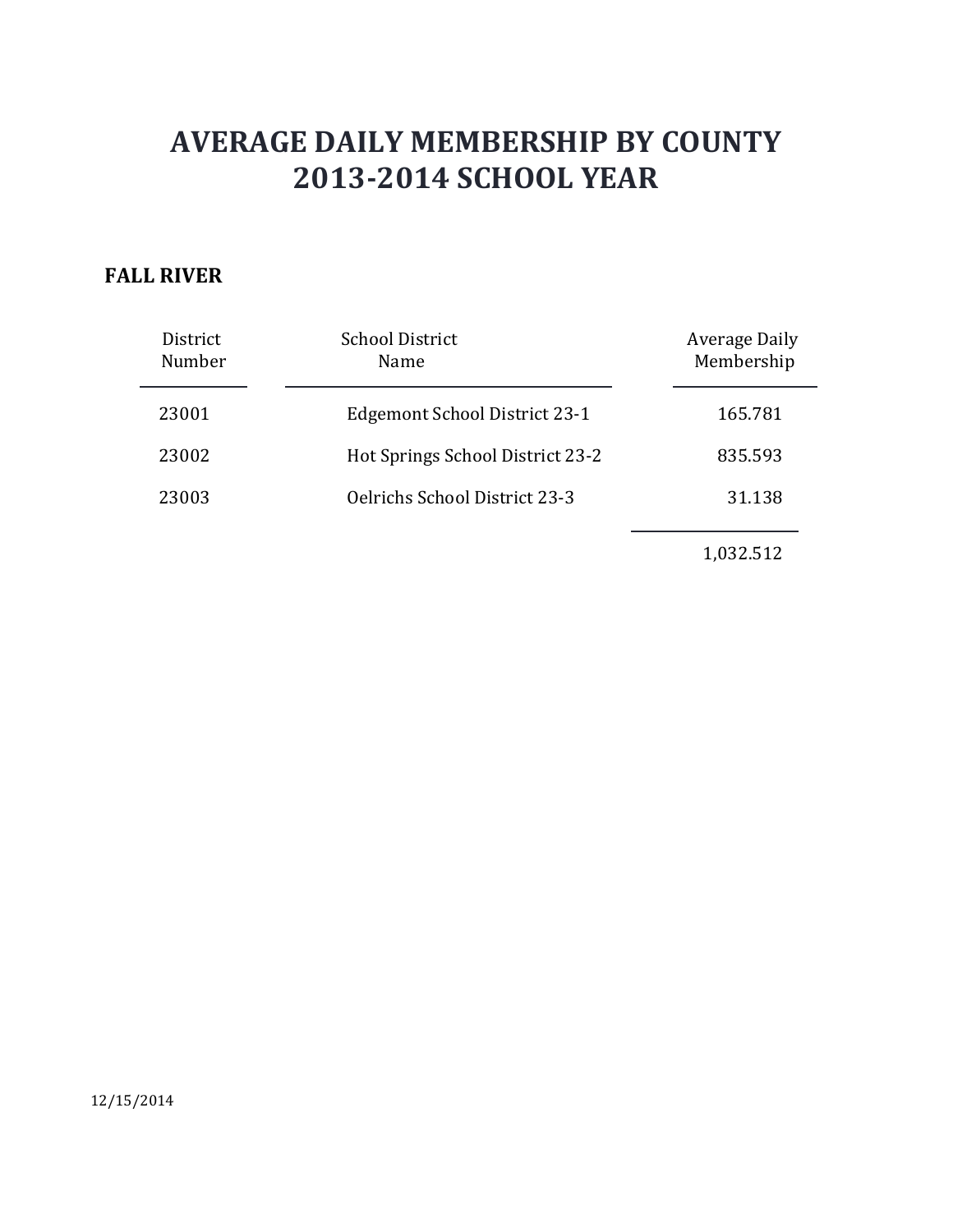# AVERAGE DAILY MEMBERSHIP BY COUNTY
# 2013-2014 SCHOOL YEAR

**FALL RIVER**

| District Number | School District Name | Average Daily Membership |
|---|---|---|
| 23001 | Edgemont School District 23-1 | 165.781 |
| 23002 | Hot Springs School District 23-2 | 835.593 |
| 23003 | Oelrichs School District 23-3 | 31.138 |
| | | 1,032.512 |

12/15/2014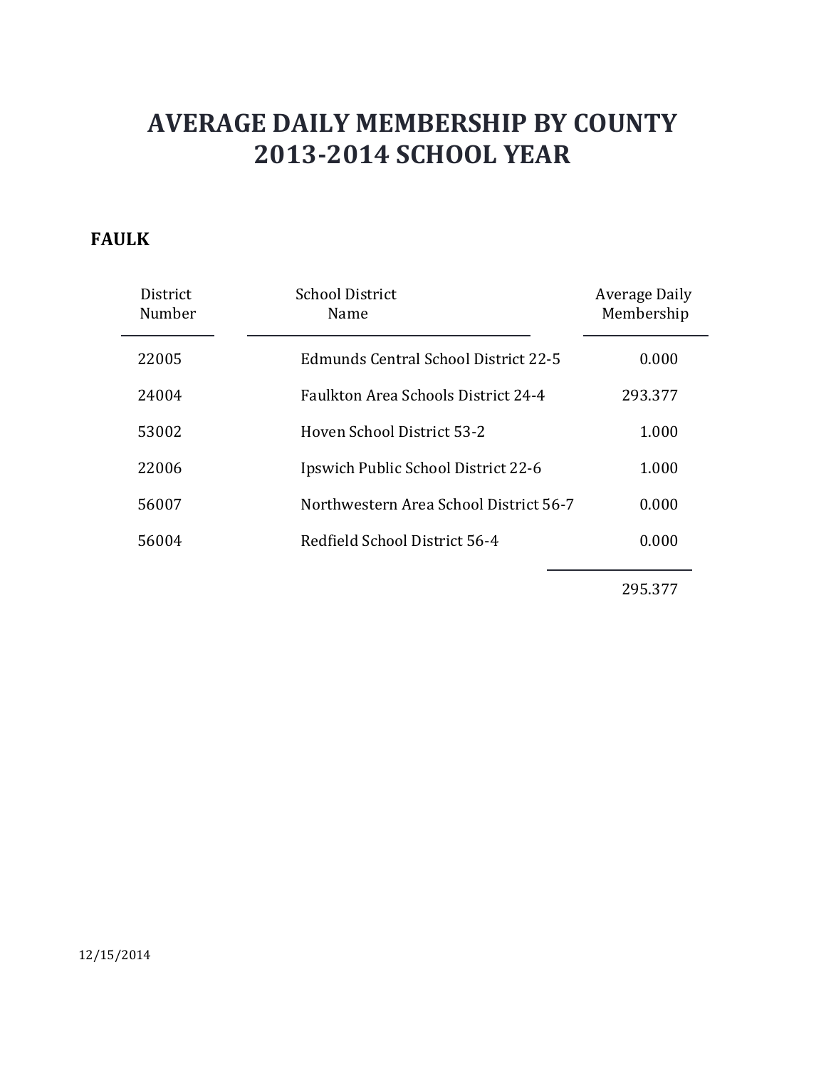# AVERAGE DAILY MEMBERSHIP BY COUNTY
# 2013-2014 SCHOOL YEAR

**FAULK**

| District Number | School District Name | Average Daily Membership |
|---|---|---|
| 22005 | Edmunds Central School District 22-5 | 0.000 |
| 24004 | Faulkton Area Schools District 24-4 | 293.377 |
| 53002 | Hoven School District 53-2 | 1.000 |
| 22006 | Ipswich Public School District 22-6 | 1.000 |
| 56007 | Northwestern Area School District 56-7 | 0.000 |
| 56004 | Redfield School District 56-4 | 0.000 |
| | | 295.377 |

12/15/2014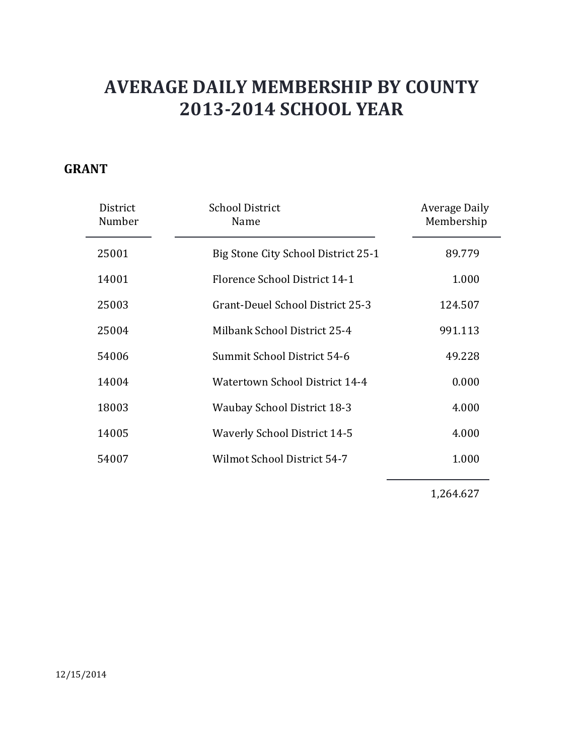# AVERAGE DAILY MEMBERSHIP BY COUNTY
# 2013-2014 SCHOOL YEAR

## GRANT

| District Number | School District Name | Average Daily Membership |
|---|---|---|
| 25001 | Big Stone City School District 25-1 | 89.779 |
| 14001 | Florence School District 14-1 | 1.000 |
| 25003 | Grant-Deuel School District 25-3 | 124.507 |
| 25004 | Milbank School District 25-4 | 991.113 |
| 54006 | Summit School District 54-6 | 49.228 |
| 14004 | Watertown School District 14-4 | 0.000 |
| 18003 | Waubay School District 18-3 | 4.000 |
| 14005 | Waverly School District 14-5 | 4.000 |
| 54007 | Wilmot School District 54-7 | 1.000 |
| | | 1,264.627 |

12/15/2014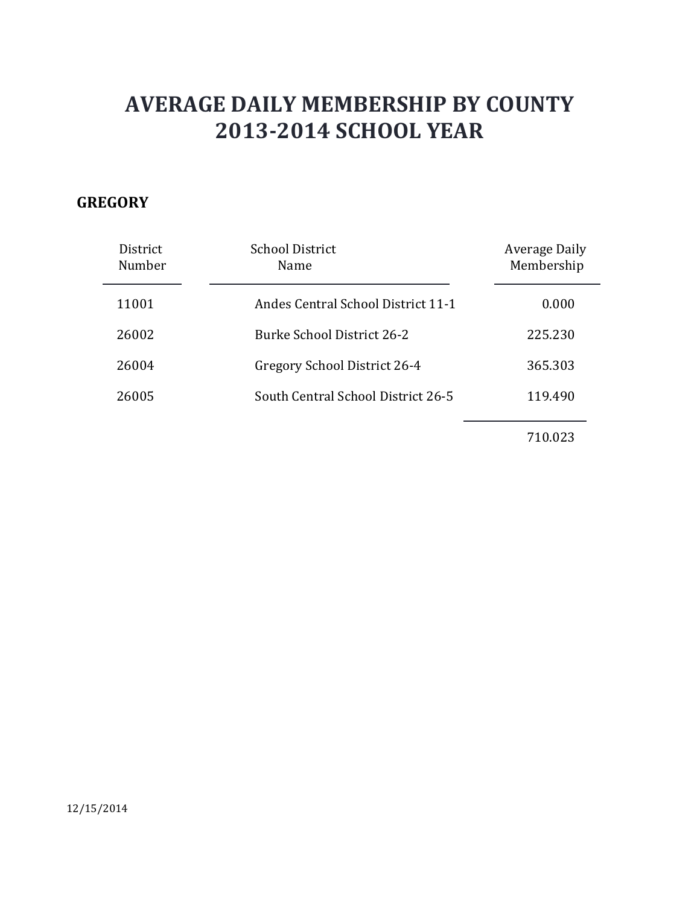# AVERAGE DAILY MEMBERSHIP BY COUNTY
# 2013-2014 SCHOOL YEAR

## GREGORY

| District Number | School District Name | Average Daily Membership |
|---|---|---|
| 11001 | Andes Central School District 11-1 | 0.000 |
| 26002 | Burke School District 26-2 | 225.230 |
| 26004 | Gregory School District 26-4 | 365.303 |
| 26005 | South Central School District 26-5 | 119.490 |
| | | 710.023 |

12/15/2014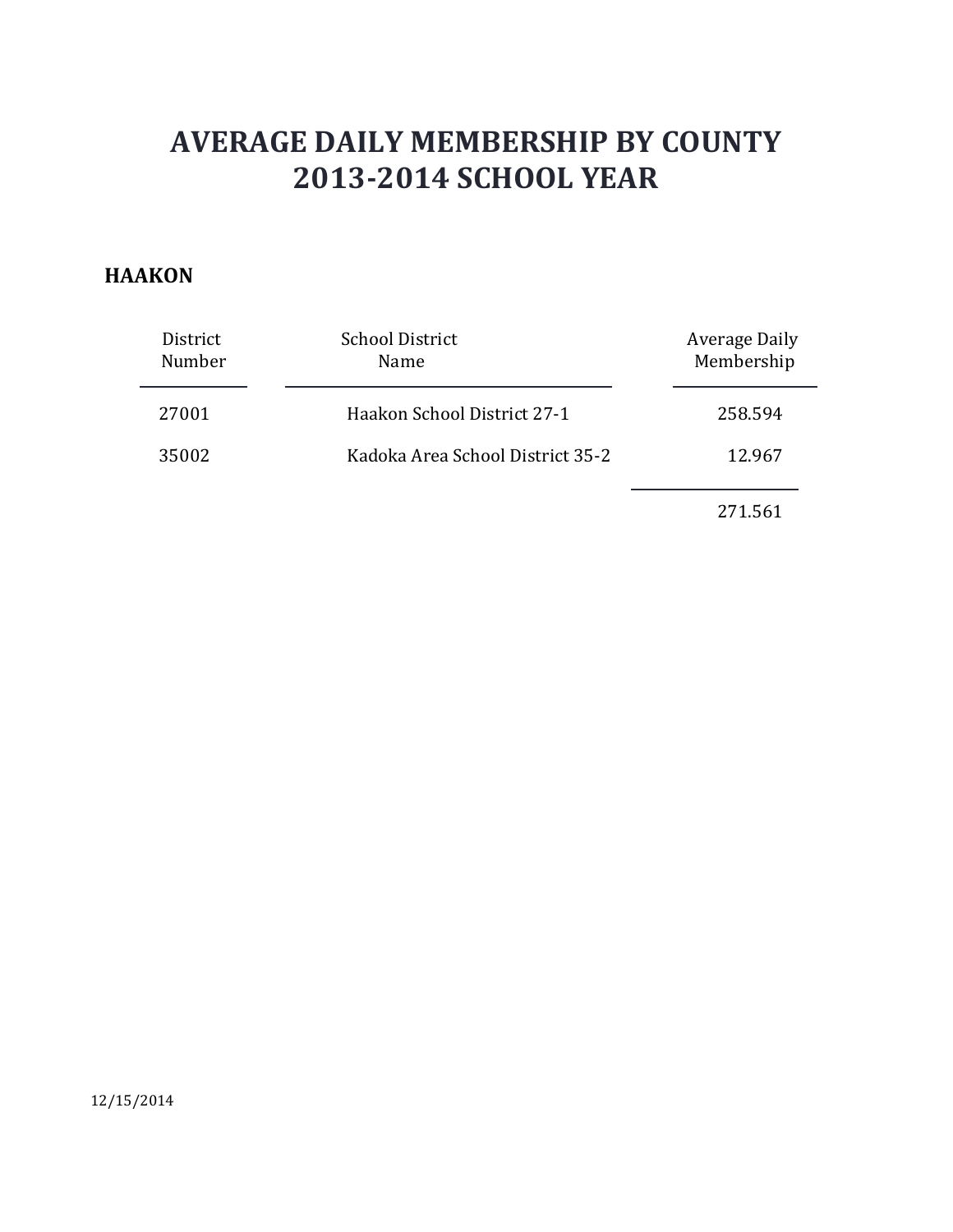# AVERAGE DAILY MEMBERSHIP BY COUNTY
# 2013-2014 SCHOOL YEAR

**HAAKON**

| District Number | School District Name | Average Daily Membership |
|---|---|---|
| 27001 | Haakon School District 27-1 | 258.594 |
| 35002 | Kadoka Area School District 35-2 | 12.967 |
| | | 271.561 |

12/15/2014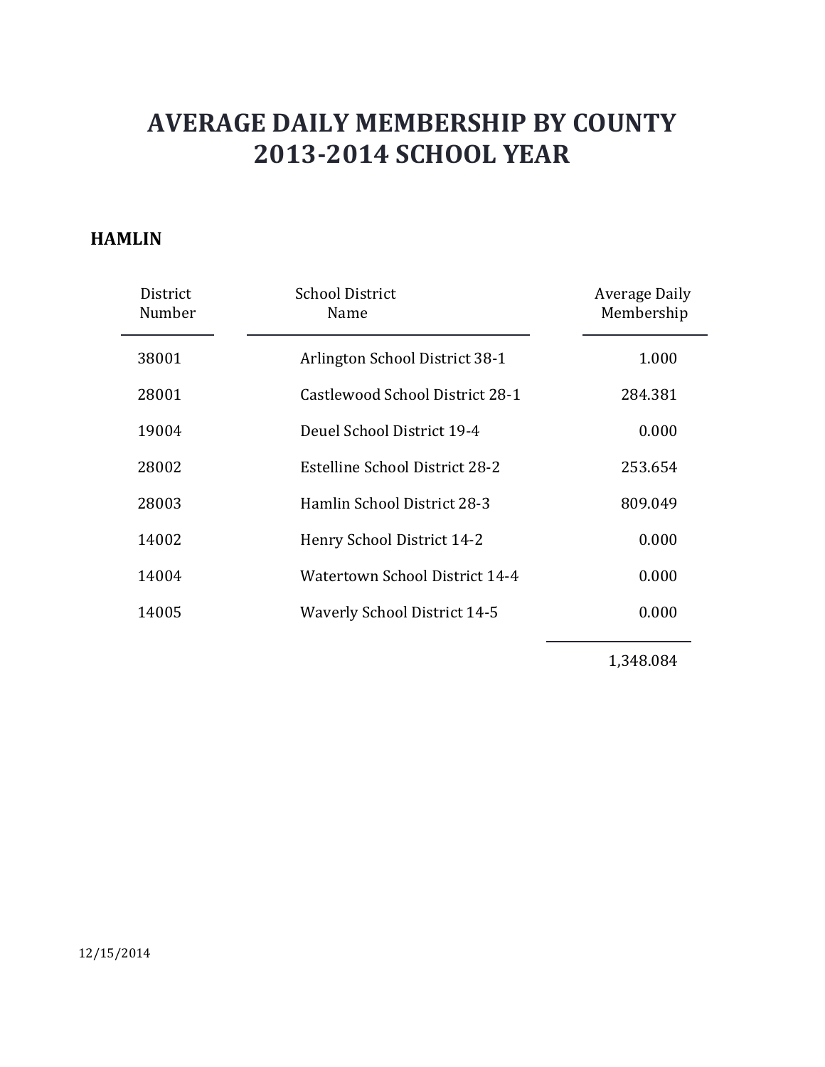# AVERAGE DAILY MEMBERSHIP BY COUNTY
# 2013-2014 SCHOOL YEAR

**HAMLIN**

| District Number | School District Name | Average Daily Membership |
|---|---|---|
| 38001 | Arlington School District 38-1 | 1.000 |
| 28001 | Castlewood School District 28-1 | 284.381 |
| 19004 | Deuel School District 19-4 | 0.000 |
| 28002 | Estelline School District 28-2 | 253.654 |
| 28003 | Hamlin School District 28-3 | 809.049 |
| 14002 | Henry School District 14-2 | 0.000 |
| 14004 | Watertown School District 14-4 | 0.000 |
| 14005 | Waverly School District 14-5 | 0.000 |
| | | 1,348.084 |

12/15/2014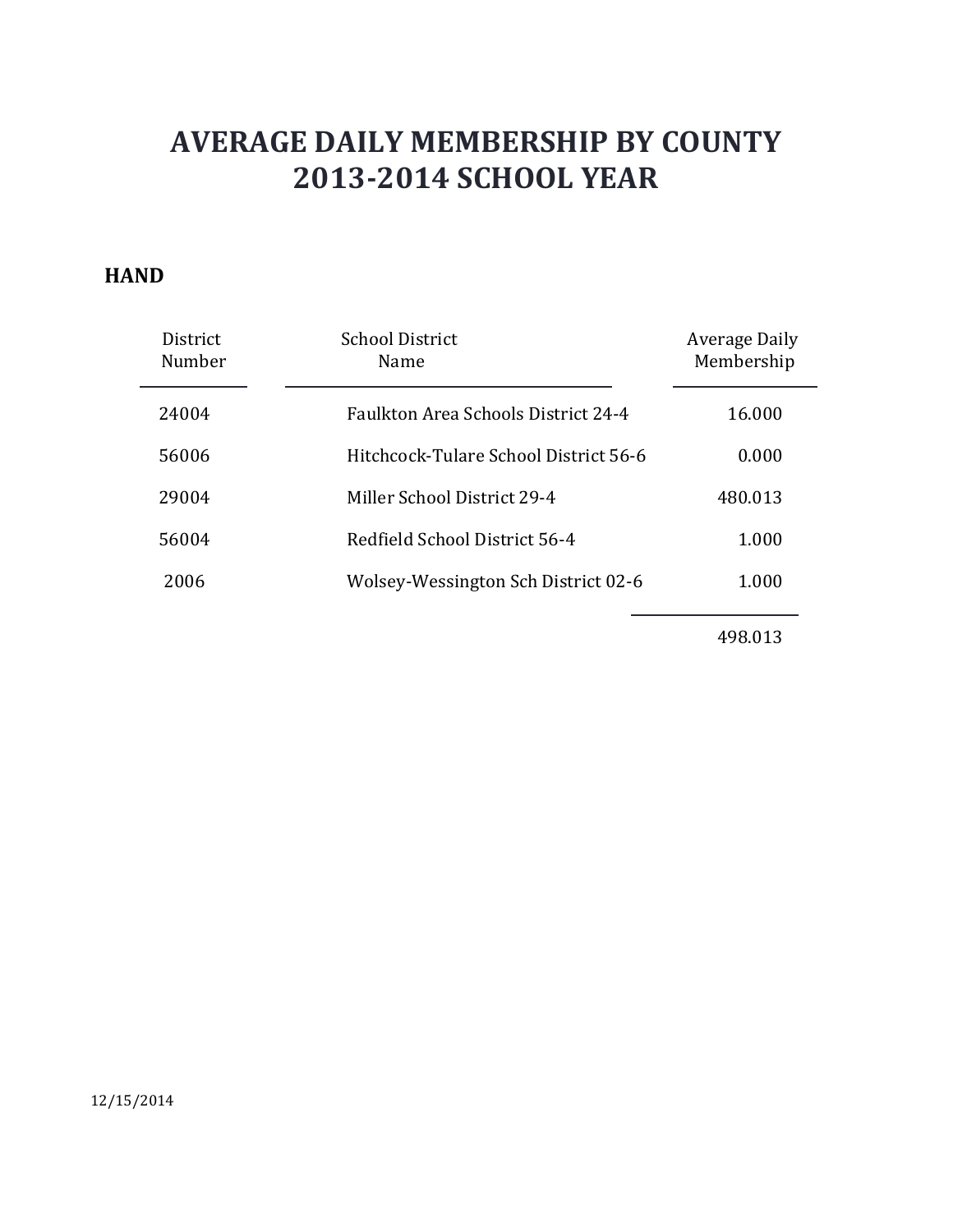# AVERAGE DAILY MEMBERSHIP BY COUNTY
# 2013-2014 SCHOOL YEAR

**HAND**

| District Number | School District Name | Average Daily Membership |
|---|---|---|
| 24004 | Faulkton Area Schools District 24-4 | 16.000 |
| 56006 | Hitchcock-Tulare School District 56-6 | 0.000 |
| 29004 | Miller School District 29-4 | 480.013 |
| 56004 | Redfield School District 56-4 | 1.000 |
| 2006 | Wolsey-Wessington Sch District 02-6 | 1.000 |
| | | 498.013 |

12/15/2014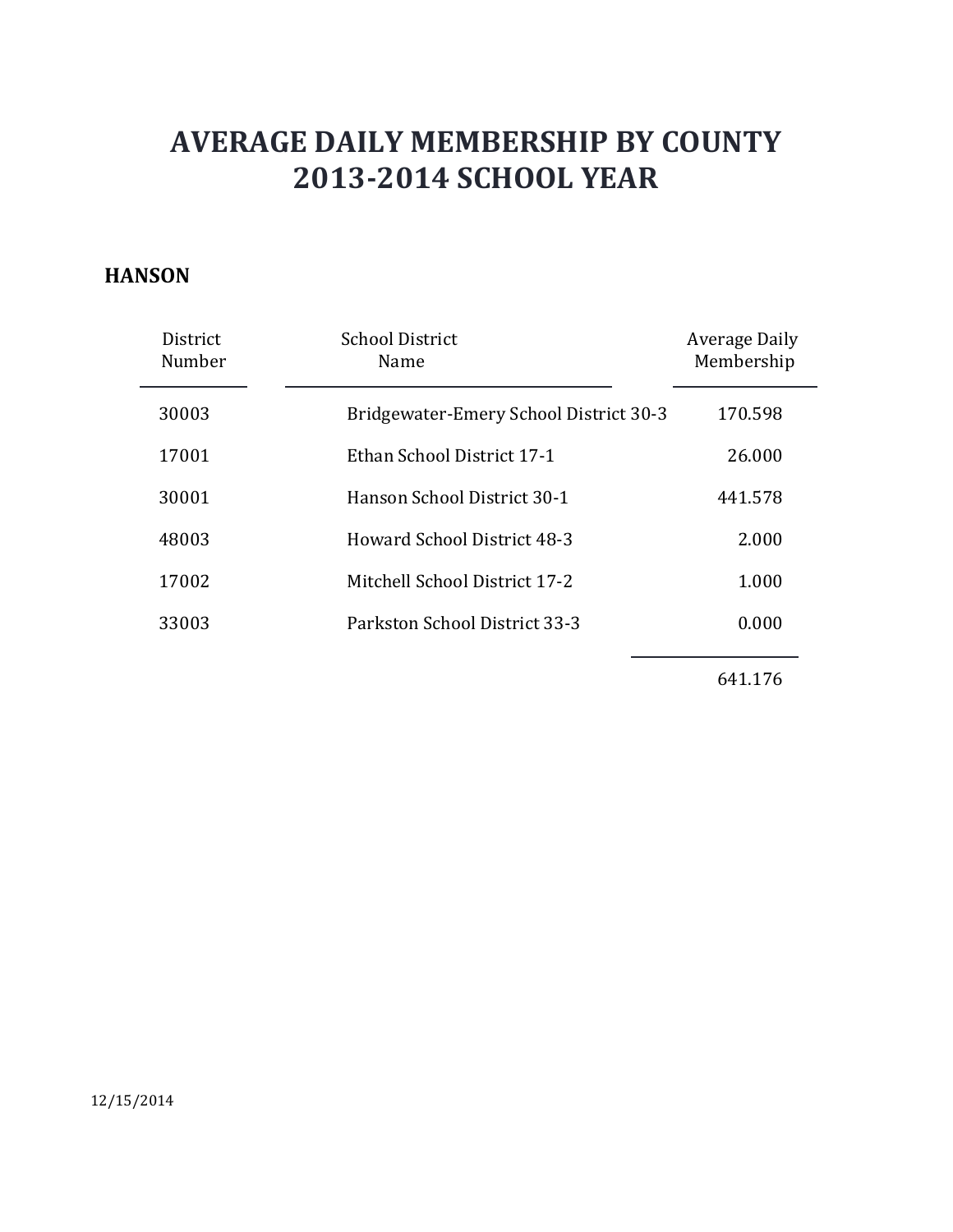# AVERAGE DAILY MEMBERSHIP BY COUNTY
# 2013-2014 SCHOOL YEAR

## HANSON

| District Number | School District Name | Average Daily Membership |
|---|---|---|
| 30003 | Bridgewater-Emery School District 30-3 | 170.598 |
| 17001 | Ethan School District 17-1 | 26.000 |
| 30001 | Hanson School District 30-1 | 441.578 |
| 48003 | Howard School District 48-3 | 2.000 |
| 17002 | Mitchell School District 17-2 | 1.000 |
| 33003 | Parkston School District 33-3 | 0.000 |
| | | 641.176 |

12/15/2014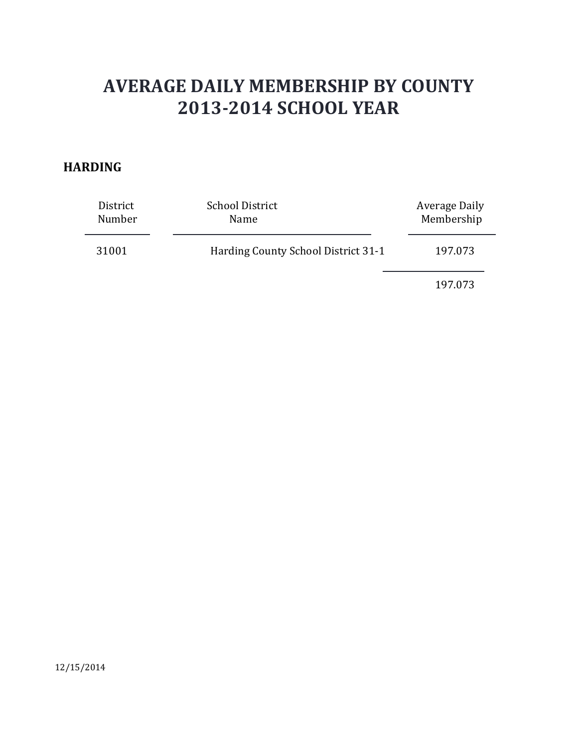# AVERAGE DAILY MEMBERSHIP BY COUNTY
# 2013-2014 SCHOOL YEAR

## HARDING

| District Number | School District Name | Average Daily Membership |
|---|---|---|
| 31001 | Harding County School District 31-1 | 197.073 |
| | | 197.073 |

12/15/2014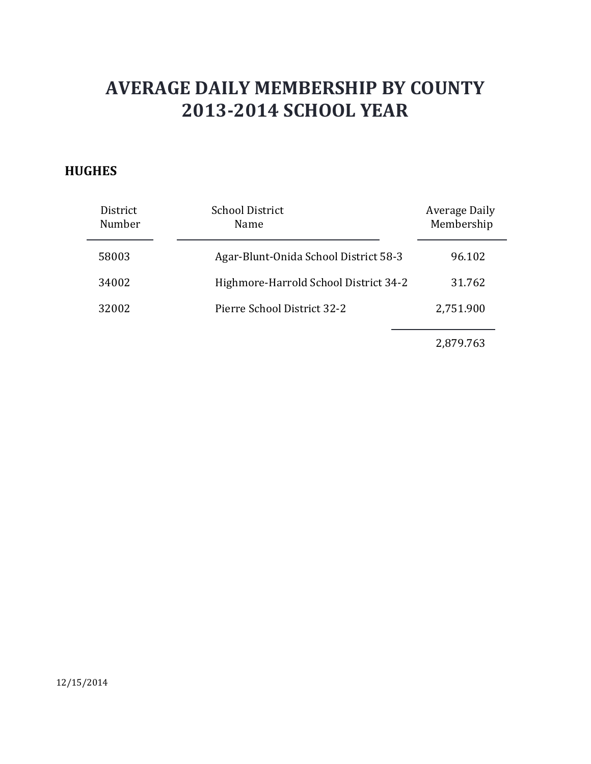# AVERAGE DAILY MEMBERSHIP BY COUNTY
# 2013-2014 SCHOOL YEAR

**HUGHES**

| District Number | School District Name | Average Daily Membership |
|---|---|---|
| 58003 | Agar-Blunt-Onida School District 58-3 | 96.102 |
| 34002 | Highmore-Harrold School District 34-2 | 31.762 |
| 32002 | Pierre School District 32-2 | 2,751.900 |
| | | 2,879.763 |

12/15/2014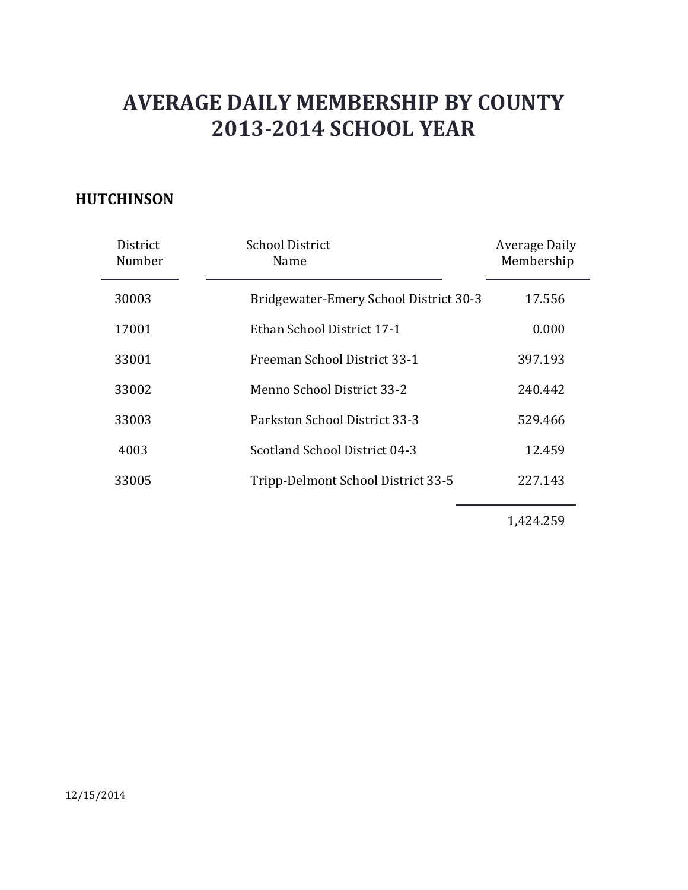# AVERAGE DAILY MEMBERSHIP BY COUNTY
# 2013-2014 SCHOOL YEAR

## HUTCHINSON

| District Number | School District Name | Average Daily Membership |
|---|---|---|
| 30003 | Bridgewater-Emery School District 30-3 | 17.556 |
| 17001 | Ethan School District 17-1 | 0.000 |
| 33001 | Freeman School District 33-1 | 397.193 |
| 33002 | Menno School District 33-2 | 240.442 |
| 33003 | Parkston School District 33-3 | 529.466 |
| 4003 | Scotland School District 04-3 | 12.459 |
| 33005 | Tripp-Delmont School District 33-5 | 227.143 |
| | | 1,424.259 |

12/15/2014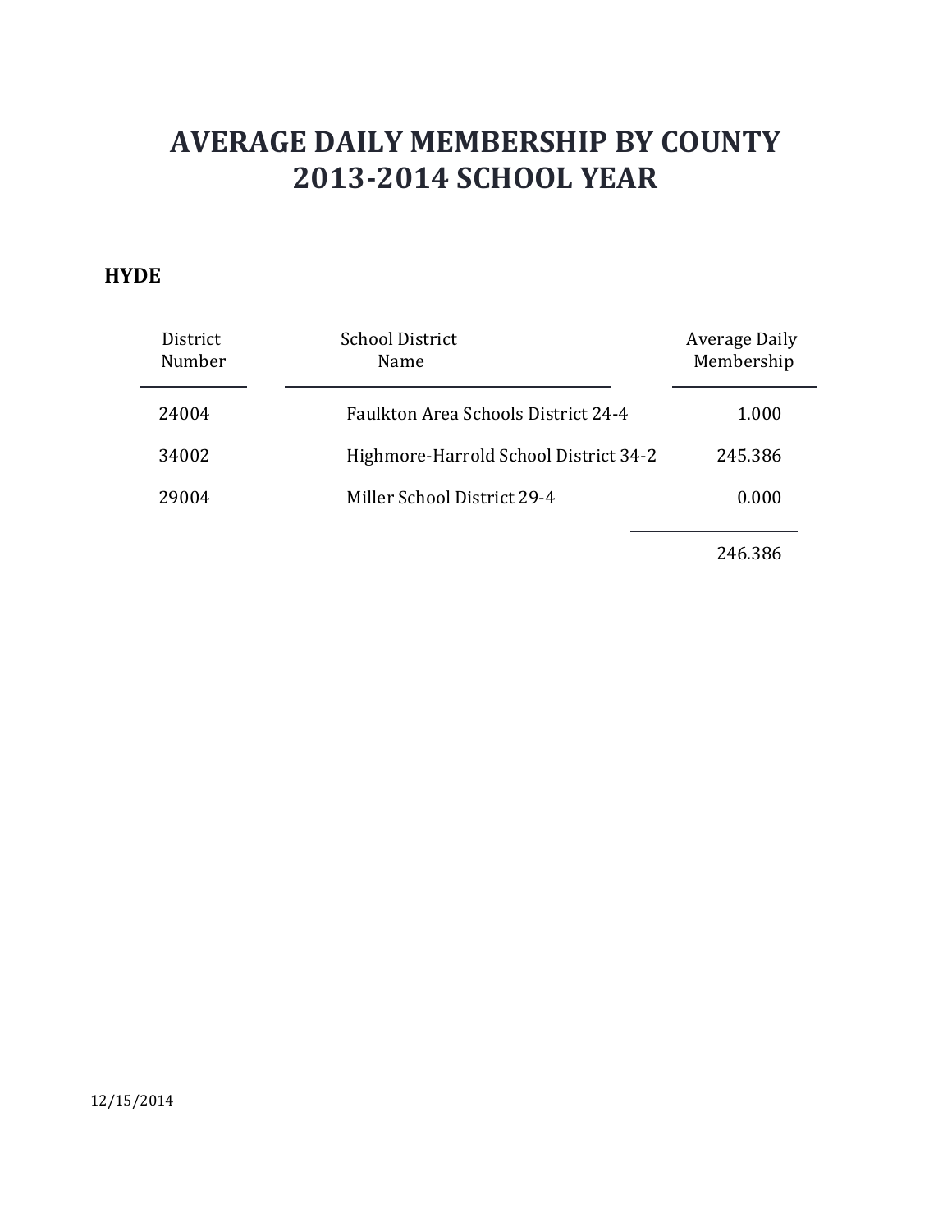# AVERAGE DAILY MEMBERSHIP BY COUNTY
# 2013-2014 SCHOOL YEAR

## HYDE

| District Number | School District Name | Average Daily Membership |
|---|---|---|
| 24004 | Faulkton Area Schools District 24-4 | 1.000 |
| 34002 | Highmore-Harrold School District 34-2 | 245.386 |
| 29004 | Miller School District 29-4 | 0.000 |
| | | 246.386 |

12/15/2014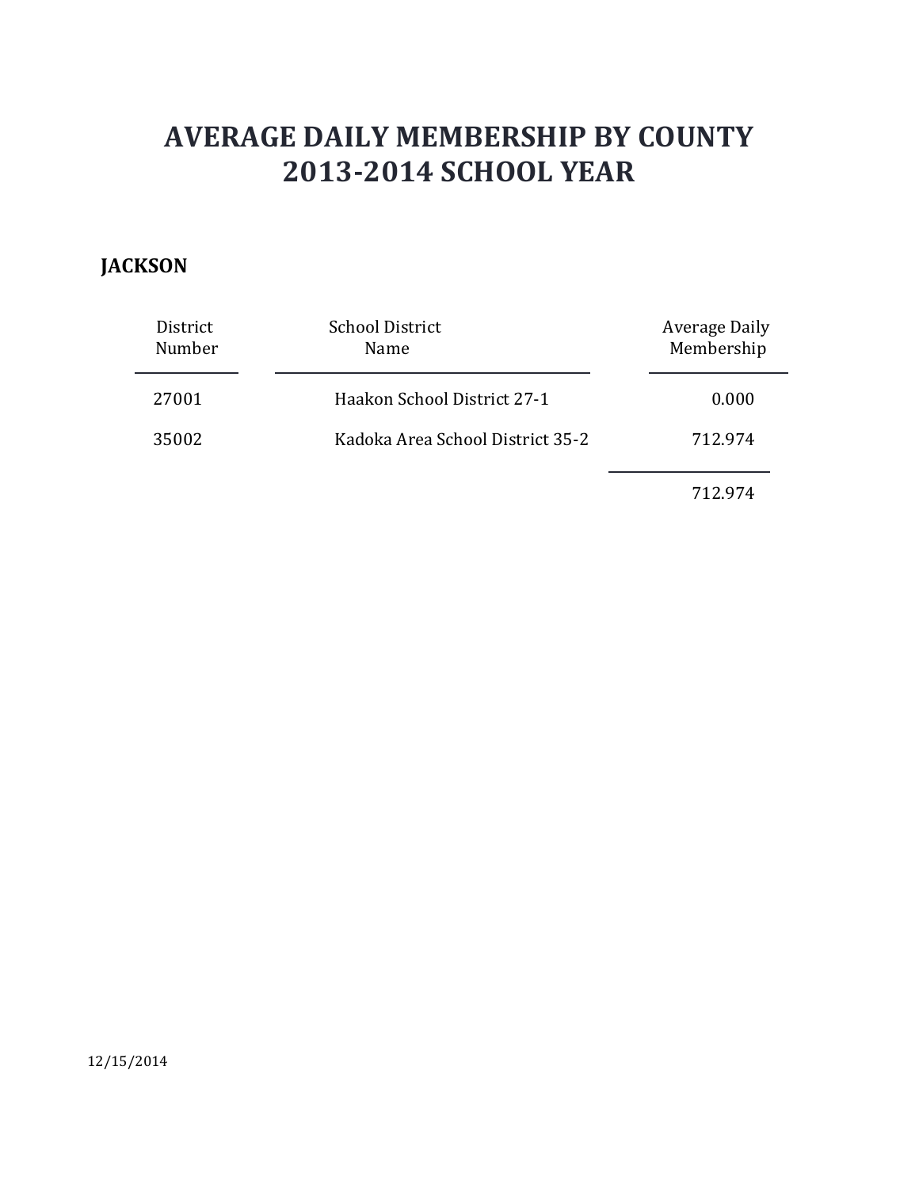# AVERAGE DAILY MEMBERSHIP BY COUNTY
# 2013-2014 SCHOOL YEAR

**JACKSON**

| District Number | School District Name | Average Daily Membership |
|---|---|---|
| 27001 | Haakon School District 27-1 | 0.000 |
| 35002 | Kadoka Area School District 35-2 | 712.974 |
| | | 712.974 |

12/15/2014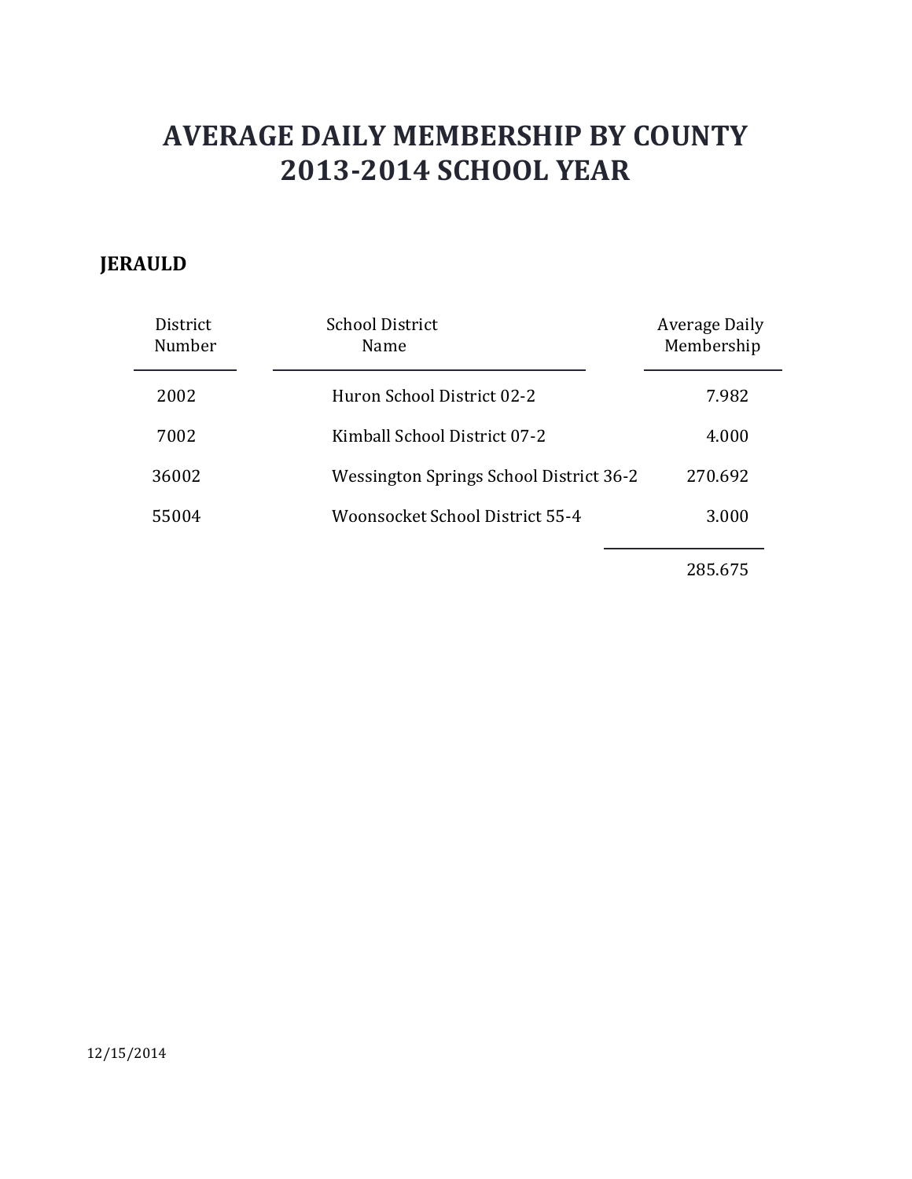# AVERAGE DAILY MEMBERSHIP BY COUNTY
# 2013-2014 SCHOOL YEAR

## JERAULD

| District Number | School District Name | Average Daily Membership |
|---|---|---|
| 2002 | Huron School District 02-2 | 7.982 |
| 7002 | Kimball School District 07-2 | 4.000 |
| 36002 | Wessington Springs School District 36-2 | 270.692 |
| 55004 | Woonsocket School District 55-4 | 3.000 |
| | | 285.675 |

12/15/2014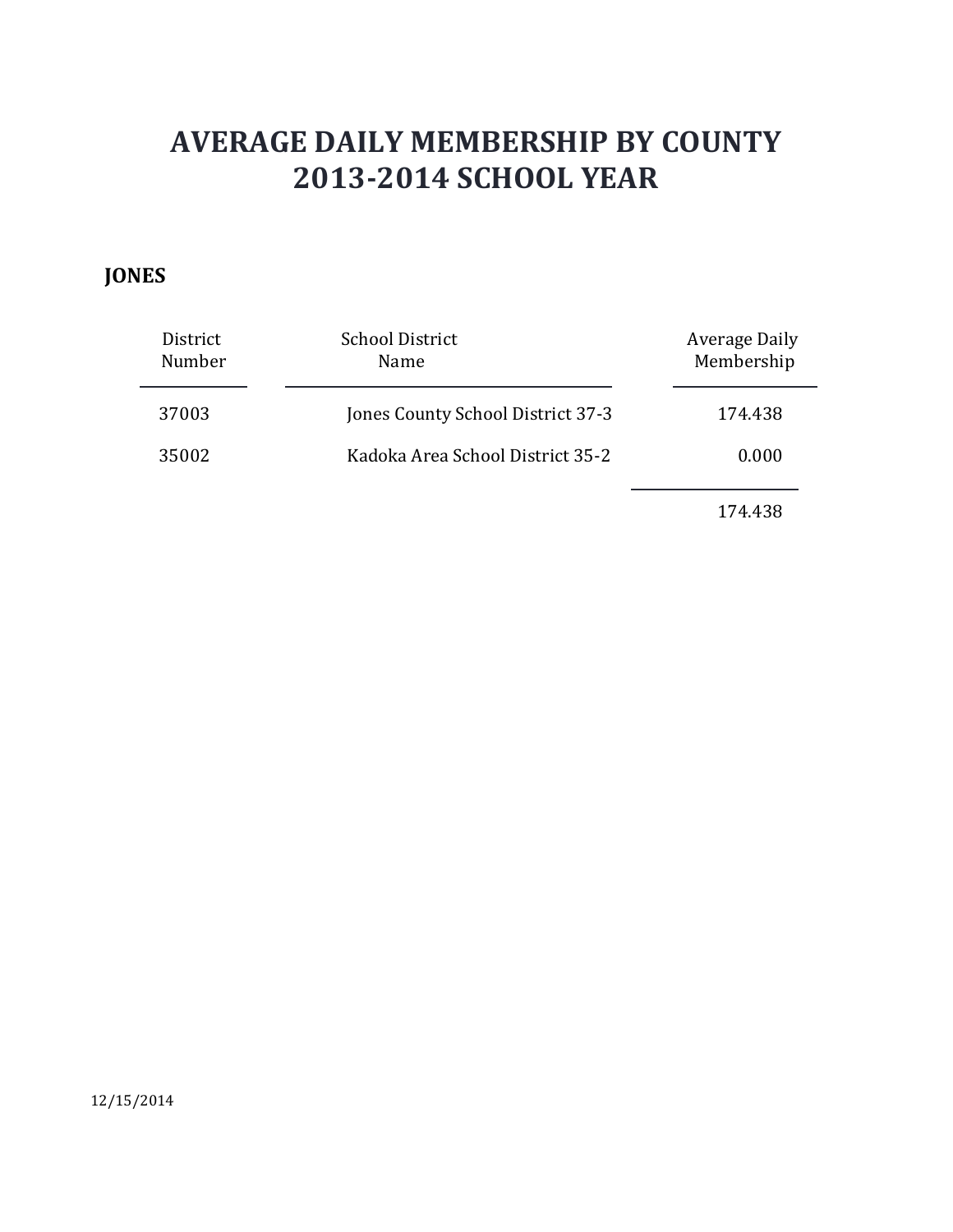# AVERAGE DAILY MEMBERSHIP BY COUNTY
# 2013-2014 SCHOOL YEAR

## JONES

| District Number | School District Name | Average Daily Membership |
|---|---|---|
| 37003 | Jones County School District 37-3 | 174.438 |
| 35002 | Kadoka Area School District 35-2 | 0.000 |
| | | 174.438 |

12/15/2014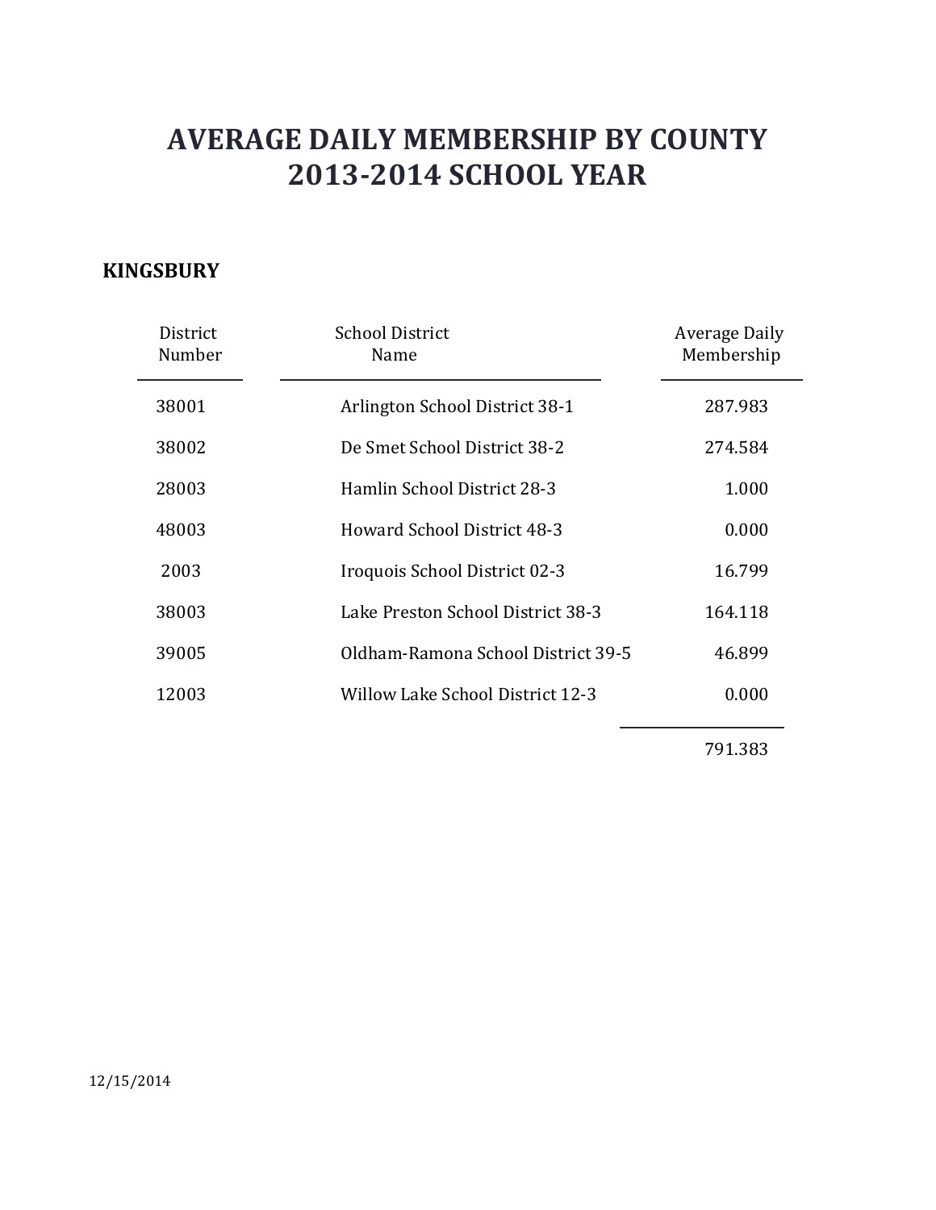# AVERAGE DAILY MEMBERSHIP BY COUNTY
# 2013-2014 SCHOOL YEAR

**KINGSBURY**

| District Number | School District Name | Average Daily Membership |
|---|---|---|
| 38001 | Arlington School District 38-1 | 287.983 |
| 38002 | De Smet School District 38-2 | 274.584 |
| 28003 | Hamlin School District 28-3 | 1.000 |
| 48003 | Howard School District 48-3 | 0.000 |
| 2003 | Iroquois School District 02-3 | 16.799 |
| 38003 | Lake Preston School District 38-3 | 164.118 |
| 39005 | Oldham-Ramona School District 39-5 | 46.899 |
| 12003 | Willow Lake School District 12-3 | 0.000 |
| | | 791.383 |

12/15/2014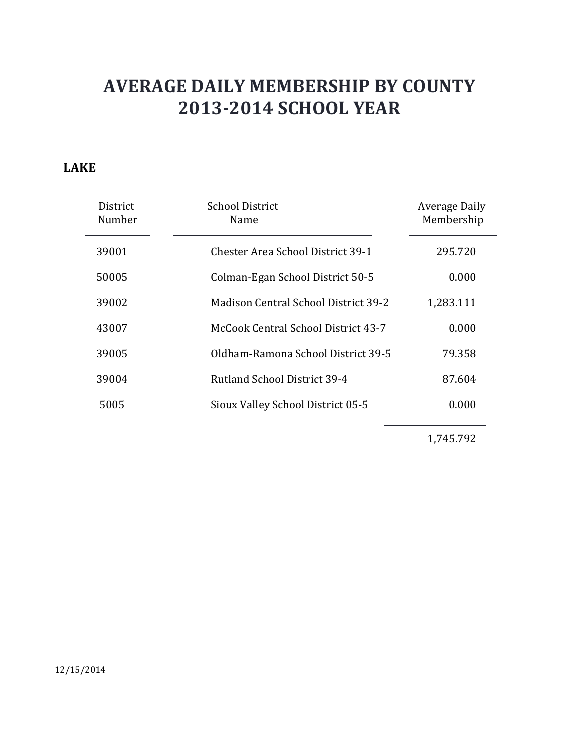# AVERAGE DAILY MEMBERSHIP BY COUNTY
# 2013-2014 SCHOOL YEAR

**LAKE**

| District Number | School District Name | Average Daily Membership |
|---|---|---|
| 39001 | Chester Area School District 39-1 | 295.720 |
| 50005 | Colman-Egan School District 50-5 | 0.000 |
| 39002 | Madison Central School District 39-2 | 1,283.111 |
| 43007 | McCook Central School District 43-7 | 0.000 |
| 39005 | Oldham-Ramona School District 39-5 | 79.358 |
| 39004 | Rutland School District 39-4 | 87.604 |
| 5005 | Sioux Valley School District 05-5 | 0.000 |
| | | 1,745.792 |

12/15/2014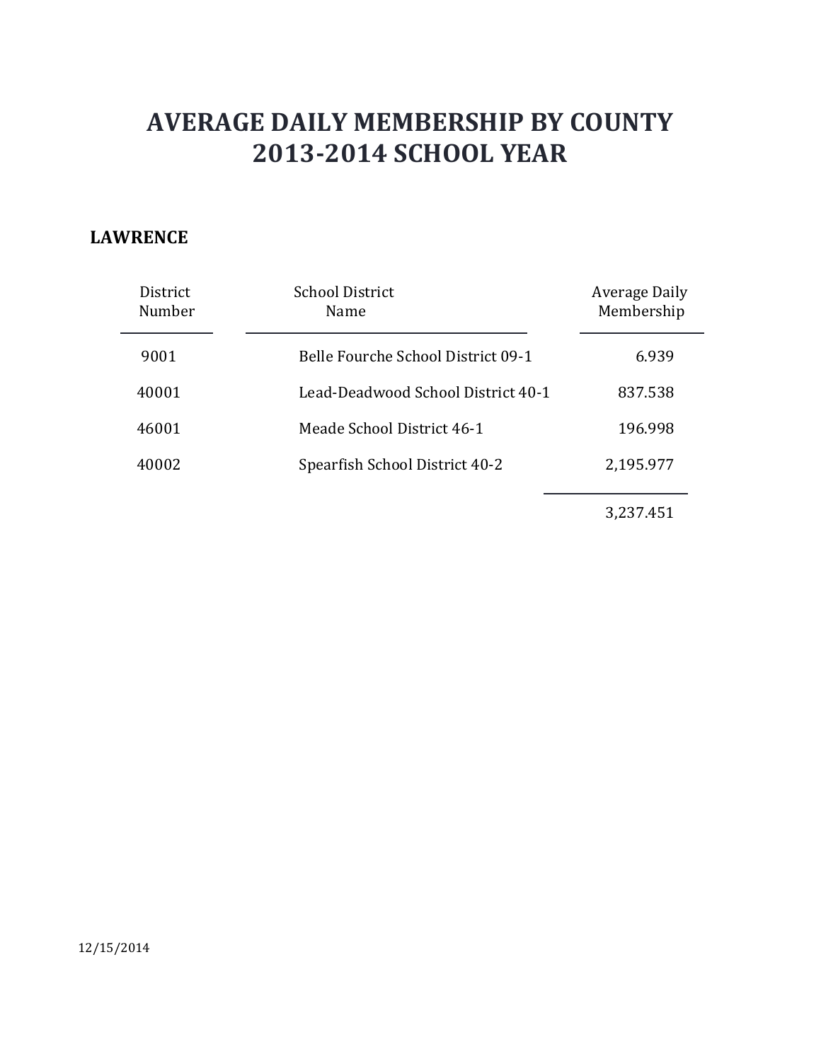# AVERAGE DAILY MEMBERSHIP BY COUNTY
# 2013-2014 SCHOOL YEAR

**LAWRENCE**

| District Number | School District Name | Average Daily Membership |
|---|---|---|
| 9001 | Belle Fourche School District 09-1 | 6.939 |
| 40001 | Lead-Deadwood School District 40-1 | 837.538 |
| 46001 | Meade School District 46-1 | 196.998 |
| 40002 | Spearfish School District 40-2 | 2,195.977 |
| | | 3,237.451 |

12/15/2014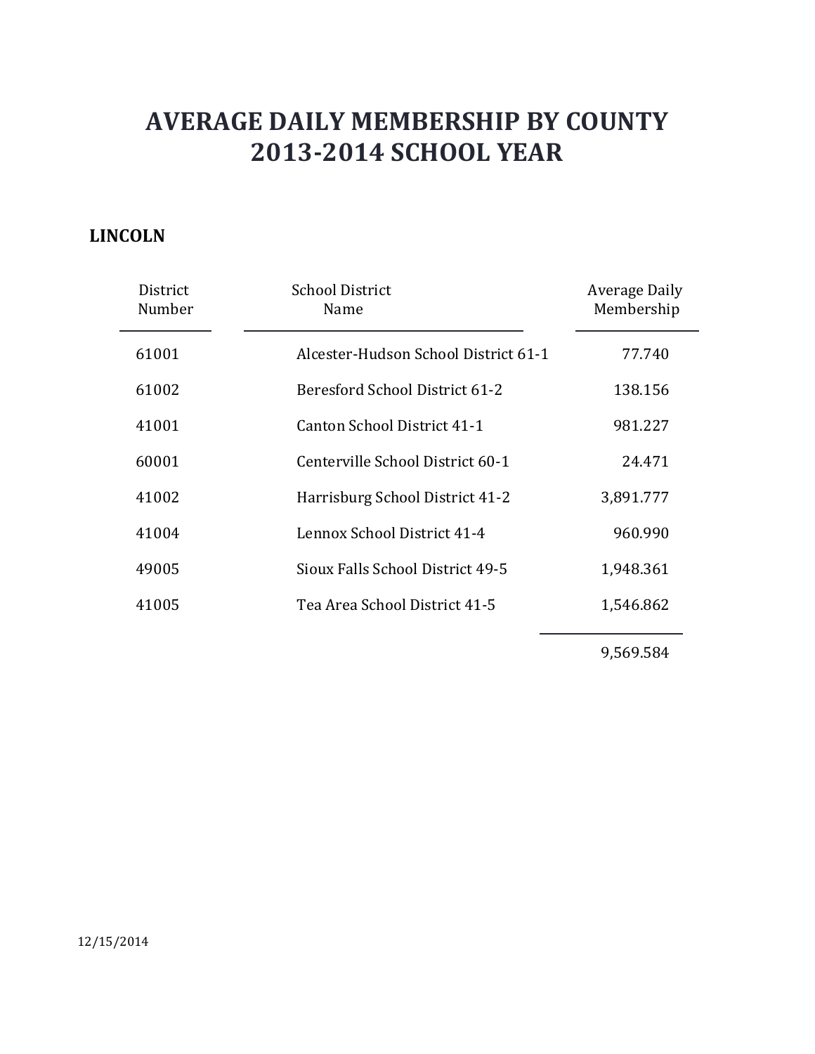# AVERAGE DAILY MEMBERSHIP BY COUNTY
# 2013-2014 SCHOOL YEAR

**LINCOLN**

| District Number | School District Name | Average Daily Membership |
|---|---|---|
| 61001 | Alcester-Hudson School District 61-1 | 77.740 |
| 61002 | Beresford School District 61-2 | 138.156 |
| 41001 | Canton School District 41-1 | 981.227 |
| 60001 | Centerville School District 60-1 | 24.471 |
| 41002 | Harrisburg School District 41-2 | 3,891.777 |
| 41004 | Lennox School District 41-4 | 960.990 |
| 49005 | Sioux Falls School District 49-5 | 1,948.361 |
| 41005 | Tea Area School District 41-5 | 1,546.862 |
| | | 9,569.584 |

12/15/2014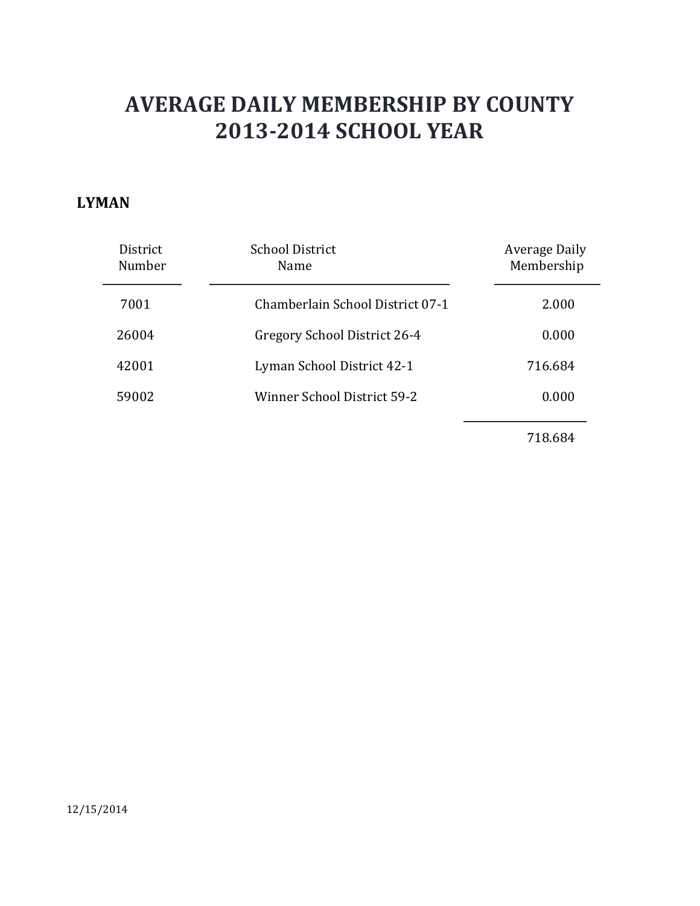# AVERAGE DAILY MEMBERSHIP BY COUNTY
# 2013-2014 SCHOOL YEAR

**LYMAN**

| District Number | School District Name | Average Daily Membership |
|---|---|---|
| 7001 | Chamberlain School District 07-1 | 2.000 |
| 26004 | Gregory School District 26-4 | 0.000 |
| 42001 | Lyman School District 42-1 | 716.684 |
| 59002 | Winner School District 59-2 | 0.000 |
| | | 718.684 |

12/15/2014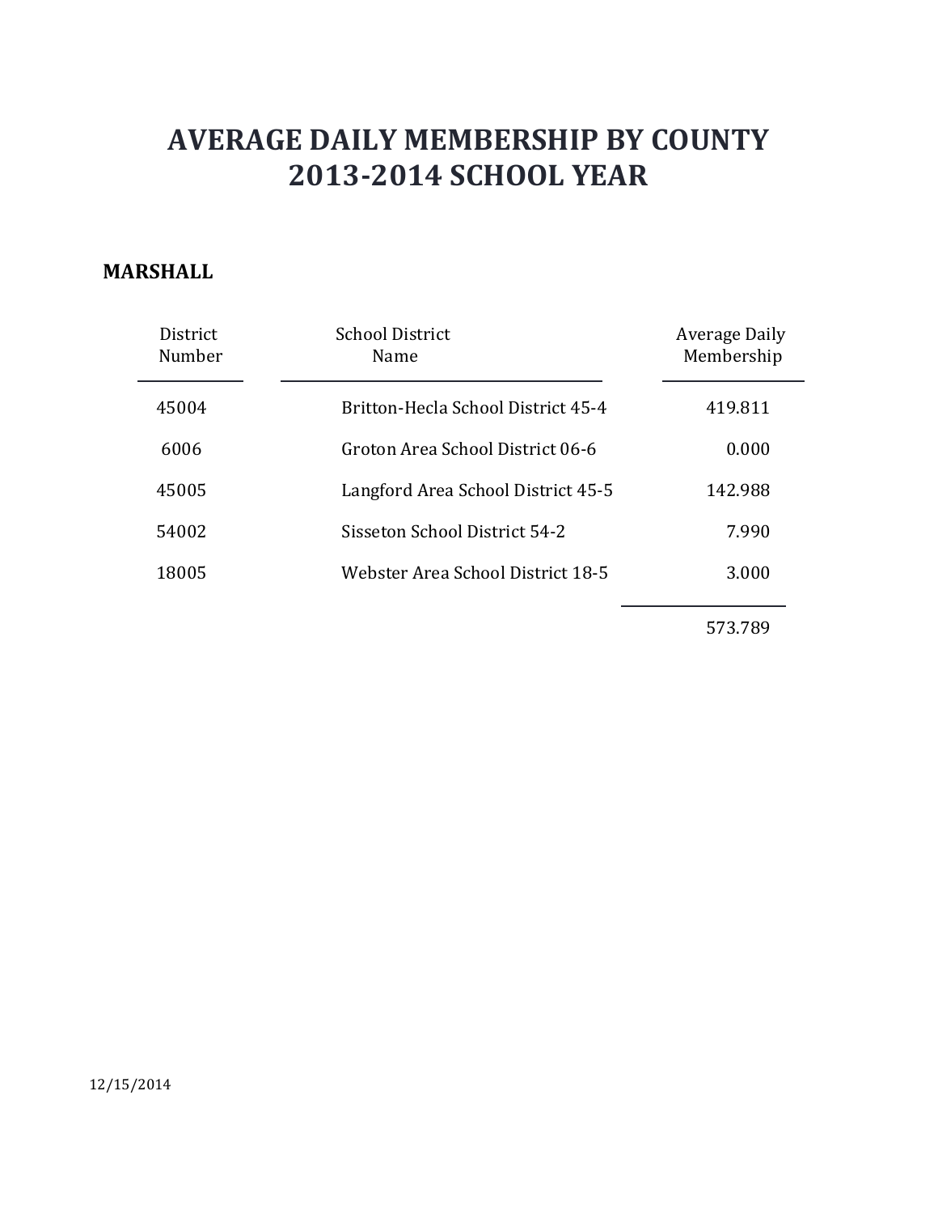# AVERAGE DAILY MEMBERSHIP BY COUNTY
# 2013-2014 SCHOOL YEAR

**MARSHALL**

| District Number | School District Name | Average Daily Membership |
|---|---|---|
| 45004 | Britton-Hecla School District 45-4 | 419.811 |
| 6006 | Groton Area School District 06-6 | 0.000 |
| 45005 | Langford Area School District 45-5 | 142.988 |
| 54002 | Sisseton School District 54-2 | 7.990 |
| 18005 | Webster Area School District 18-5 | 3.000 |
| | | 573.789 |

12/15/2014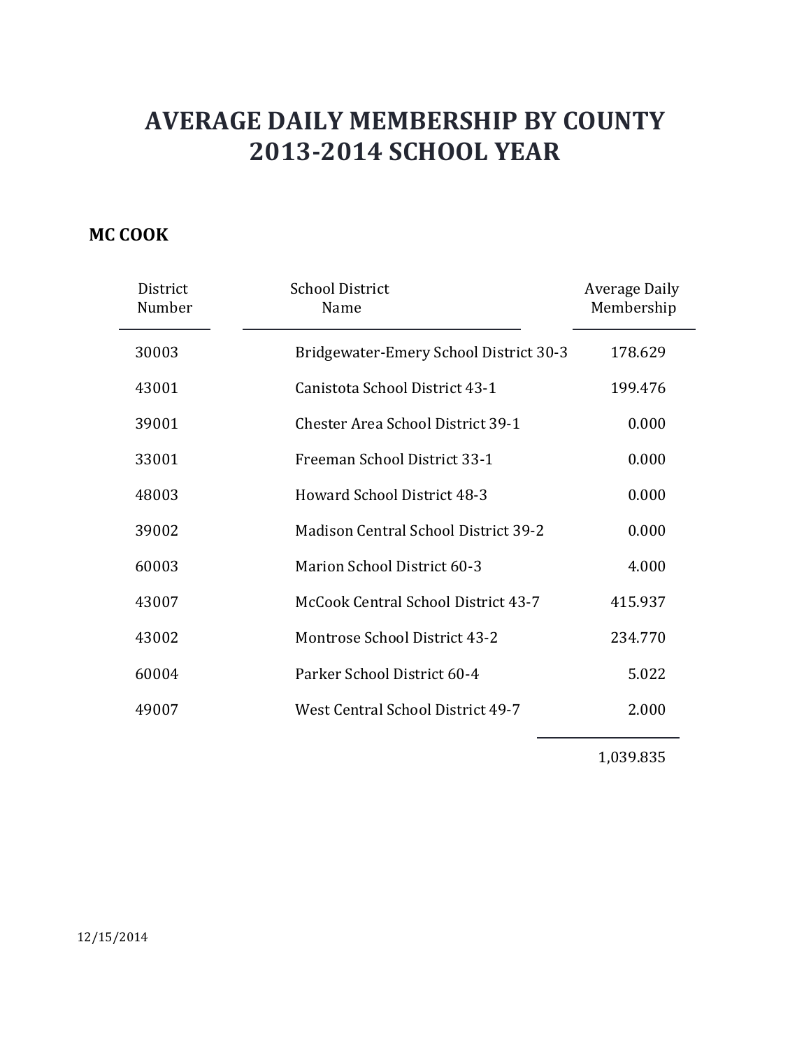# AVERAGE DAILY MEMBERSHIP BY COUNTY
# 2013-2014 SCHOOL YEAR

## MC COOK

| District Number | School District Name | Average Daily Membership |
|---|---|---|
| 30003 | Bridgewater-Emery School District 30-3 | 178.629 |
| 43001 | Canistota School District 43-1 | 199.476 |
| 39001 | Chester Area School District 39-1 | 0.000 |
| 33001 | Freeman School District 33-1 | 0.000 |
| 48003 | Howard School District 48-3 | 0.000 |
| 39002 | Madison Central School District 39-2 | 0.000 |
| 60003 | Marion School District 60-3 | 4.000 |
| 43007 | McCook Central School District 43-7 | 415.937 |
| 43002 | Montrose School District 43-2 | 234.770 |
| 60004 | Parker School District 60-4 | 5.022 |
| 49007 | West Central School District 49-7 | 2.000 |
| | | 1,039.835 |

12/15/2014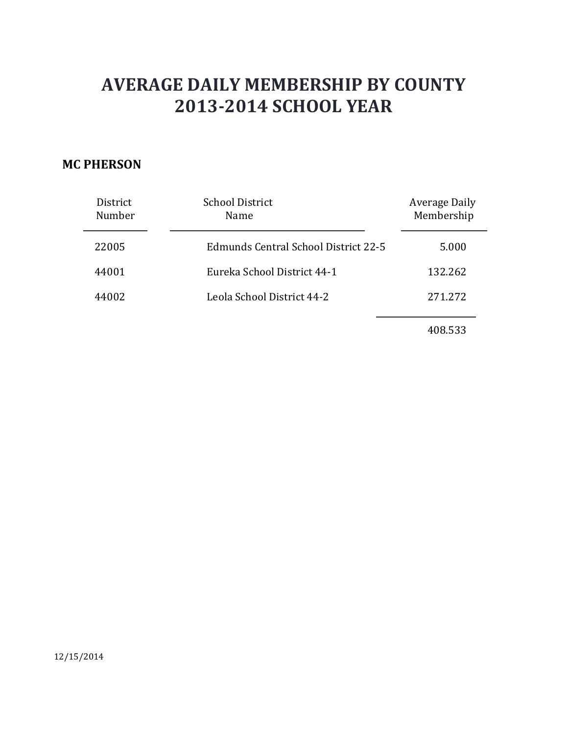# AVERAGE DAILY MEMBERSHIP BY COUNTY
# 2013-2014 SCHOOL YEAR

**MC PHERSON**

| District Number | School District Name | Average Daily Membership |
|---|---|---|
| 22005 | Edmunds Central School District 22-5 | 5.000 |
| 44001 | Eureka School District 44-1 | 132.262 |
| 44002 | Leola School District 44-2 | 271.272 |
| | | 408.533 |

12/15/2014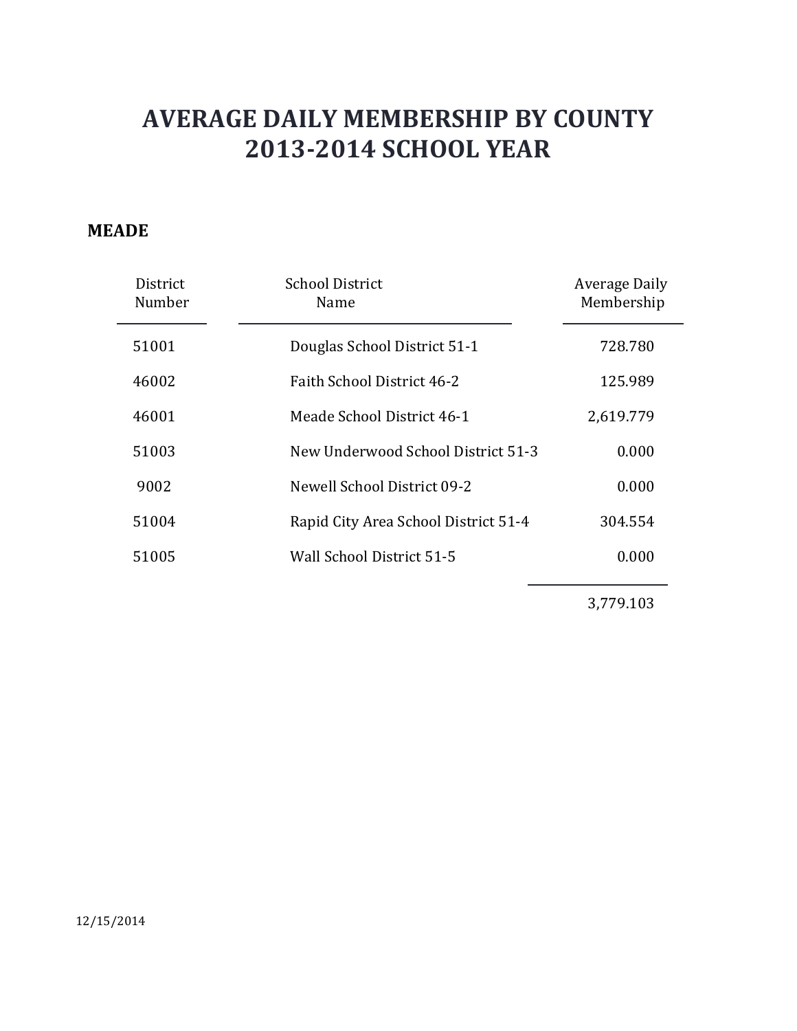# AVERAGE DAILY MEMBERSHIP BY COUNTY
# 2013-2014 SCHOOL YEAR

**MEADE**

| District Number | School District Name | Average Daily Membership |
|---|---|---|
| 51001 | Douglas School District 51-1 | 728.780 |
| 46002 | Faith School District 46-2 | 125.989 |
| 46001 | Meade School District 46-1 | 2,619.779 |
| 51003 | New Underwood School District 51-3 | 0.000 |
| 9002 | Newell School District 09-2 | 0.000 |
| 51004 | Rapid City Area School District 51-4 | 304.554 |
| 51005 | Wall School District 51-5 | 0.000 |
| | | 3,779.103 |

12/15/2014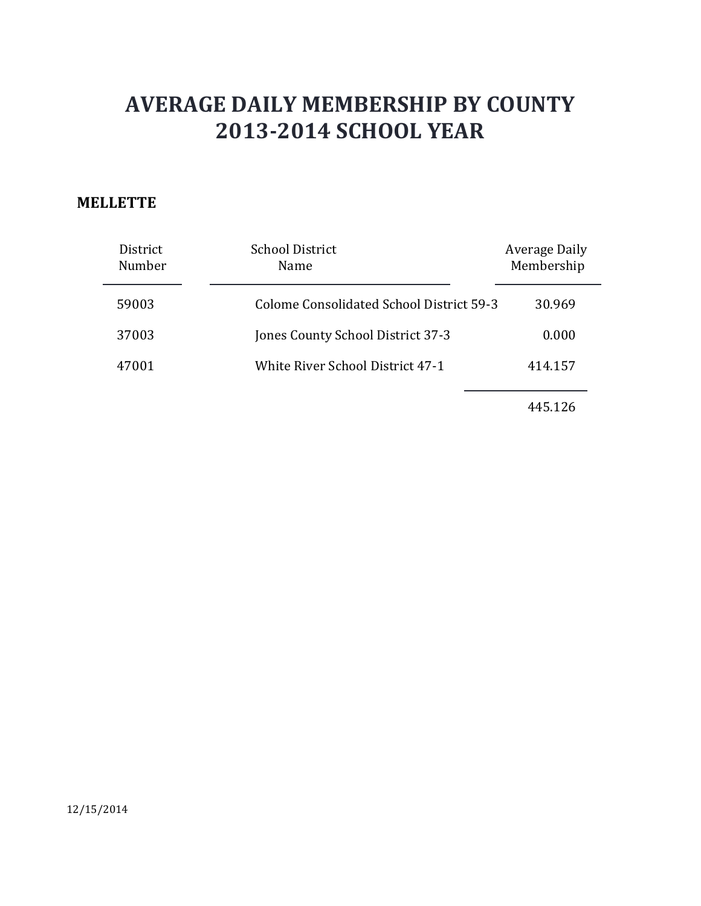# AVERAGE DAILY MEMBERSHIP BY COUNTY
# 2013-2014 SCHOOL YEAR

**MELLETTE**

| District Number | School District Name | Average Daily Membership |
|---|---|---|
| 59003 | Colome Consolidated School District 59-3 | 30.969 |
| 37003 | Jones County School District 37-3 | 0.000 |
| 47001 | White River School District 47-1 | 414.157 |
| | | 445.126 |

12/15/2014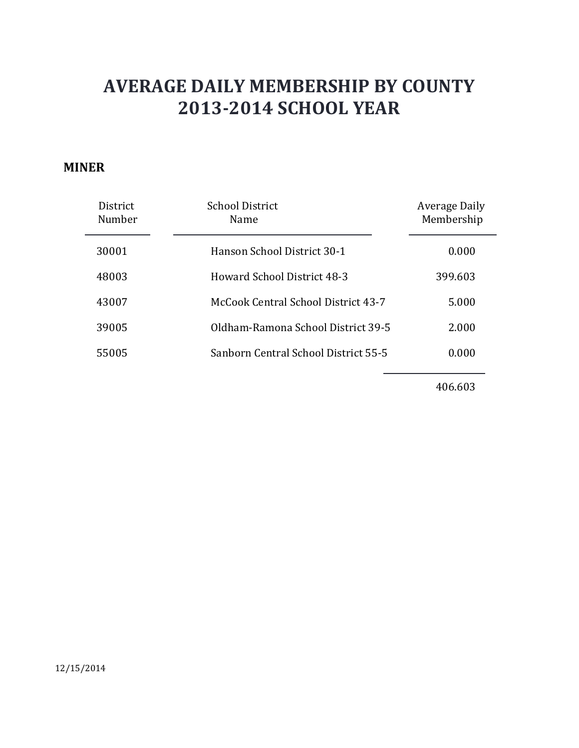# AVERAGE DAILY MEMBERSHIP BY COUNTY
# 2013-2014 SCHOOL YEAR

**MINER**

| District Number | School District Name | Average Daily Membership |
|---|---|---|
| 30001 | Hanson School District 30-1 | 0.000 |
| 48003 | Howard School District 48-3 | 399.603 |
| 43007 | McCook Central School District 43-7 | 5.000 |
| 39005 | Oldham-Ramona School District 39-5 | 2.000 |
| 55005 | Sanborn Central School District 55-5 | 0.000 |
| | | 406.603 |

12/15/2014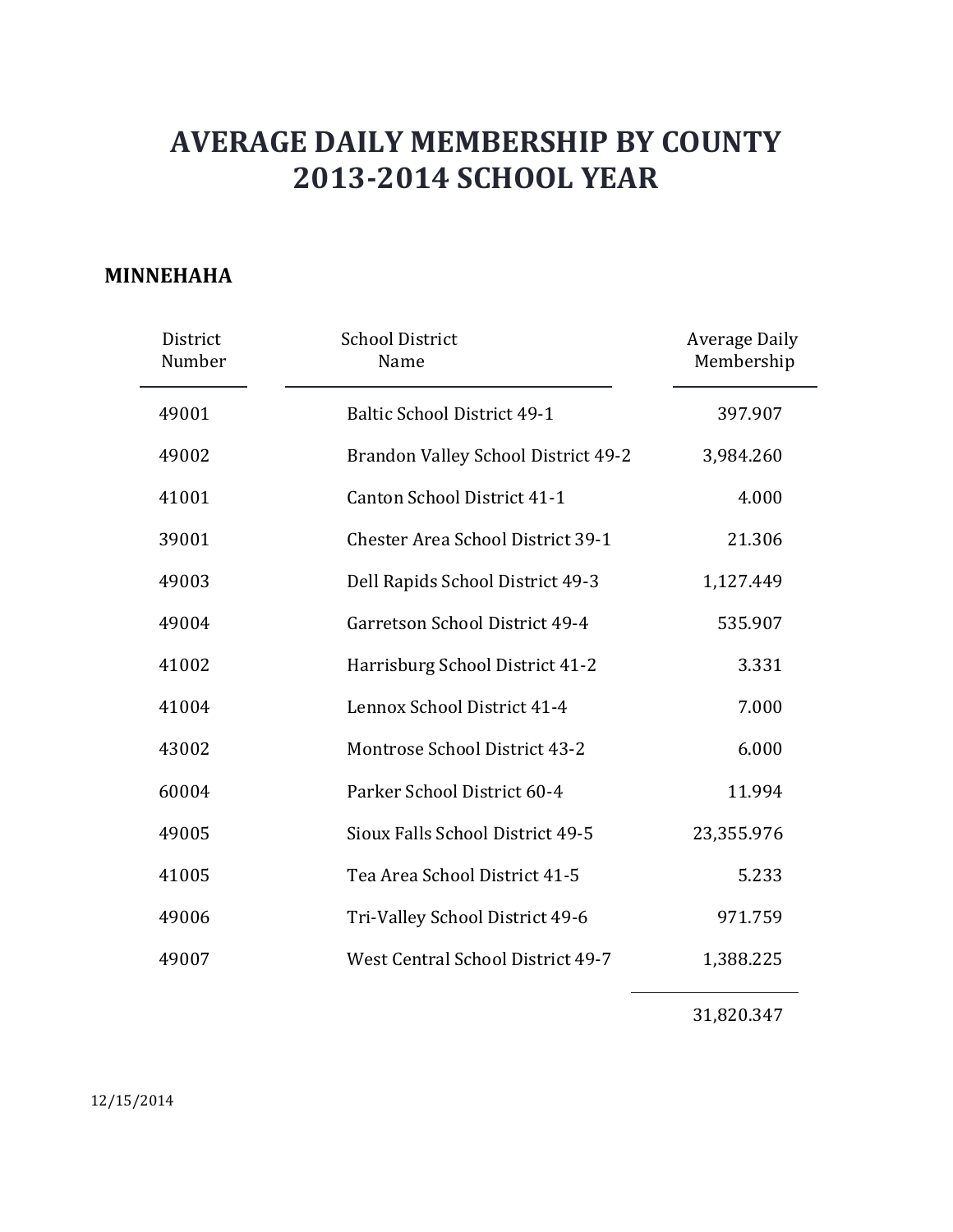# AVERAGE DAILY MEMBERSHIP BY COUNTY
# 2013-2014 SCHOOL YEAR

## MINNEHAHA

| District Number | School District Name | Average Daily Membership |
|---|---|---|
| 49001 | Baltic School District 49-1 | 397.907 |
| 49002 | Brandon Valley School District 49-2 | 3,984.260 |
| 41001 | Canton School District 41-1 | 4.000 |
| 39001 | Chester Area School District 39-1 | 21.306 |
| 49003 | Dell Rapids School District 49-3 | 1,127.449 |
| 49004 | Garretson School District 49-4 | 535.907 |
| 41002 | Harrisburg School District 41-2 | 3.331 |
| 41004 | Lennox School District 41-4 | 7.000 |
| 43002 | Montrose School District 43-2 | 6.000 |
| 60004 | Parker School District 60-4 | 11.994 |
| 49005 | Sioux Falls School District 49-5 | 23,355.976 |
| 41005 | Tea Area School District 41-5 | 5.233 |
| 49006 | Tri-Valley School District 49-6 | 971.759 |
| 49007 | West Central School District 49-7 | 1,388.225 |
| | | 31,820.347 |

12/15/2014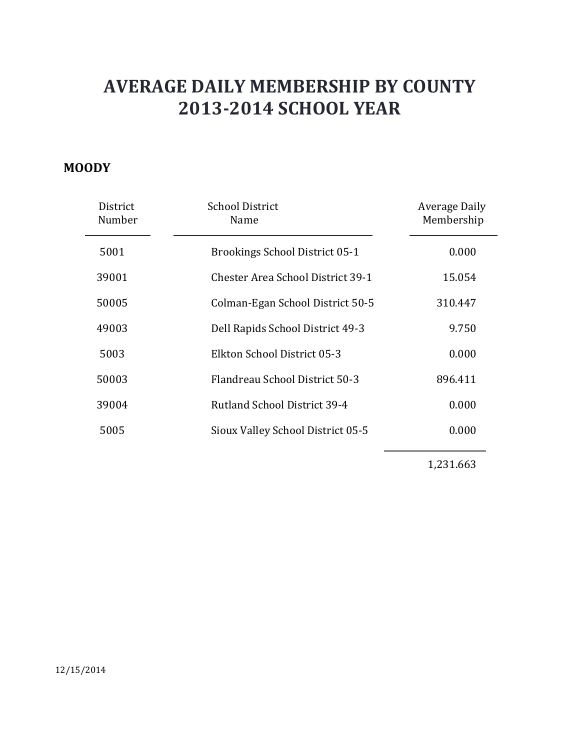# AVERAGE DAILY MEMBERSHIP BY COUNTY
# 2013-2014 SCHOOL YEAR

**MOODY**

| District Number | School District Name | Average Daily Membership |
|---|---|---|
| 5001 | Brookings School District 05-1 | 0.000 |
| 39001 | Chester Area School District 39-1 | 15.054 |
| 50005 | Colman-Egan School District 50-5 | 310.447 |
| 49003 | Dell Rapids School District 49-3 | 9.750 |
| 5003 | Elkton School District 05-3 | 0.000 |
| 50003 | Flandreau School District 50-3 | 896.411 |
| 39004 | Rutland School District 39-4 | 0.000 |
| 5005 | Sioux Valley School District 05-5 | 0.000 |
| | | 1,231.663 |

12/15/2014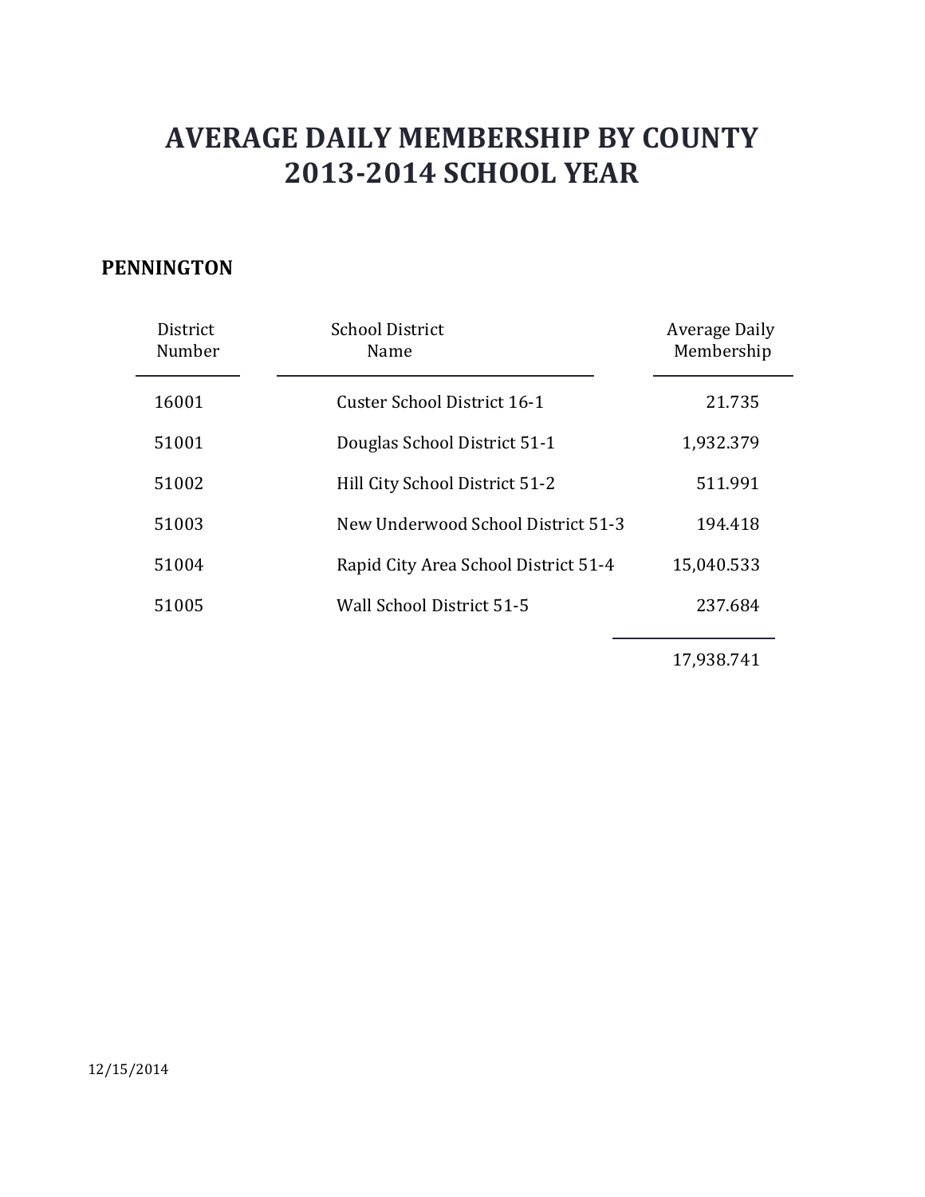# AVERAGE DAILY MEMBERSHIP BY COUNTY
# 2013-2014 SCHOOL YEAR

**PENNINGTON**

| District Number | School District Name | Average Daily Membership |
|---|---|---|
| 16001 | Custer School District 16-1 | 21.735 |
| 51001 | Douglas School District 51-1 | 1,932.379 |
| 51002 | Hill City School District 51-2 | 511.991 |
| 51003 | New Underwood School District 51-3 | 194.418 |
| 51004 | Rapid City Area School District 51-4 | 15,040.533 |
| 51005 | Wall School District 51-5 | 237.684 |
| | | 17,938.741 |

12/15/2014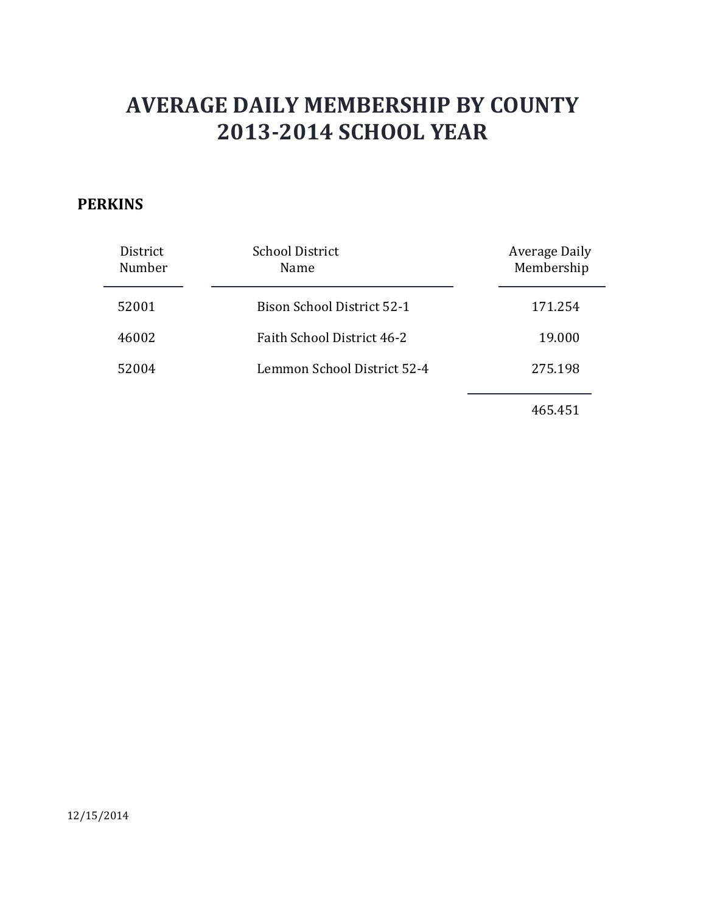# AVERAGE DAILY MEMBERSHIP BY COUNTY
# 2013-2014 SCHOOL YEAR

**PERKINS**

| District Number | School District Name | Average Daily Membership |
|---|---|---|
| 52001 | Bison School District 52-1 | 171.254 |
| 46002 | Faith School District 46-2 | 19.000 |
| 52004 | Lemmon School District 52-4 | 275.198 |
| | | 465.451 |

12/15/2014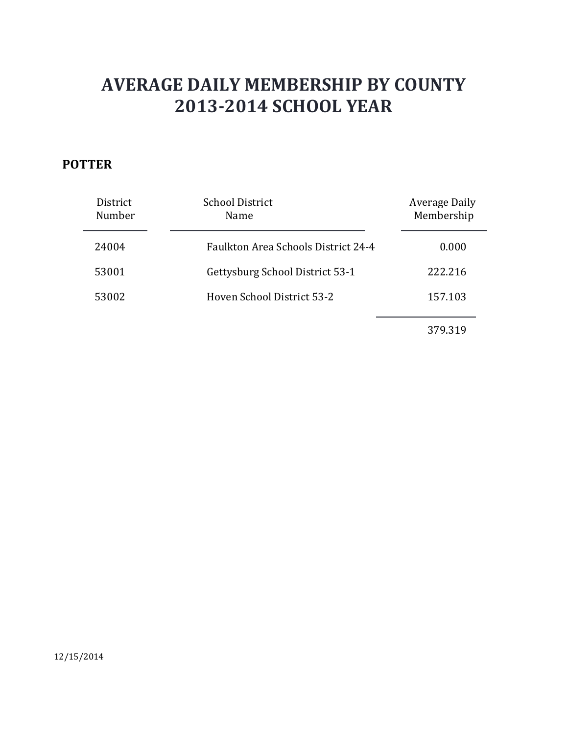# AVERAGE DAILY MEMBERSHIP BY COUNTY
# 2013-2014 SCHOOL YEAR

**POTTER**

| District Number | School District Name | Average Daily Membership |
|---|---|---|
| 24004 | Faulkton Area Schools District 24-4 | 0.000 |
| 53001 | Gettysburg School District 53-1 | 222.216 |
| 53002 | Hoven School District 53-2 | 157.103 |
| | | 379.319 |

12/15/2014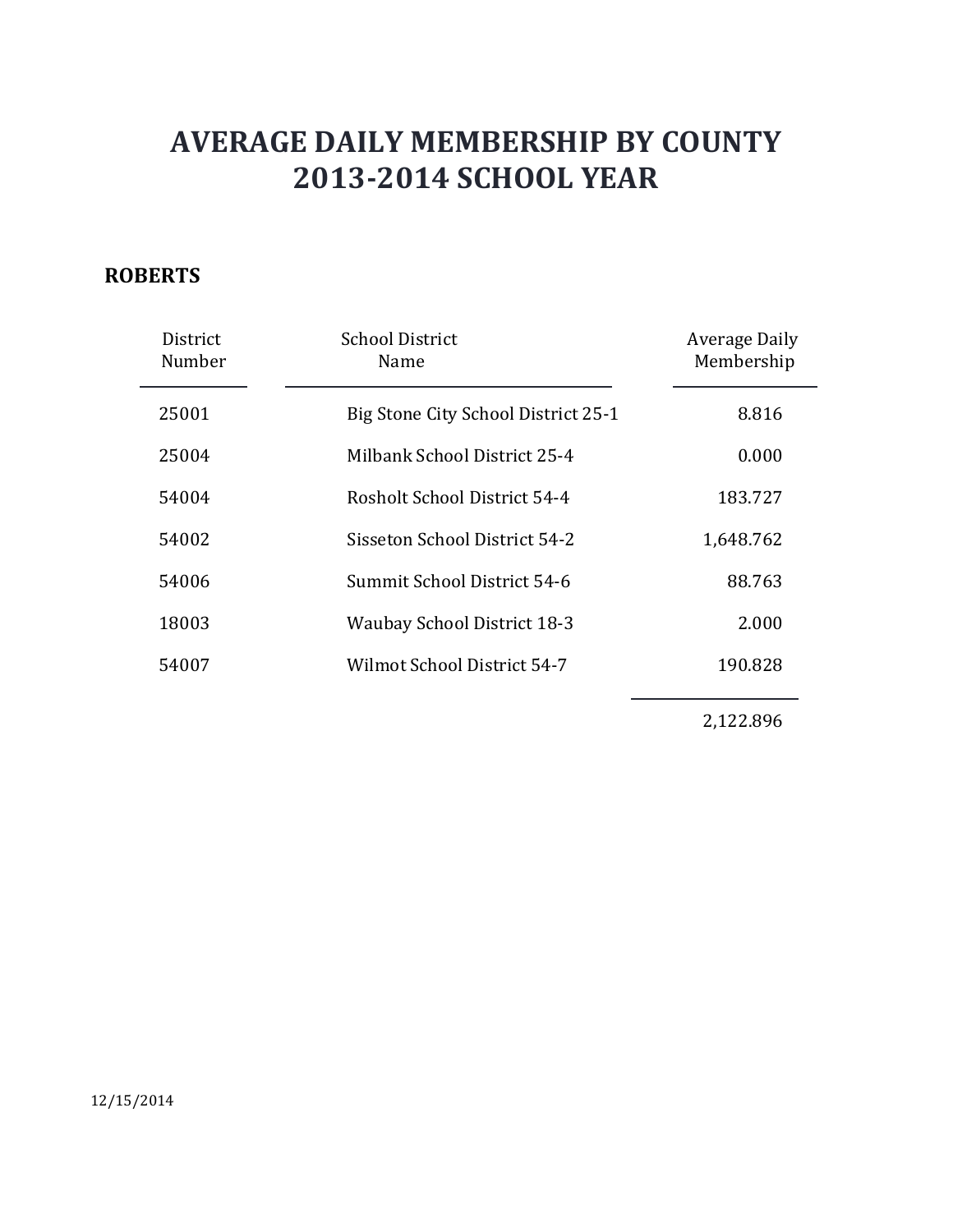# AVERAGE DAILY MEMBERSHIP BY COUNTY
# 2013-2014 SCHOOL YEAR

**ROBERTS**

| District Number | School District Name | Average Daily Membership |
|---|---|---|
| 25001 | Big Stone City School District 25-1 | 8.816 |
| 25004 | Milbank School District 25-4 | 0.000 |
| 54004 | Rosholt School District 54-4 | 183.727 |
| 54002 | Sisseton School District 54-2 | 1,648.762 |
| 54006 | Summit School District 54-6 | 88.763 |
| 18003 | Waubay School District 18-3 | 2.000 |
| 54007 | Wilmot School District 54-7 | 190.828 |
| | | 2,122.896 |

12/15/2014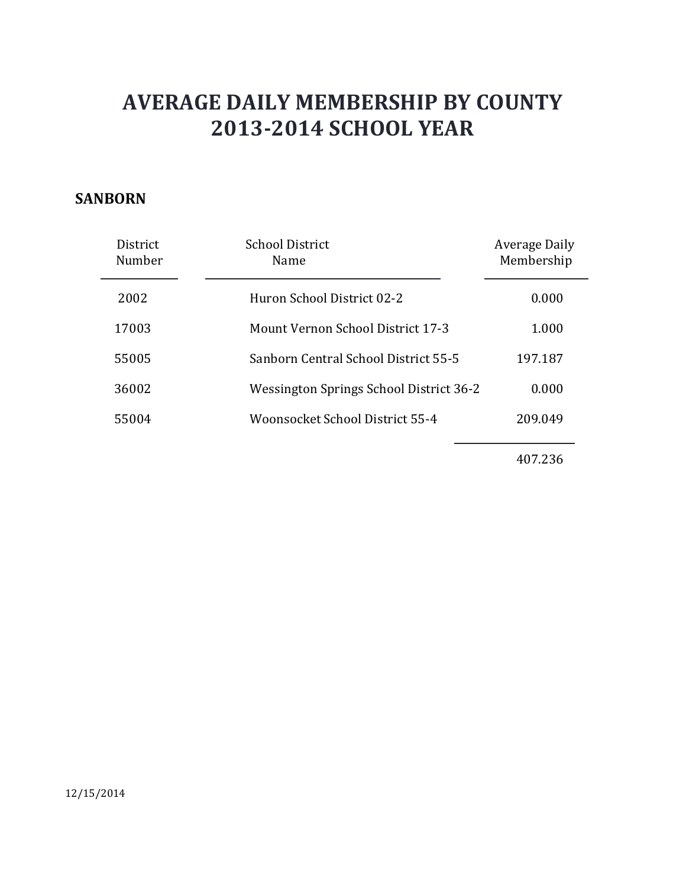# AVERAGE DAILY MEMBERSHIP BY COUNTY
# 2013-2014 SCHOOL YEAR

**SANBORN**

| District Number | School District Name | Average Daily Membership |
|---|---|---|
| 2002 | Huron School District 02-2 | 0.000 |
| 17003 | Mount Vernon School District 17-3 | 1.000 |
| 55005 | Sanborn Central School District 55-5 | 197.187 |
| 36002 | Wessington Springs School District 36-2 | 0.000 |
| 55004 | Woonsocket School District 55-4 | 209.049 |
| | | 407.236 |

12/15/2014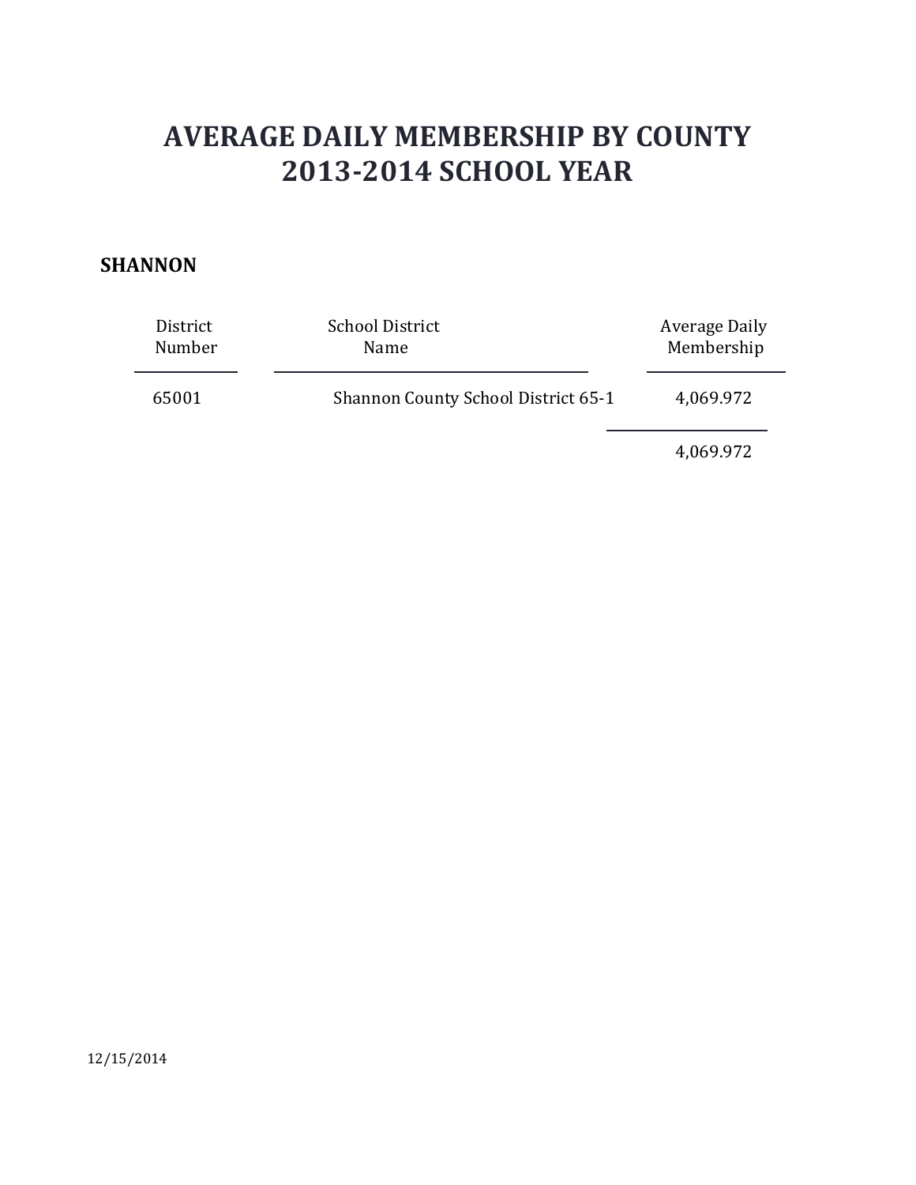# AVERAGE DAILY MEMBERSHIP BY COUNTY
# 2013-2014 SCHOOL YEAR

**SHANNON**

| District Number | School District Name | Average Daily Membership |
|---|---|---|
| 65001 | Shannon County School District 65-1 | 4,069.972 |
| | | 4,069.972 |

12/15/2014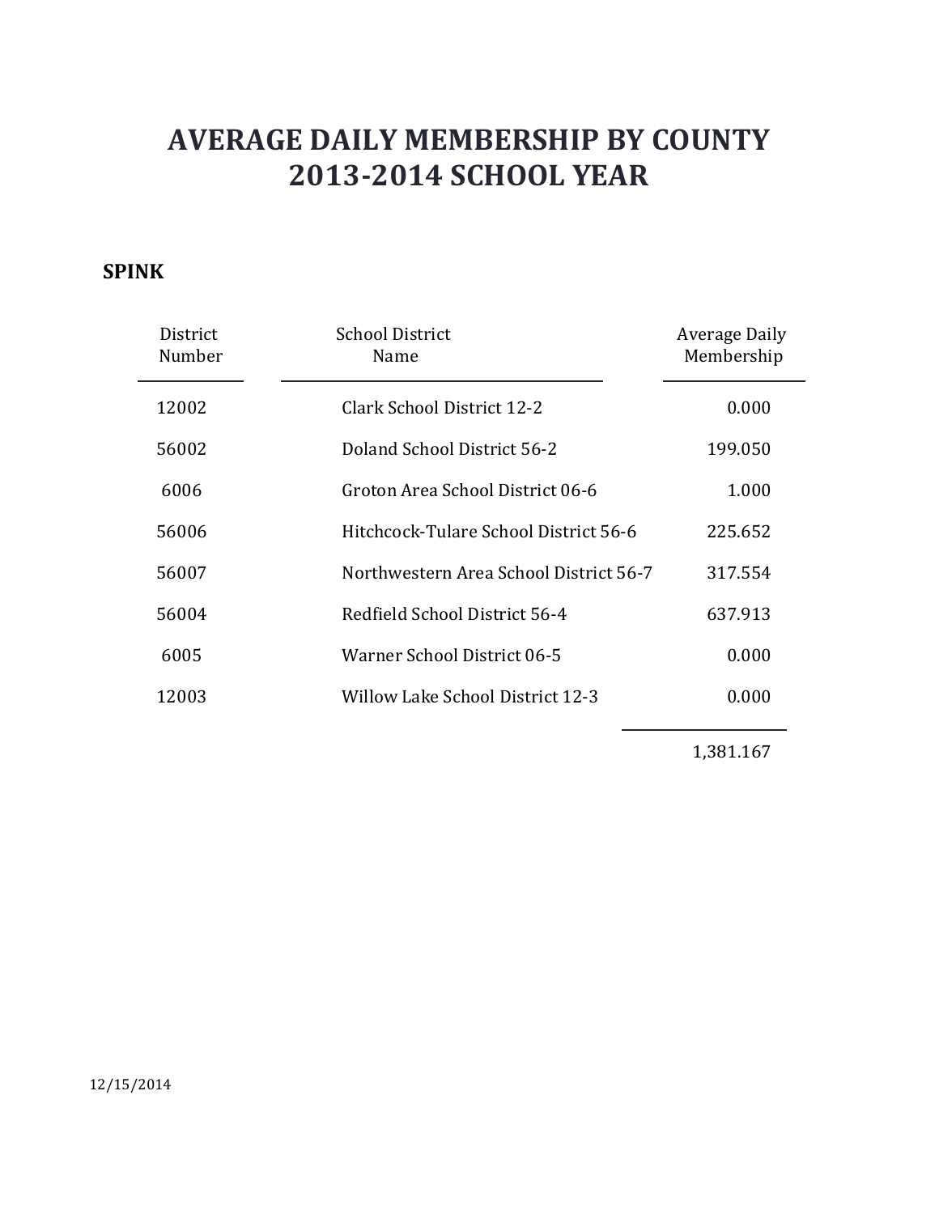# AVERAGE DAILY MEMBERSHIP BY COUNTY
# 2013-2014 SCHOOL YEAR

**SPINK**

| District Number | School District Name | Average Daily Membership |
|---|---|---|
| 12002 | Clark School District 12-2 | 0.000 |
| 56002 | Doland School District 56-2 | 199.050 |
| 6006 | Groton Area School District 06-6 | 1.000 |
| 56006 | Hitchcock-Tulare School District 56-6 | 225.652 |
| 56007 | Northwestern Area School District 56-7 | 317.554 |
| 56004 | Redfield School District 56-4 | 637.913 |
| 6005 | Warner School District 06-5 | 0.000 |
| 12003 | Willow Lake School District 12-3 | 0.000 |
| | | 1,381.167 |

12/15/2014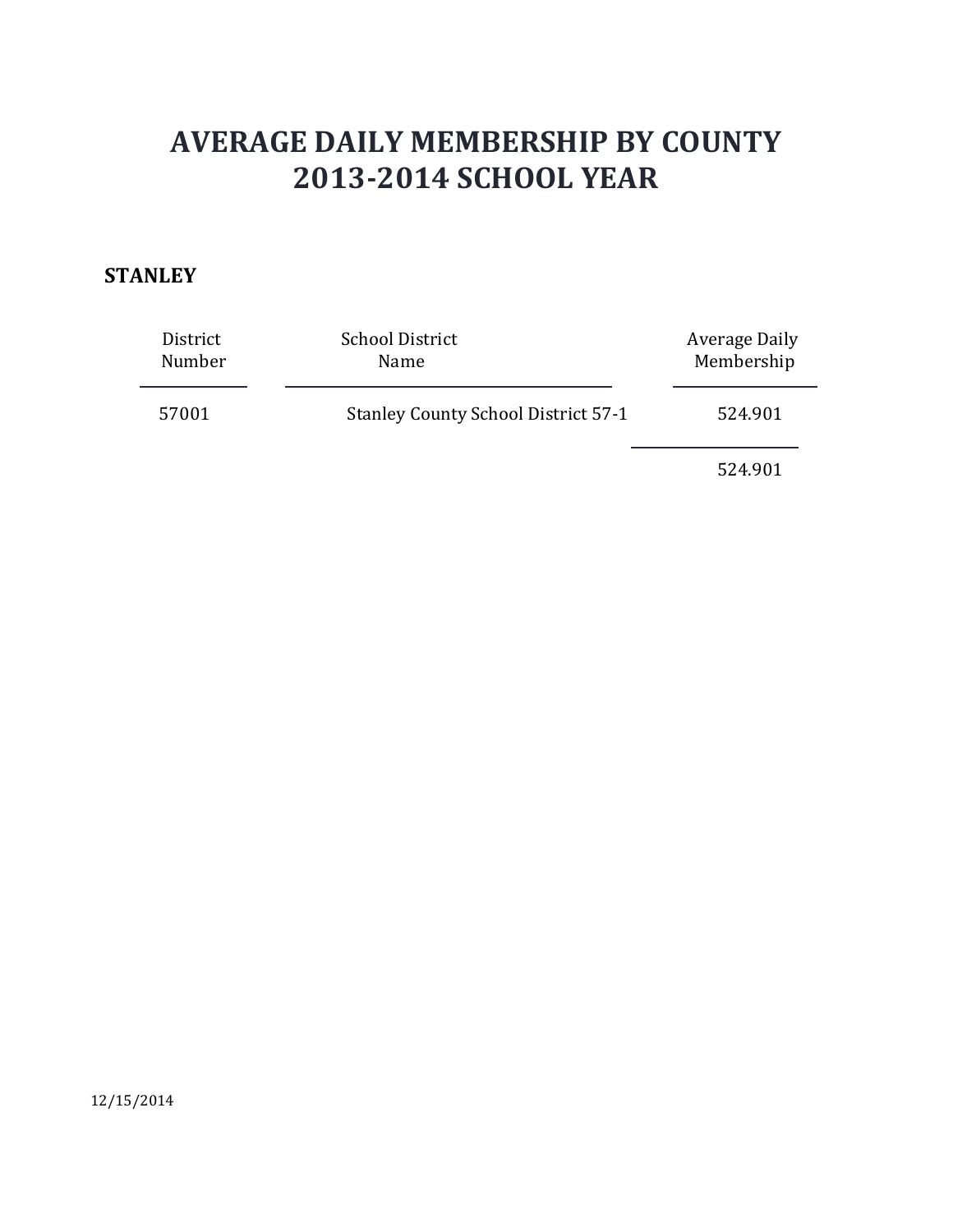# AVERAGE DAILY MEMBERSHIP BY COUNTY
# 2013-2014 SCHOOL YEAR

**STANLEY**

| District Number | School District Name | Average Daily Membership |
|---|---|---|
| 57001 | Stanley County School District 57-1 | 524.901 |
| | | 524.901 |

12/15/2014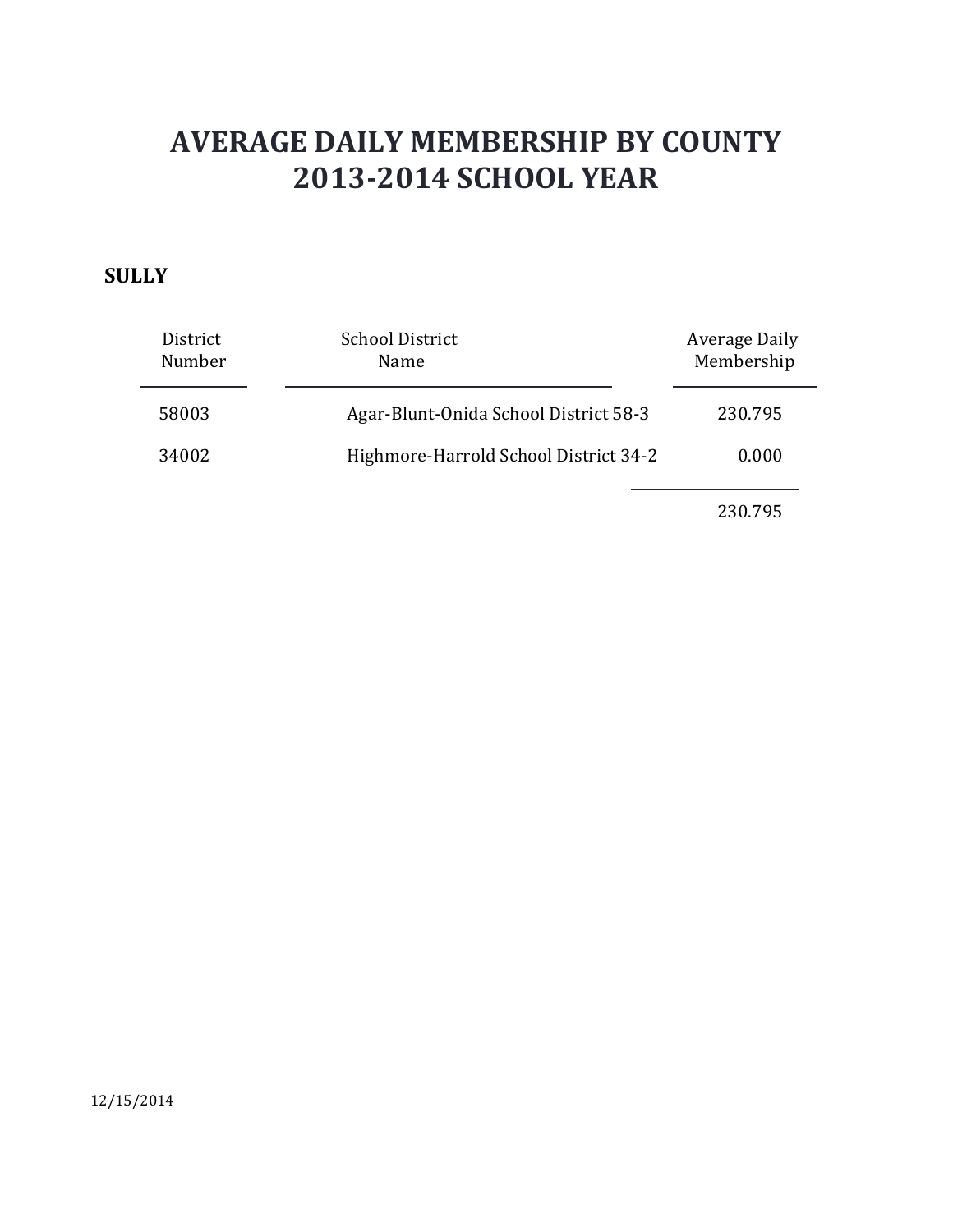# AVERAGE DAILY MEMBERSHIP BY COUNTY
# 2013-2014 SCHOOL YEAR

**SULLY**

| District Number | School District Name | Average Daily Membership |
|---|---|---|
| 58003 | Agar-Blunt-Onida School District 58-3 | 230.795 |
| 34002 | Highmore-Harrold School District 34-2 | 0.000 |
| | | 230.795 |

12/15/2014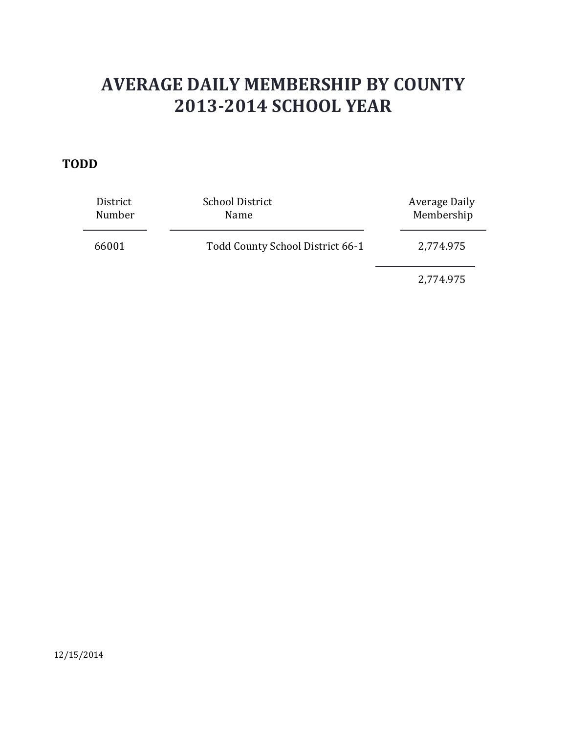# AVERAGE DAILY MEMBERSHIP BY COUNTY
# 2013-2014 SCHOOL YEAR

**TODD**

| District Number | School District Name | Average Daily Membership |
|---|---|---|
| 66001 | Todd County School District 66-1 | 2,774.975 |
| | | 2,774.975 |

12/15/2014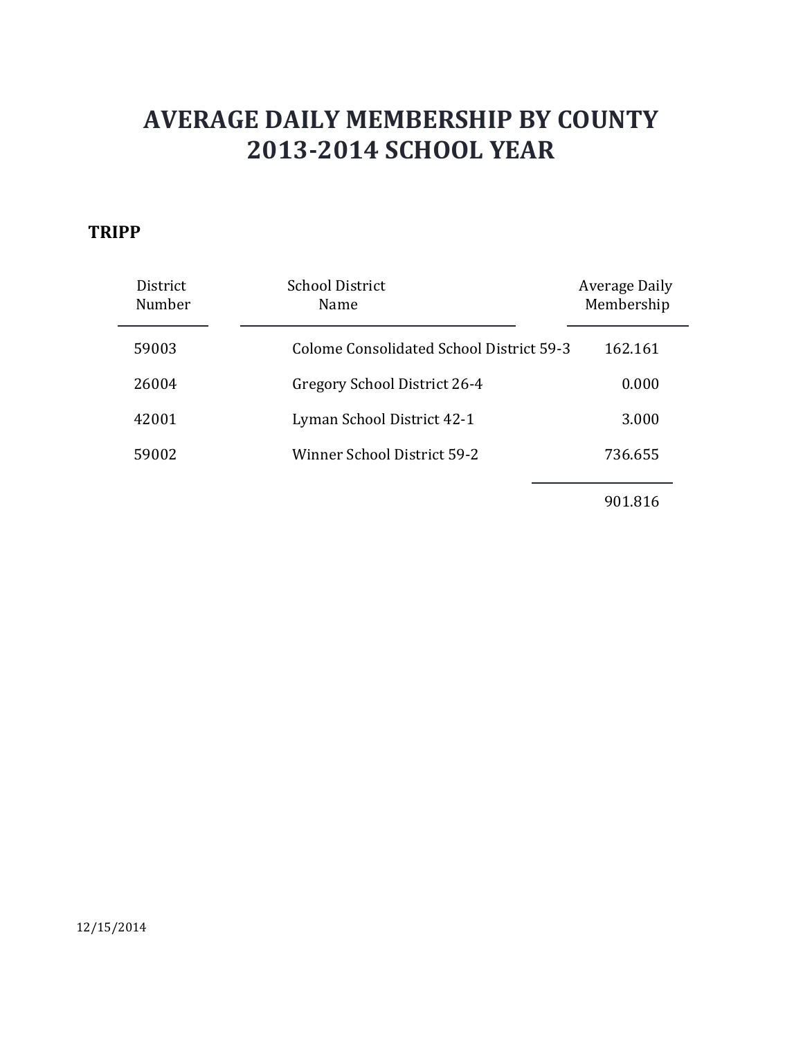# AVERAGE DAILY MEMBERSHIP BY COUNTY
# 2013-2014 SCHOOL YEAR

## TRIPP

| District Number | School District Name | Average Daily Membership |
|---|---|---|
| 59003 | Colome Consolidated School District 59-3 | 162.161 |
| 26004 | Gregory School District 26-4 | 0.000 |
| 42001 | Lyman School District 42-1 | 3.000 |
| 59002 | Winner School District 59-2 | 736.655 |
| | | 901.816 |

12/15/2014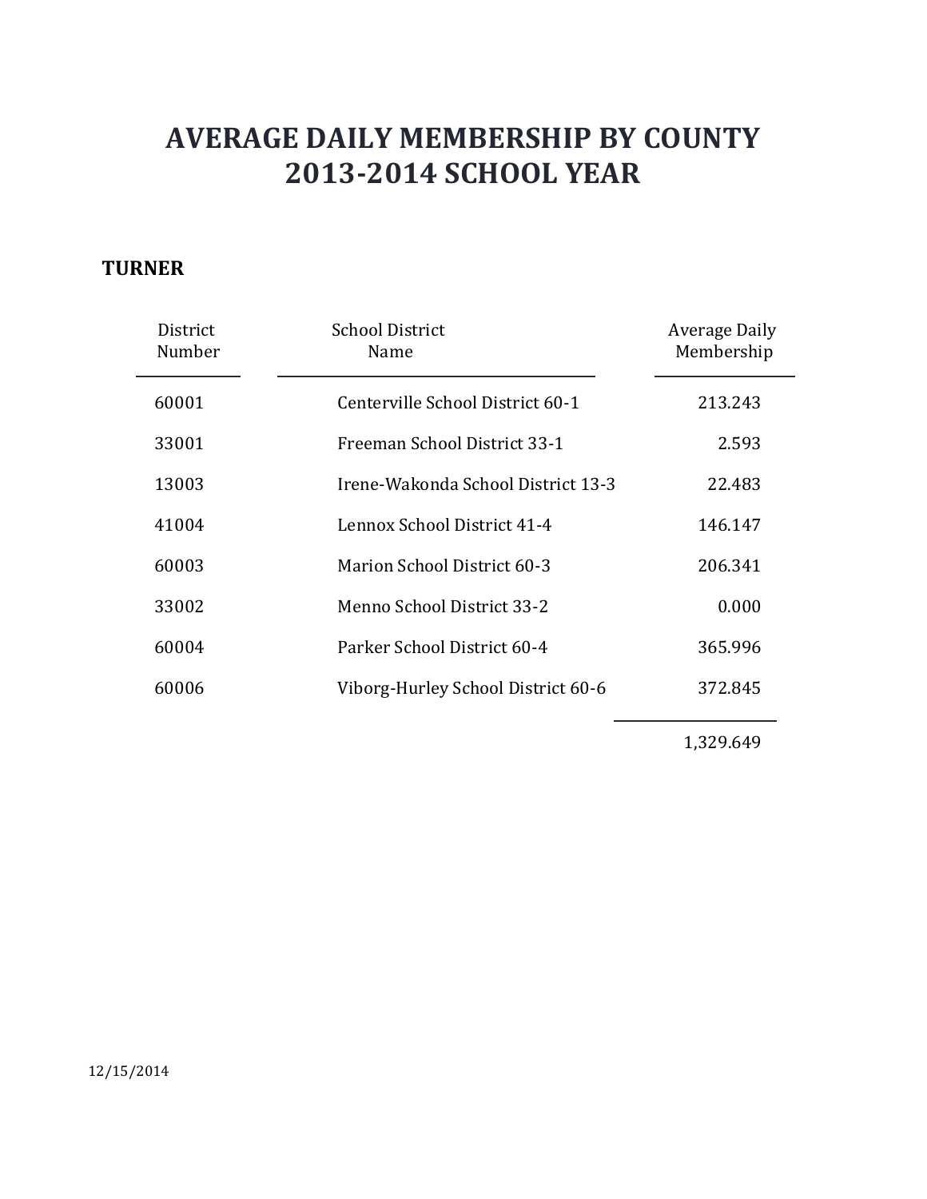# AVERAGE DAILY MEMBERSHIP BY COUNTY
# 2013-2014 SCHOOL YEAR

**TURNER**

| District Number | School District Name | Average Daily Membership |
|---|---|---|
| 60001 | Centerville School District 60-1 | 213.243 |
| 33001 | Freeman School District 33-1 | 2.593 |
| 13003 | Irene-Wakonda School District 13-3 | 22.483 |
| 41004 | Lennox School District 41-4 | 146.147 |
| 60003 | Marion School District 60-3 | 206.341 |
| 33002 | Menno School District 33-2 | 0.000 |
| 60004 | Parker School District 60-4 | 365.996 |
| 60006 | Viborg-Hurley School District 60-6 | 372.845 |
| | | 1,329.649 |

12/15/2014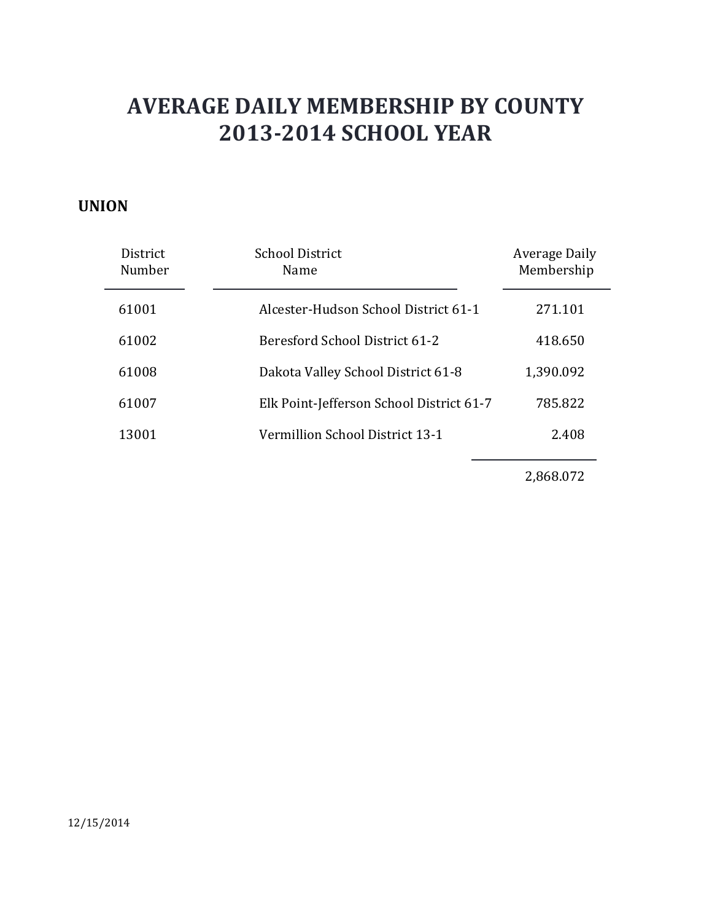# AVERAGE DAILY MEMBERSHIP BY COUNTY
# 2013-2014 SCHOOL YEAR

## UNION

| District Number | School District Name | Average Daily Membership |
|---|---|---|
| 61001 | Alcester-Hudson School District 61-1 | 271.101 |
| 61002 | Beresford School District 61-2 | 418.650 |
| 61008 | Dakota Valley School District 61-8 | 1,390.092 |
| 61007 | Elk Point-Jefferson School District 61-7 | 785.822 |
| 13001 | Vermillion School District 13-1 | 2.408 |
| | | 2,868.072 |

12/15/2014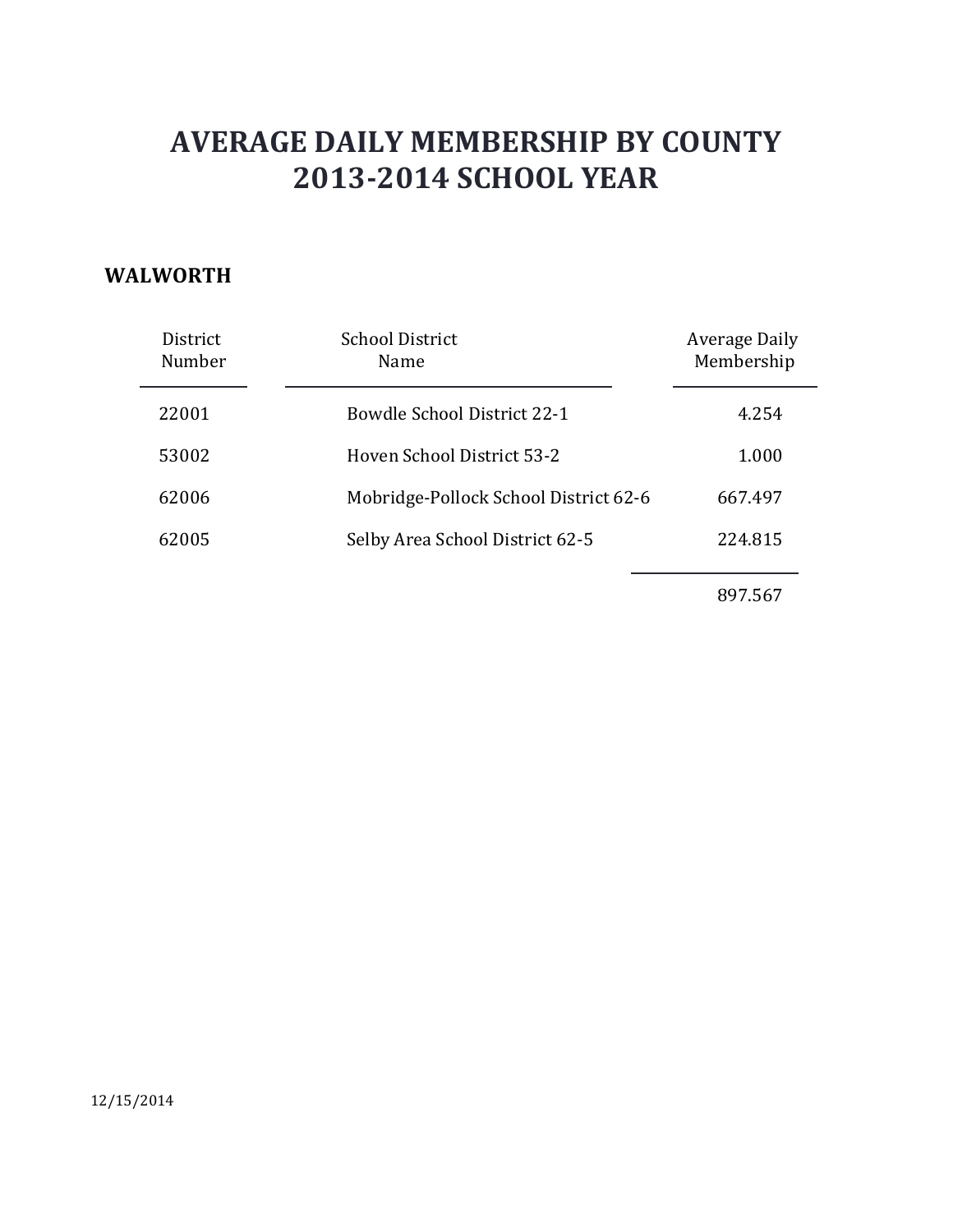# AVERAGE DAILY MEMBERSHIP BY COUNTY
# 2013-2014 SCHOOL YEAR

**WALWORTH**

| District Number | School District Name | Average Daily Membership |
|---|---|---|
| 22001 | Bowdle School District 22-1 | 4.254 |
| 53002 | Hoven School District 53-2 | 1.000 |
| 62006 | Mobridge-Pollock School District 62-6 | 667.497 |
| 62005 | Selby Area School District 62-5 | 224.815 |
| | | 897.567 |

12/15/2014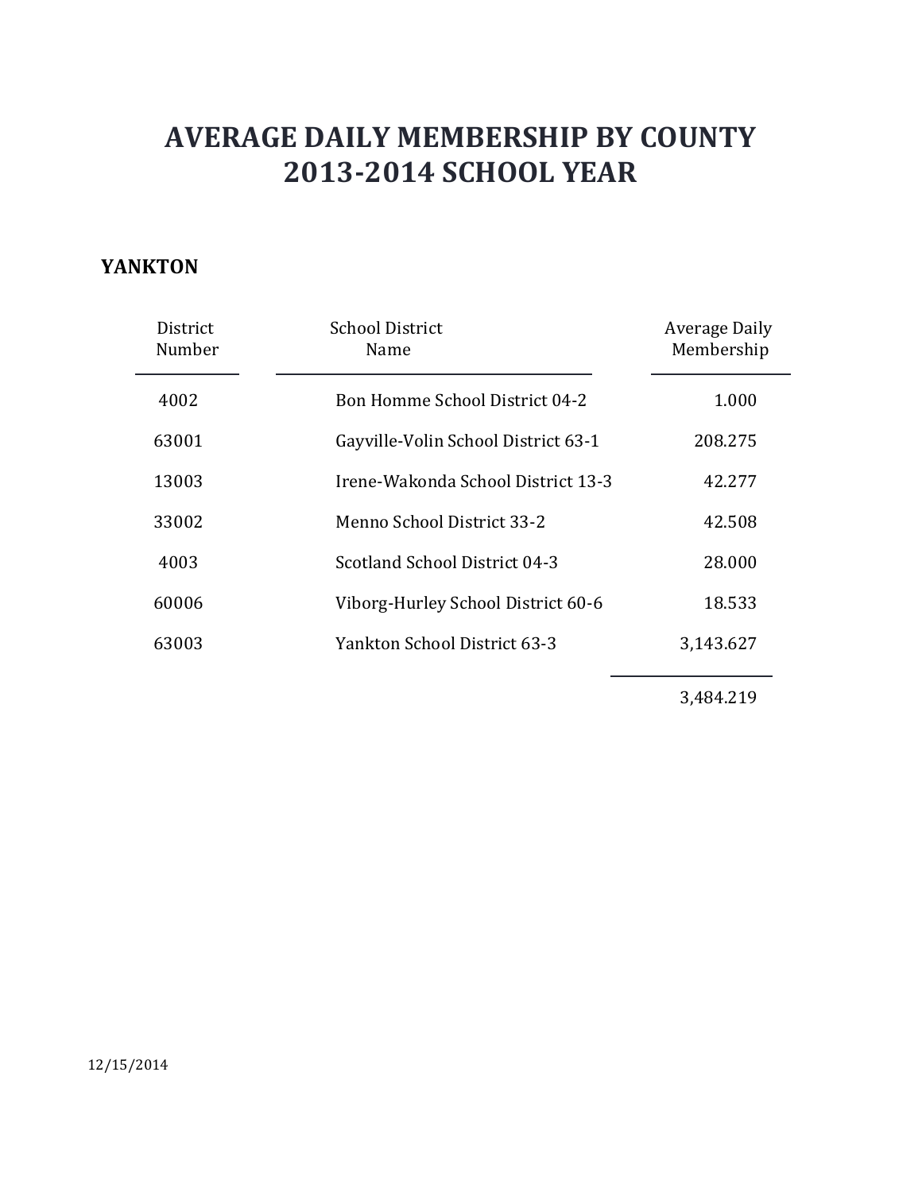# AVERAGE DAILY MEMBERSHIP BY COUNTY
# 2013-2014 SCHOOL YEAR

**YANKTON**

| District Number | School District Name | Average Daily Membership |
|---|---|---|
| 4002 | Bon Homme School District 04-2 | 1.000 |
| 63001 | Gayville-Volin School District 63-1 | 208.275 |
| 13003 | Irene-Wakonda School District 13-3 | 42.277 |
| 33002 | Menno School District 33-2 | 42.508 |
| 4003 | Scotland School District 04-3 | 28.000 |
| 60006 | Viborg-Hurley School District 60-6 | 18.533 |
| 63003 | Yankton School District 63-3 | 3,143.627 |
| | | 3,484.219 |

12/15/2014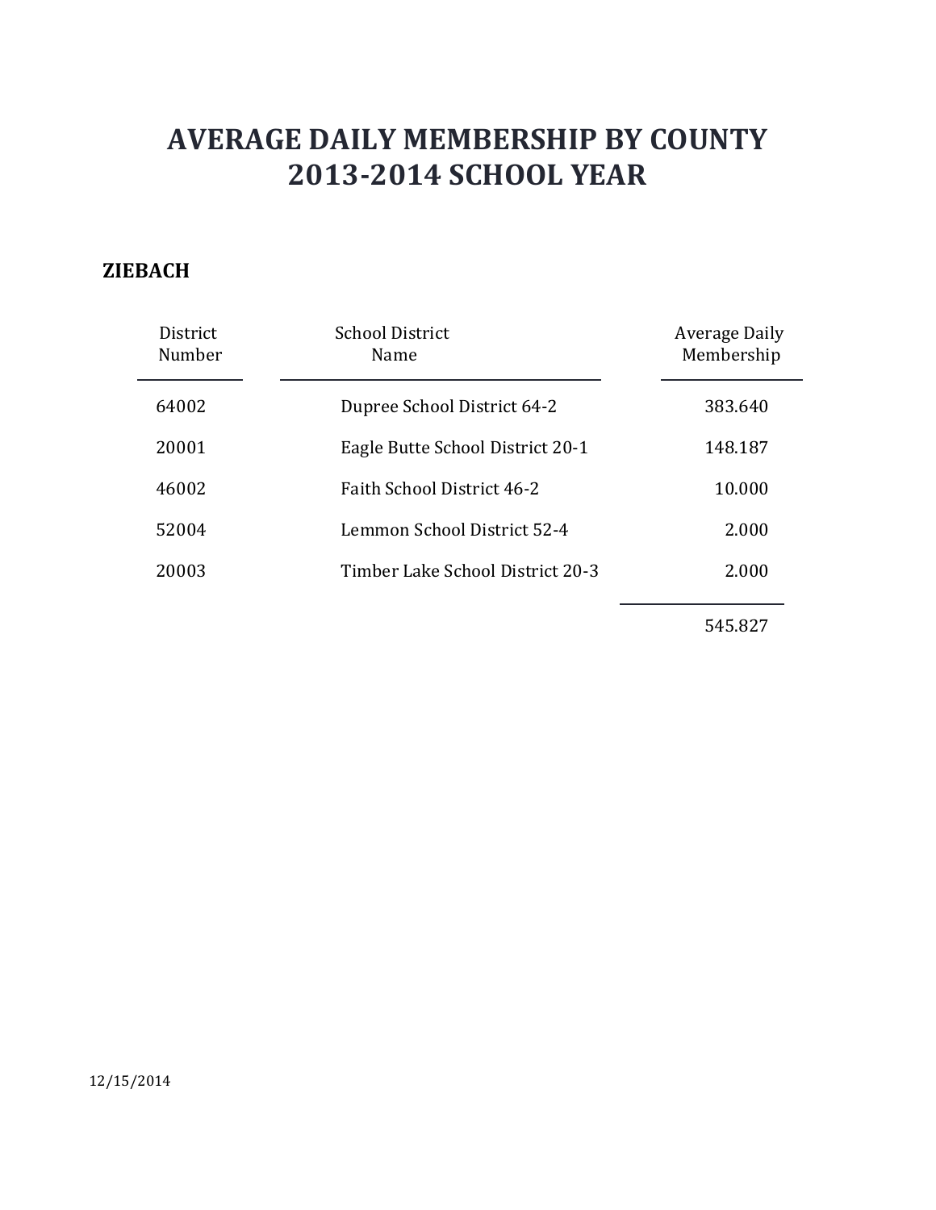# AVERAGE DAILY MEMBERSHIP BY COUNTY
# 2013-2014 SCHOOL YEAR

**ZIEBACH**

| District Number | School District Name | Average Daily Membership |
|---|---|---|
| 64002 | Dupree School District 64-2 | 383.640 |
| 20001 | Eagle Butte School District 20-1 | 148.187 |
| 46002 | Faith School District 46-2 | 10.000 |
| 52004 | Lemmon School District 52-4 | 2.000 |
| 20003 | Timber Lake School District 20-3 | 2.000 |
| | | 545.827 |

12/15/2014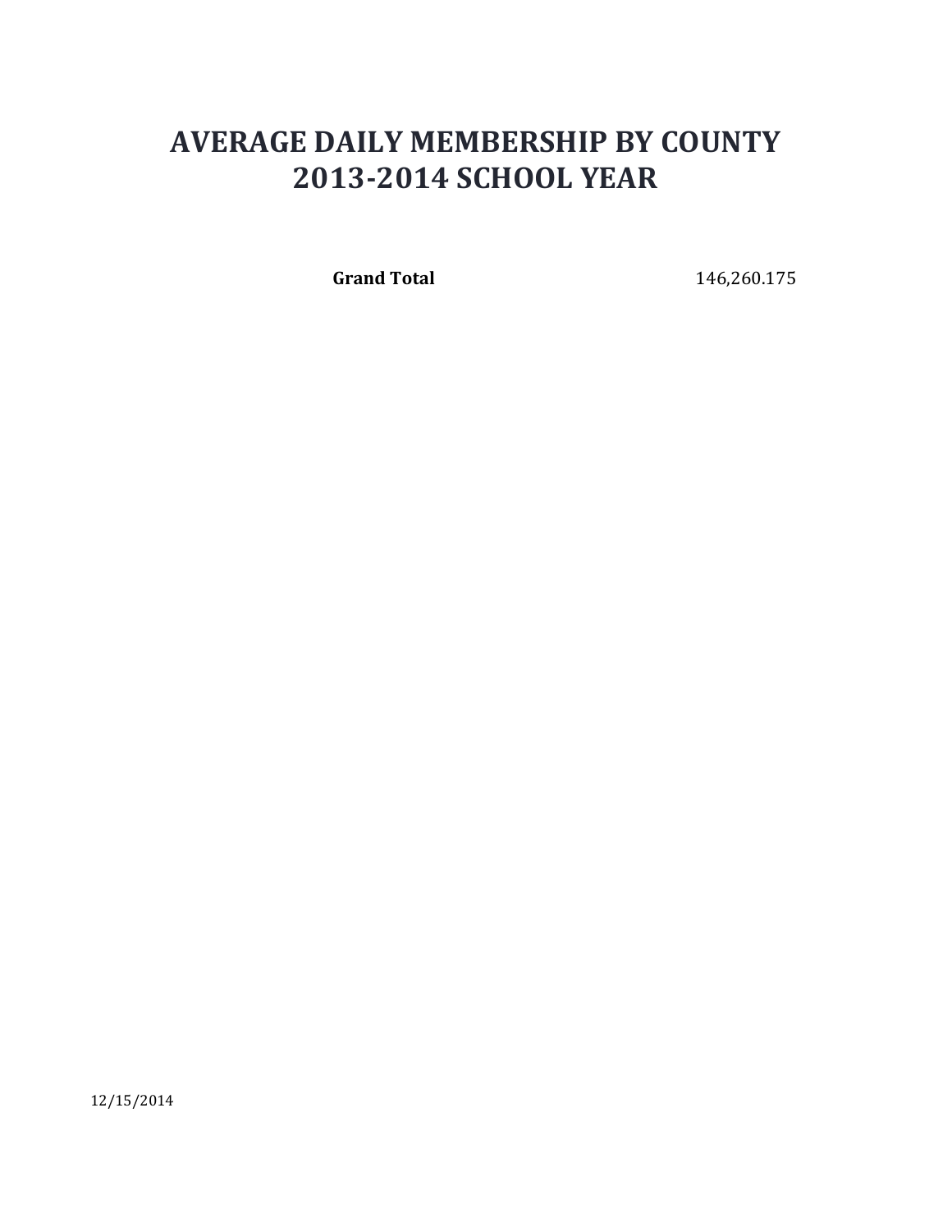# AVERAGE DAILY MEMBERSHIP BY COUNTY
# 2013-2014 SCHOOL YEAR

| | |
|---|---|
| **Grand Total** | 146,260.175 |

12/15/2014